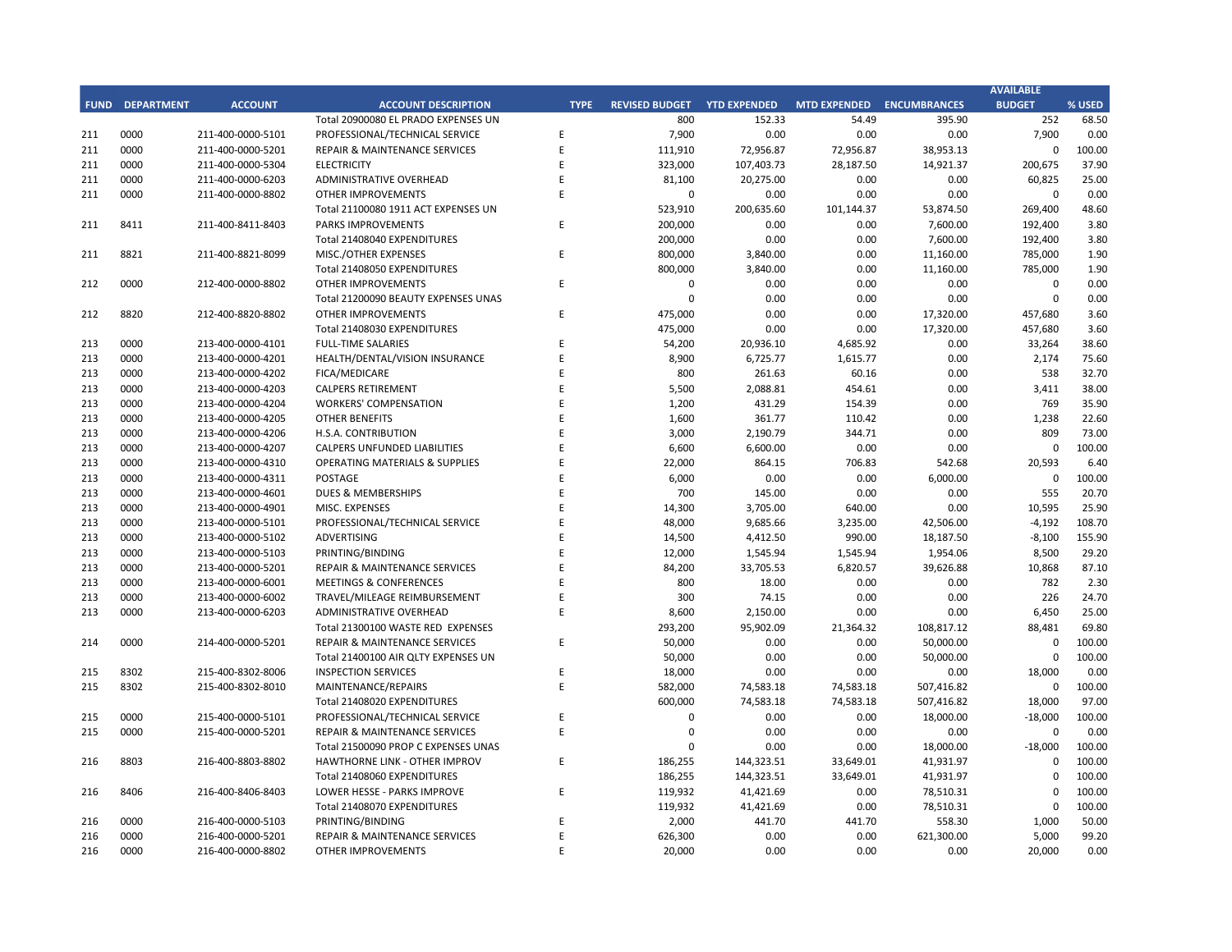| FUND | DEPARTMENT | ACCOUNT | ACCOUNT DESCRIPTION | TYPE | REVISED BUDGET | YTD EXPENDED | MTD EXPENDED | ENCUMBRANCES | AVAILABLE BUDGET | % USED |
|---|---|---|---|---|---|---|---|---|---|---|
| | | | Total 20900080 EL PRADO EXPENSES UN | | 800 | 152.33 | 54.49 | 395.90 | 252 | 68.50 |
| 211 | 0000 | 211-400-0000-5101 | PROFESSIONAL/TECHNICAL SERVICE | E | 7,900 | 0.00 | 0.00 | 0.00 | 7,900 | 0.00 |
| 211 | 0000 | 211-400-0000-5201 | REPAIR & MAINTENANCE SERVICES | E | 111,910 | 72,956.87 | 72,956.87 | 38,953.13 | 0 | 100.00 |
| 211 | 0000 | 211-400-0000-5304 | ELECTRICITY | E | 323,000 | 107,403.73 | 28,187.50 | 14,921.37 | 200,675 | 37.90 |
| 211 | 0000 | 211-400-0000-6203 | ADMINISTRATIVE OVERHEAD | E | 81,100 | 20,275.00 | 0.00 | 0.00 | 60,825 | 25.00 |
| 211 | 0000 | 211-400-0000-8802 | OTHER IMPROVEMENTS | E | 0 | 0.00 | 0.00 | 0.00 | 0 | 0.00 |
| | | | Total 21100080 1911 ACT EXPENSES UN | | 523,910 | 200,635.60 | 101,144.37 | 53,874.50 | 269,400 | 48.60 |
| 211 | 8411 | 211-400-8411-8403 | PARKS IMPROVEMENTS | E | 200,000 | 0.00 | 0.00 | 7,600.00 | 192,400 | 3.80 |
| | | | Total 21408040 EXPENDITURES | | 200,000 | 0.00 | 0.00 | 7,600.00 | 192,400 | 3.80 |
| 211 | 8821 | 211-400-8821-8099 | MISC./OTHER EXPENSES | E | 800,000 | 3,840.00 | 0.00 | 11,160.00 | 785,000 | 1.90 |
| | | | Total 21408050 EXPENDITURES | | 800,000 | 3,840.00 | 0.00 | 11,160.00 | 785,000 | 1.90 |
| 212 | 0000 | 212-400-0000-8802 | OTHER IMPROVEMENTS | E | 0 | 0.00 | 0.00 | 0.00 | 0 | 0.00 |
| | | | Total 21200090 BEAUTY EXPENSES UNAS | | 0 | 0.00 | 0.00 | 0.00 | 0 | 0.00 |
| 212 | 8820 | 212-400-8820-8802 | OTHER IMPROVEMENTS | E | 475,000 | 0.00 | 0.00 | 17,320.00 | 457,680 | 3.60 |
| | | | Total 21408030 EXPENDITURES | | 475,000 | 0.00 | 0.00 | 17,320.00 | 457,680 | 3.60 |
| 213 | 0000 | 213-400-0000-4101 | FULL-TIME SALARIES | E | 54,200 | 20,936.10 | 4,685.92 | 0.00 | 33,264 | 38.60 |
| 213 | 0000 | 213-400-0000-4201 | HEALTH/DENTAL/VISION INSURANCE | E | 8,900 | 6,725.77 | 1,615.77 | 0.00 | 2,174 | 75.60 |
| 213 | 0000 | 213-400-0000-4202 | FICA/MEDICARE | E | 800 | 261.63 | 60.16 | 0.00 | 538 | 32.70 |
| 213 | 0000 | 213-400-0000-4203 | CALPERS RETIREMENT | E | 5,500 | 2,088.81 | 454.61 | 0.00 | 3,411 | 38.00 |
| 213 | 0000 | 213-400-0000-4204 | WORKERS' COMPENSATION | E | 1,200 | 431.29 | 154.39 | 0.00 | 769 | 35.90 |
| 213 | 0000 | 213-400-0000-4205 | OTHER BENEFITS | E | 1,600 | 361.77 | 110.42 | 0.00 | 1,238 | 22.60 |
| 213 | 0000 | 213-400-0000-4206 | H.S.A. CONTRIBUTION | E | 3,000 | 2,190.79 | 344.71 | 0.00 | 809 | 73.00 |
| 213 | 0000 | 213-400-0000-4207 | CALPERS UNFUNDED LIABILITIES | E | 6,600 | 6,600.00 | 0.00 | 0.00 | 0 | 100.00 |
| 213 | 0000 | 213-400-0000-4310 | OPERATING MATERIALS & SUPPLIES | E | 22,000 | 864.15 | 706.83 | 542.68 | 20,593 | 6.40 |
| 213 | 0000 | 213-400-0000-4311 | POSTAGE | E | 6,000 | 0.00 | 0.00 | 6,000.00 | 0 | 100.00 |
| 213 | 0000 | 213-400-0000-4601 | DUES & MEMBERSHIPS | E | 700 | 145.00 | 0.00 | 0.00 | 555 | 20.70 |
| 213 | 0000 | 213-400-0000-4901 | MISC. EXPENSES | E | 14,300 | 3,705.00 | 640.00 | 0.00 | 10,595 | 25.90 |
| 213 | 0000 | 213-400-0000-5101 | PROFESSIONAL/TECHNICAL SERVICE | E | 48,000 | 9,685.66 | 3,235.00 | 42,506.00 | -4,192 | 108.70 |
| 213 | 0000 | 213-400-0000-5102 | ADVERTISING | E | 14,500 | 4,412.50 | 990.00 | 18,187.50 | -8,100 | 155.90 |
| 213 | 0000 | 213-400-0000-5103 | PRINTING/BINDING | E | 12,000 | 1,545.94 | 1,545.94 | 1,954.06 | 8,500 | 29.20 |
| 213 | 0000 | 213-400-0000-5201 | REPAIR & MAINTENANCE SERVICES | E | 84,200 | 33,705.53 | 6,820.57 | 39,626.88 | 10,868 | 87.10 |
| 213 | 0000 | 213-400-0000-6001 | MEETINGS & CONFERENCES | E | 800 | 18.00 | 0.00 | 0.00 | 782 | 2.30 |
| 213 | 0000 | 213-400-0000-6002 | TRAVEL/MILEAGE REIMBURSEMENT | E | 300 | 74.15 | 0.00 | 0.00 | 226 | 24.70 |
| 213 | 0000 | 213-400-0000-6203 | ADMINISTRATIVE OVERHEAD | E | 8,600 | 2,150.00 | 0.00 | 0.00 | 6,450 | 25.00 |
| | | | Total 21300100 WASTE RED EXPENSES | | 293,200 | 95,902.09 | 21,364.32 | 108,817.12 | 88,481 | 69.80 |
| 214 | 0000 | 214-400-0000-5201 | REPAIR & MAINTENANCE SERVICES | E | 50,000 | 0.00 | 0.00 | 50,000.00 | 0 | 100.00 |
| | | | Total 21400100 AIR QLTY EXPENSES UN | | 50,000 | 0.00 | 0.00 | 50,000.00 | 0 | 100.00 |
| 215 | 8302 | 215-400-8302-8006 | INSPECTION SERVICES | E | 18,000 | 0.00 | 0.00 | 0.00 | 18,000 | 0.00 |
| 215 | 8302 | 215-400-8302-8010 | MAINTENANCE/REPAIRS | E | 582,000 | 74,583.18 | 74,583.18 | 507,416.82 | 0 | 100.00 |
| | | | Total 21408020 EXPENDITURES | | 600,000 | 74,583.18 | 74,583.18 | 507,416.82 | 18,000 | 97.00 |
| 215 | 0000 | 215-400-0000-5101 | PROFESSIONAL/TECHNICAL SERVICE | E | 0 | 0.00 | 0.00 | 18,000.00 | -18,000 | 100.00 |
| 215 | 0000 | 215-400-0000-5201 | REPAIR & MAINTENANCE SERVICES | E | 0 | 0.00 | 0.00 | 0.00 | 0 | 0.00 |
| | | | Total 21500090 PROP C EXPENSES UNAS | | 0 | 0.00 | 0.00 | 18,000.00 | -18,000 | 100.00 |
| 216 | 8803 | 216-400-8803-8802 | HAWTHORNE LINK - OTHER IMPROV | E | 186,255 | 144,323.51 | 33,649.01 | 41,931.97 | 0 | 100.00 |
| | | | Total 21408060 EXPENDITURES | | 186,255 | 144,323.51 | 33,649.01 | 41,931.97 | 0 | 100.00 |
| 216 | 8406 | 216-400-8406-8403 | LOWER HESSE - PARKS IMPROVE | E | 119,932 | 41,421.69 | 0.00 | 78,510.31 | 0 | 100.00 |
| | | | Total 21408070 EXPENDITURES | | 119,932 | 41,421.69 | 0.00 | 78,510.31 | 0 | 100.00 |
| 216 | 0000 | 216-400-0000-5103 | PRINTING/BINDING | E | 2,000 | 441.70 | 441.70 | 558.30 | 1,000 | 50.00 |
| 216 | 0000 | 216-400-0000-5201 | REPAIR & MAINTENANCE SERVICES | E | 626,300 | 0.00 | 0.00 | 621,300.00 | 5,000 | 99.20 |
| 216 | 0000 | 216-400-0000-8802 | OTHER IMPROVEMENTS | E | 20,000 | 0.00 | 0.00 | 0.00 | 20,000 | 0.00 |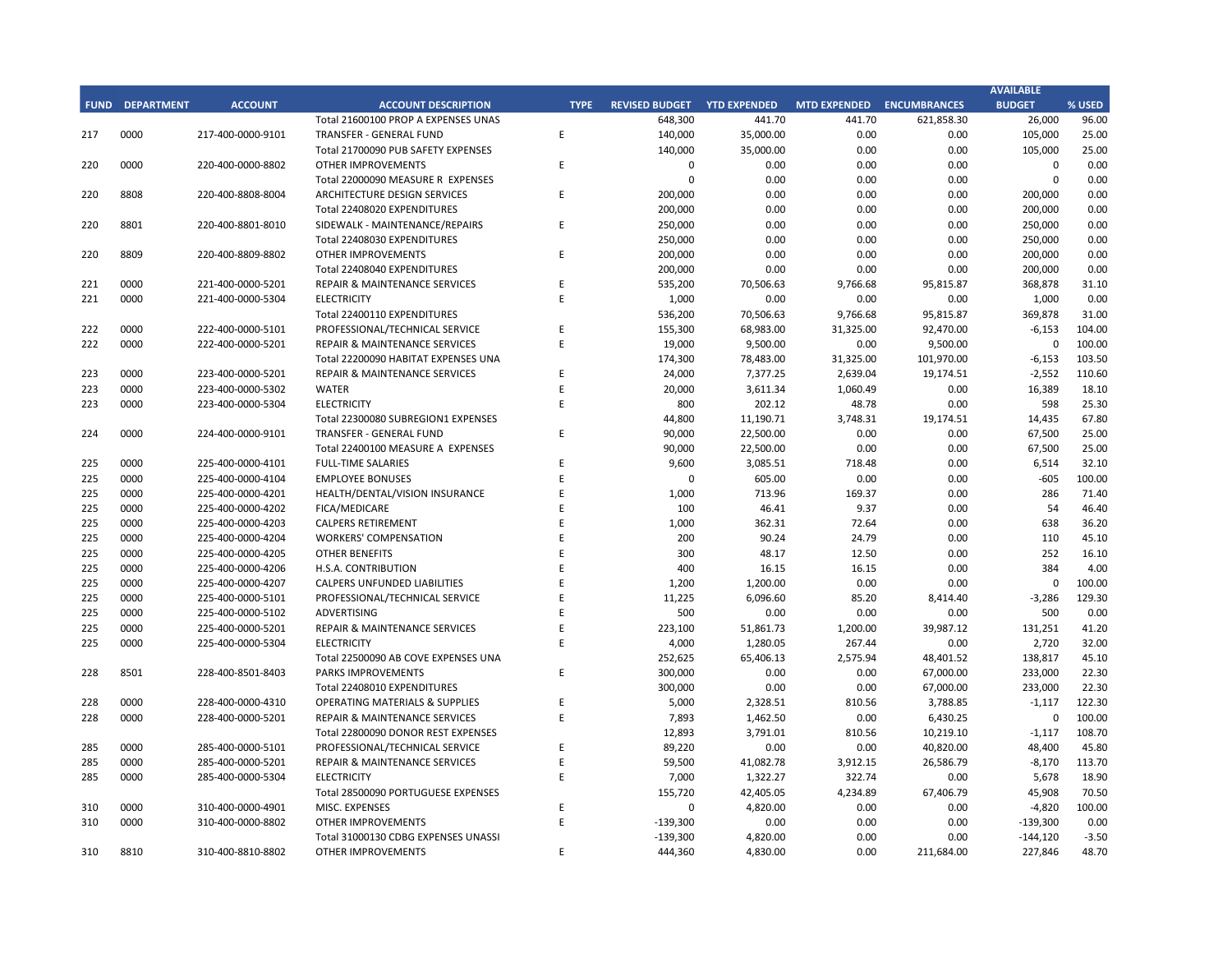| FUND | DEPARTMENT | ACCOUNT | ACCOUNT DESCRIPTION | TYPE | REVISED BUDGET | YTD EXPENDED | MTD EXPENDED | ENCUMBRANCES | AVAILABLE BUDGET | % USED |
|---|---|---|---|---|---|---|---|---|---|---|
| | | | Total 21600100 PROP A EXPENSES UNAS | | 648,300 | 441.70 | 441.70 | 621,858.30 | 26,000 | 96.00 |
| 217 | 0000 | 217-400-0000-9101 | TRANSFER - GENERAL FUND | E | 140,000 | 35,000.00 | 0.00 | 0.00 | 105,000 | 25.00 |
| | | | Total 21700090 PUB SAFETY EXPENSES | | 140,000 | 35,000.00 | 0.00 | 0.00 | 105,000 | 25.00 |
| 220 | 0000 | 220-400-0000-8802 | OTHER IMPROVEMENTS | E | 0 | 0.00 | 0.00 | 0.00 | 0 | 0.00 |
| | | | Total 22000090 MEASURE R EXPENSES | | 0 | 0.00 | 0.00 | 0.00 | 0 | 0.00 |
| 220 | 8808 | 220-400-8808-8004 | ARCHITECTURE DESIGN SERVICES | E | 200,000 | 0.00 | 0.00 | 0.00 | 200,000 | 0.00 |
| | | | Total 22408020 EXPENDITURES | | 200,000 | 0.00 | 0.00 | 0.00 | 200,000 | 0.00 |
| 220 | 8801 | 220-400-8801-8010 | SIDEWALK - MAINTENANCE/REPAIRS | E | 250,000 | 0.00 | 0.00 | 0.00 | 250,000 | 0.00 |
| | | | Total 22408030 EXPENDITURES | | 250,000 | 0.00 | 0.00 | 0.00 | 250,000 | 0.00 |
| 220 | 8809 | 220-400-8809-8802 | OTHER IMPROVEMENTS | E | 200,000 | 0.00 | 0.00 | 0.00 | 200,000 | 0.00 |
| | | | Total 22408040 EXPENDITURES | | 200,000 | 0.00 | 0.00 | 0.00 | 200,000 | 0.00 |
| 221 | 0000 | 221-400-0000-5201 | REPAIR & MAINTENANCE SERVICES | E | 535,200 | 70,506.63 | 9,766.68 | 95,815.87 | 368,878 | 31.10 |
| 221 | 0000 | 221-400-0000-5304 | ELECTRICITY | E | 1,000 | 0.00 | 0.00 | 0.00 | 1,000 | 0.00 |
| | | | Total 22400110 EXPENDITURES | | 536,200 | 70,506.63 | 9,766.68 | 95,815.87 | 369,878 | 31.00 |
| 222 | 0000 | 222-400-0000-5101 | PROFESSIONAL/TECHNICAL SERVICE | E | 155,300 | 68,983.00 | 31,325.00 | 92,470.00 | -6,153 | 104.00 |
| 222 | 0000 | 222-400-0000-5201 | REPAIR & MAINTENANCE SERVICES | E | 19,000 | 9,500.00 | 0.00 | 9,500.00 | 0 | 100.00 |
| | | | Total 22200090 HABITAT EXPENSES UNA | | 174,300 | 78,483.00 | 31,325.00 | 101,970.00 | -6,153 | 103.50 |
| 223 | 0000 | 223-400-0000-5201 | REPAIR & MAINTENANCE SERVICES | E | 24,000 | 7,377.25 | 2,639.04 | 19,174.51 | -2,552 | 110.60 |
| 223 | 0000 | 223-400-0000-5302 | WATER | E | 20,000 | 3,611.34 | 1,060.49 | 0.00 | 16,389 | 18.10 |
| 223 | 0000 | 223-400-0000-5304 | ELECTRICITY | E | 800 | 202.12 | 48.78 | 0.00 | 598 | 25.30 |
| | | | Total 22300080 SUBREGION1 EXPENSES | | 44,800 | 11,190.71 | 3,748.31 | 19,174.51 | 14,435 | 67.80 |
| 224 | 0000 | 224-400-0000-9101 | TRANSFER - GENERAL FUND | E | 90,000 | 22,500.00 | 0.00 | 0.00 | 67,500 | 25.00 |
| | | | Total 22400100 MEASURE A EXPENSES | | 90,000 | 22,500.00 | 0.00 | 0.00 | 67,500 | 25.00 |
| 225 | 0000 | 225-400-0000-4101 | FULL-TIME SALARIES | E | 9,600 | 3,085.51 | 718.48 | 0.00 | 6,514 | 32.10 |
| 225 | 0000 | 225-400-0000-4104 | EMPLOYEE BONUSES | E | 0 | 605.00 | 0.00 | 0.00 | -605 | 100.00 |
| 225 | 0000 | 225-400-0000-4201 | HEALTH/DENTAL/VISION INSURANCE | E | 1,000 | 713.96 | 169.37 | 0.00 | 286 | 71.40 |
| 225 | 0000 | 225-400-0000-4202 | FICA/MEDICARE | E | 100 | 46.41 | 9.37 | 0.00 | 54 | 46.40 |
| 225 | 0000 | 225-400-0000-4203 | CALPERS RETIREMENT | E | 1,000 | 362.31 | 72.64 | 0.00 | 638 | 36.20 |
| 225 | 0000 | 225-400-0000-4204 | WORKERS' COMPENSATION | E | 200 | 90.24 | 24.79 | 0.00 | 110 | 45.10 |
| 225 | 0000 | 225-400-0000-4205 | OTHER BENEFITS | E | 300 | 48.17 | 12.50 | 0.00 | 252 | 16.10 |
| 225 | 0000 | 225-400-0000-4206 | H.S.A. CONTRIBUTION | E | 400 | 16.15 | 16.15 | 0.00 | 384 | 4.00 |
| 225 | 0000 | 225-400-0000-4207 | CALPERS UNFUNDED LIABILITIES | E | 1,200 | 1,200.00 | 0.00 | 0.00 | 0 | 100.00 |
| 225 | 0000 | 225-400-0000-5101 | PROFESSIONAL/TECHNICAL SERVICE | E | 11,225 | 6,096.60 | 85.20 | 8,414.40 | -3,286 | 129.30 |
| 225 | 0000 | 225-400-0000-5102 | ADVERTISING | E | 500 | 0.00 | 0.00 | 0.00 | 500 | 0.00 |
| 225 | 0000 | 225-400-0000-5201 | REPAIR & MAINTENANCE SERVICES | E | 223,100 | 51,861.73 | 1,200.00 | 39,987.12 | 131,251 | 41.20 |
| 225 | 0000 | 225-400-0000-5304 | ELECTRICITY | E | 4,000 | 1,280.05 | 267.44 | 0.00 | 2,720 | 32.00 |
| | | | Total 22500090 AB COVE EXPENSES UNA | | 252,625 | 65,406.13 | 2,575.94 | 48,401.52 | 138,817 | 45.10 |
| 228 | 8501 | 228-400-8501-8403 | PARKS IMPROVEMENTS | E | 300,000 | 0.00 | 0.00 | 67,000.00 | 233,000 | 22.30 |
| | | | Total 22408010 EXPENDITURES | | 300,000 | 0.00 | 0.00 | 67,000.00 | 233,000 | 22.30 |
| 228 | 0000 | 228-400-0000-4310 | OPERATING MATERIALS & SUPPLIES | E | 5,000 | 2,328.51 | 810.56 | 3,788.85 | -1,117 | 122.30 |
| 228 | 0000 | 228-400-0000-5201 | REPAIR & MAINTENANCE SERVICES | E | 7,893 | 1,462.50 | 0.00 | 6,430.25 | 0 | 100.00 |
| | | | Total 22800090 DONOR REST EXPENSES | | 12,893 | 3,791.01 | 810.56 | 10,219.10 | -1,117 | 108.70 |
| 285 | 0000 | 285-400-0000-5101 | PROFESSIONAL/TECHNICAL SERVICE | E | 89,220 | 0.00 | 0.00 | 40,820.00 | 48,400 | 45.80 |
| 285 | 0000 | 285-400-0000-5201 | REPAIR & MAINTENANCE SERVICES | E | 59,500 | 41,082.78 | 3,912.15 | 26,586.79 | -8,170 | 113.70 |
| 285 | 0000 | 285-400-0000-5304 | ELECTRICITY | E | 7,000 | 1,322.27 | 322.74 | 0.00 | 5,678 | 18.90 |
| | | | Total 28500090 PORTUGUESE EXPENSES | | 155,720 | 42,405.05 | 4,234.89 | 67,406.79 | 45,908 | 70.50 |
| 310 | 0000 | 310-400-0000-4901 | MISC. EXPENSES | E | 0 | 4,820.00 | 0.00 | 0.00 | -4,820 | 100.00 |
| 310 | 0000 | 310-400-0000-8802 | OTHER IMPROVEMENTS | E | -139,300 | 0.00 | 0.00 | 0.00 | -139,300 | 0.00 |
| | | | Total 31000130 CDBG EXPENSES UNASSI | | -139,300 | 4,820.00 | 0.00 | 0.00 | -144,120 | -3.50 |
| 310 | 8810 | 310-400-8810-8802 | OTHER IMPROVEMENTS | E | 444,360 | 4,830.00 | 0.00 | 211,684.00 | 227,846 | 48.70 |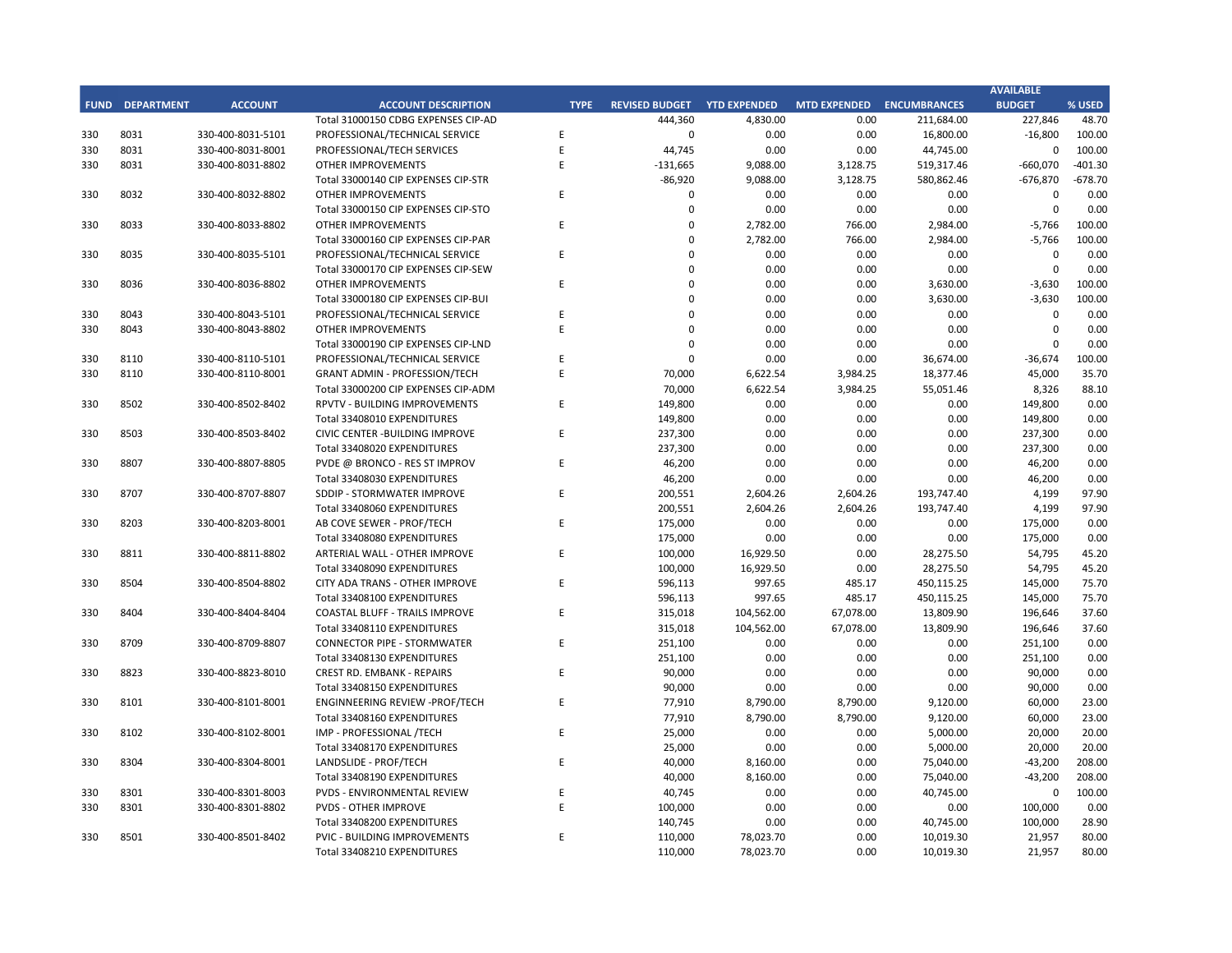| FUND | DEPARTMENT | ACCOUNT | ACCOUNT DESCRIPTION | TYPE | REVISED BUDGET | YTD EXPENDED | MTD EXPENDED | ENCUMBRANCES | AVAILABLE BUDGET | % USED |
|---|---|---|---|---|---|---|---|---|---|---|
| | | | Total 31000150 CDBG EXPENSES CIP-AD | | 444,360 | 4,830.00 | 0.00 | 211,684.00 | 227,846 | 48.70 |
| 330 | 8031 | 330-400-8031-5101 | PROFESSIONAL/TECHNICAL SERVICE | E | 0 | 0.00 | 0.00 | 16,800.00 | -16,800 | 100.00 |
| 330 | 8031 | 330-400-8031-8001 | PROFESSIONAL/TECH SERVICES | E | 44,745 | 0.00 | 0.00 | 44,745.00 | 0 | 100.00 |
| 330 | 8031 | 330-400-8031-8802 | OTHER IMPROVEMENTS | E | -131,665 | 9,088.00 | 3,128.75 | 519,317.46 | -660,070 | -401.30 |
| | | | Total 33000140 CIP EXPENSES CIP-STR | | -86,920 | 9,088.00 | 3,128.75 | 580,862.46 | -676,870 | -678.70 |
| 330 | 8032 | 330-400-8032-8802 | OTHER IMPROVEMENTS | E | 0 | 0.00 | 0.00 | 0.00 | 0 | 0.00 |
| | | | Total 33000150 CIP EXPENSES CIP-STO | | 0 | 0.00 | 0.00 | 0.00 | 0 | 0.00 |
| 330 | 8033 | 330-400-8033-8802 | OTHER IMPROVEMENTS | E | 0 | 2,782.00 | 766.00 | 2,984.00 | -5,766 | 100.00 |
| | | | Total 33000160 CIP EXPENSES CIP-PAR | | 0 | 2,782.00 | 766.00 | 2,984.00 | -5,766 | 100.00 |
| 330 | 8035 | 330-400-8035-5101 | PROFESSIONAL/TECHNICAL SERVICE | E | 0 | 0.00 | 0.00 | 0.00 | 0 | 0.00 |
| | | | Total 33000170 CIP EXPENSES CIP-SEW | | 0 | 0.00 | 0.00 | 0.00 | 0 | 0.00 |
| 330 | 8036 | 330-400-8036-8802 | OTHER IMPROVEMENTS | E | 0 | 0.00 | 0.00 | 3,630.00 | -3,630 | 100.00 |
| | | | Total 33000180 CIP EXPENSES CIP-BUI | | 0 | 0.00 | 0.00 | 3,630.00 | -3,630 | 100.00 |
| 330 | 8043 | 330-400-8043-5101 | PROFESSIONAL/TECHNICAL SERVICE | E | 0 | 0.00 | 0.00 | 0.00 | 0 | 0.00 |
| 330 | 8043 | 330-400-8043-8802 | OTHER IMPROVEMENTS | E | 0 | 0.00 | 0.00 | 0.00 | 0 | 0.00 |
| | | | Total 33000190 CIP EXPENSES CIP-LND | | 0 | 0.00 | 0.00 | 0.00 | 0 | 0.00 |
| 330 | 8110 | 330-400-8110-5101 | PROFESSIONAL/TECHNICAL SERVICE | E | 0 | 0.00 | 0.00 | 36,674.00 | -36,674 | 100.00 |
| 330 | 8110 | 330-400-8110-8001 | GRANT ADMIN - PROFESSION/TECH | E | 70,000 | 6,622.54 | 3,984.25 | 18,377.46 | 45,000 | 35.70 |
| | | | Total 33000200 CIP EXPENSES CIP-ADM | | 70,000 | 6,622.54 | 3,984.25 | 55,051.46 | 8,326 | 88.10 |
| 330 | 8502 | 330-400-8502-8402 | RPVTV - BUILDING IMPROVEMENTS | E | 149,800 | 0.00 | 0.00 | 0.00 | 149,800 | 0.00 |
| | | | Total 33408010 EXPENDITURES | | 149,800 | 0.00 | 0.00 | 0.00 | 149,800 | 0.00 |
| 330 | 8503 | 330-400-8503-8402 | CIVIC CENTER -BUILDING IMPROVE | E | 237,300 | 0.00 | 0.00 | 0.00 | 237,300 | 0.00 |
| | | | Total 33408020 EXPENDITURES | | 237,300 | 0.00 | 0.00 | 0.00 | 237,300 | 0.00 |
| 330 | 8807 | 330-400-8807-8805 | PVDE @ BRONCO - RES ST IMPROV | E | 46,200 | 0.00 | 0.00 | 0.00 | 46,200 | 0.00 |
| | | | Total 33408030 EXPENDITURES | | 46,200 | 0.00 | 0.00 | 0.00 | 46,200 | 0.00 |
| 330 | 8707 | 330-400-8707-8807 | SDDIP - STORMWATER IMPROVE | E | 200,551 | 2,604.26 | 2,604.26 | 193,747.40 | 4,199 | 97.90 |
| | | | Total 33408060 EXPENDITURES | | 200,551 | 2,604.26 | 2,604.26 | 193,747.40 | 4,199 | 97.90 |
| 330 | 8203 | 330-400-8203-8001 | AB COVE SEWER - PROF/TECH | E | 175,000 | 0.00 | 0.00 | 0.00 | 175,000 | 0.00 |
| | | | Total 33408080 EXPENDITURES | | 175,000 | 0.00 | 0.00 | 0.00 | 175,000 | 0.00 |
| 330 | 8811 | 330-400-8811-8802 | ARTERIAL WALL - OTHER IMPROVE | E | 100,000 | 16,929.50 | 0.00 | 28,275.50 | 54,795 | 45.20 |
| | | | Total 33408090 EXPENDITURES | | 100,000 | 16,929.50 | 0.00 | 28,275.50 | 54,795 | 45.20 |
| 330 | 8504 | 330-400-8504-8802 | CITY ADA TRANS - OTHER IMPROVE | E | 596,113 | 997.65 | 485.17 | 450,115.25 | 145,000 | 75.70 |
| | | | Total 33408100 EXPENDITURES | | 596,113 | 997.65 | 485.17 | 450,115.25 | 145,000 | 75.70 |
| 330 | 8404 | 330-400-8404-8404 | COASTAL BLUFF - TRAILS IMPROVE | E | 315,018 | 104,562.00 | 67,078.00 | 13,809.90 | 196,646 | 37.60 |
| | | | Total 33408110 EXPENDITURES | | 315,018 | 104,562.00 | 67,078.00 | 13,809.90 | 196,646 | 37.60 |
| 330 | 8709 | 330-400-8709-8807 | CONNECTOR PIPE - STORMWATER | E | 251,100 | 0.00 | 0.00 | 0.00 | 251,100 | 0.00 |
| | | | Total 33408130 EXPENDITURES | | 251,100 | 0.00 | 0.00 | 0.00 | 251,100 | 0.00 |
| 330 | 8823 | 330-400-8823-8010 | CREST RD. EMBANK - REPAIRS | E | 90,000 | 0.00 | 0.00 | 0.00 | 90,000 | 0.00 |
| | | | Total 33408150 EXPENDITURES | | 90,000 | 0.00 | 0.00 | 0.00 | 90,000 | 0.00 |
| 330 | 8101 | 330-400-8101-8001 | ENGINNEERING REVIEW -PROF/TECH | E | 77,910 | 8,790.00 | 8,790.00 | 9,120.00 | 60,000 | 23.00 |
| | | | Total 33408160 EXPENDITURES | | 77,910 | 8,790.00 | 8,790.00 | 9,120.00 | 60,000 | 23.00 |
| 330 | 8102 | 330-400-8102-8001 | IMP - PROFESSIONAL /TECH | E | 25,000 | 0.00 | 0.00 | 5,000.00 | 20,000 | 20.00 |
| | | | Total 33408170 EXPENDITURES | | 25,000 | 0.00 | 0.00 | 5,000.00 | 20,000 | 20.00 |
| 330 | 8304 | 330-400-8304-8001 | LANDSLIDE - PROF/TECH | E | 40,000 | 8,160.00 | 0.00 | 75,040.00 | -43,200 | 208.00 |
| | | | Total 33408190 EXPENDITURES | | 40,000 | 8,160.00 | 0.00 | 75,040.00 | -43,200 | 208.00 |
| 330 | 8301 | 330-400-8301-8003 | PVDS - ENVIRONMENTAL REVIEW | E | 40,745 | 0.00 | 0.00 | 40,745.00 | 0 | 100.00 |
| 330 | 8301 | 330-400-8301-8802 | PVDS - OTHER IMPROVE | E | 100,000 | 0.00 | 0.00 | 0.00 | 100,000 | 0.00 |
| | | | Total 33408200 EXPENDITURES | | 140,745 | 0.00 | 0.00 | 40,745.00 | 100,000 | 28.90 |
| 330 | 8501 | 330-400-8501-8402 | PVIC - BUILDING IMPROVEMENTS | E | 110,000 | 78,023.70 | 0.00 | 10,019.30 | 21,957 | 80.00 |
| | | | Total 33408210 EXPENDITURES | | 110,000 | 78,023.70 | 0.00 | 10,019.30 | 21,957 | 80.00 |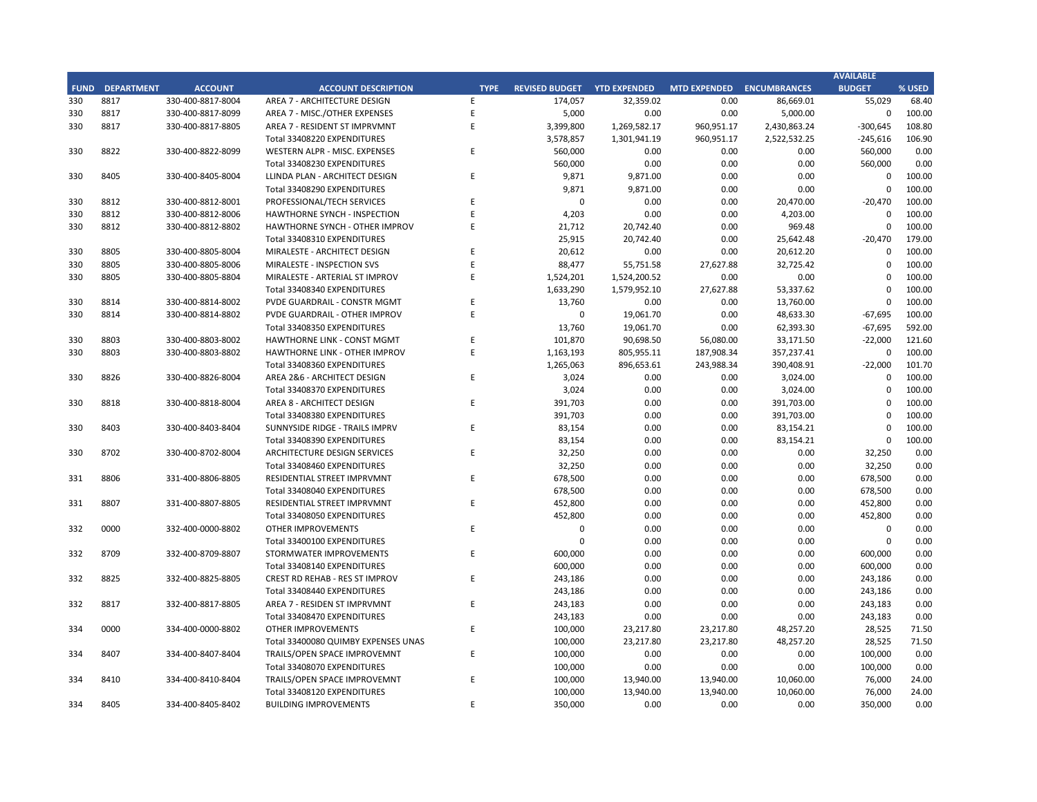| FUND | DEPARTMENT | ACCOUNT | ACCOUNT DESCRIPTION | TYPE | REVISED BUDGET | YTD EXPENDED | MTD EXPENDED | ENCUMBRANCES | AVAILABLE BUDGET | % USED |
|---|---|---|---|---|---|---|---|---|---|---|
| 330 | 8817 | 330-400-8817-8004 | AREA 7 - ARCHITECTURE DESIGN | E | 174,057 | 32,359.02 | 0.00 | 86,669.01 | 55,029 | 68.40 |
| 330 | 8817 | 330-400-8817-8099 | AREA 7 - MISC./OTHER EXPENSES | E | 5,000 | 0.00 | 0.00 | 5,000.00 | 0 | 100.00 |
| 330 | 8817 | 330-400-8817-8805 | AREA 7 - RESIDENT ST IMPRVMNT | E | 3,399,800 | 1,269,582.17 | 960,951.17 | 2,430,863.24 | -300,645 | 108.80 |
| | | | Total 33408220 EXPENDITURES | | 3,578,857 | 1,301,941.19 | 960,951.17 | 2,522,532.25 | -245,616 | 106.90 |
| 330 | 8822 | 330-400-8822-8099 | WESTERN ALPR - MISC. EXPENSES | E | 560,000 | 0.00 | 0.00 | 0.00 | 560,000 | 0.00 |
| | | | Total 33408230 EXPENDITURES | | 560,000 | 0.00 | 0.00 | 0.00 | 560,000 | 0.00 |
| 330 | 8405 | 330-400-8405-8004 | LLINDA PLAN - ARCHITECT DESIGN | E | 9,871 | 9,871.00 | 0.00 | 0.00 | 0 | 100.00 |
| | | | Total 33408290 EXPENDITURES | | 9,871 | 9,871.00 | 0.00 | 0.00 | 0 | 100.00 |
| 330 | 8812 | 330-400-8812-8001 | PROFESSIONAL/TECH SERVICES | E | 0 | 0.00 | 0.00 | 20,470.00 | -20,470 | 100.00 |
| 330 | 8812 | 330-400-8812-8006 | HAWTHORNE SYNCH - INSPECTION | E | 4,203 | 0.00 | 0.00 | 4,203.00 | 0 | 100.00 |
| 330 | 8812 | 330-400-8812-8802 | HAWTHORNE SYNCH - OTHER IMPROV | E | 21,712 | 20,742.40 | 0.00 | 969.48 | 0 | 100.00 |
| | | | Total 33408310 EXPENDITURES | | 25,915 | 20,742.40 | 0.00 | 25,642.48 | -20,470 | 179.00 |
| 330 | 8805 | 330-400-8805-8004 | MIRALESTE - ARCHITECT DESIGN | E | 20,612 | 0.00 | 0.00 | 20,612.20 | 0 | 100.00 |
| 330 | 8805 | 330-400-8805-8006 | MIRALESTE - INSPECTION SVS | E | 88,477 | 55,751.58 | 27,627.88 | 32,725.42 | 0 | 100.00 |
| 330 | 8805 | 330-400-8805-8804 | MIRALESTE - ARTERIAL ST IMPROV | E | 1,524,201 | 1,524,200.52 | 0.00 | 0.00 | 0 | 100.00 |
| | | | Total 33408340 EXPENDITURES | | 1,633,290 | 1,579,952.10 | 27,627.88 | 53,337.62 | 0 | 100.00 |
| 330 | 8814 | 330-400-8814-8002 | PVDE GUARDRAIL - CONSTR MGMT | E | 13,760 | 0.00 | 0.00 | 13,760.00 | 0 | 100.00 |
| 330 | 8814 | 330-400-8814-8802 | PVDE GUARDRAIL - OTHER IMPROV | E | 0 | 19,061.70 | 0.00 | 48,633.30 | -67,695 | 100.00 |
| | | | Total 33408350 EXPENDITURES | | 13,760 | 19,061.70 | 0.00 | 62,393.30 | -67,695 | 592.00 |
| 330 | 8803 | 330-400-8803-8002 | HAWTHORNE LINK - CONST MGMT | E | 101,870 | 90,698.50 | 56,080.00 | 33,171.50 | -22,000 | 121.60 |
| 330 | 8803 | 330-400-8803-8802 | HAWTHORNE LINK - OTHER IMPROV | E | 1,163,193 | 805,955.11 | 187,908.34 | 357,237.41 | 0 | 100.00 |
| | | | Total 33408360 EXPENDITURES | | 1,265,063 | 896,653.61 | 243,988.34 | 390,408.91 | -22,000 | 101.70 |
| 330 | 8826 | 330-400-8826-8004 | AREA 2&6 - ARCHITECT DESIGN | E | 3,024 | 0.00 | 0.00 | 3,024.00 | 0 | 100.00 |
| | | | Total 33408370 EXPENDITURES | | 3,024 | 0.00 | 0.00 | 3,024.00 | 0 | 100.00 |
| 330 | 8818 | 330-400-8818-8004 | AREA 8 - ARCHITECT DESIGN | E | 391,703 | 0.00 | 0.00 | 391,703.00 | 0 | 100.00 |
| | | | Total 33408380 EXPENDITURES | | 391,703 | 0.00 | 0.00 | 391,703.00 | 0 | 100.00 |
| 330 | 8403 | 330-400-8403-8404 | SUNNYSIDE RIDGE - TRAILS IMPRV | E | 83,154 | 0.00 | 0.00 | 83,154.21 | 0 | 100.00 |
| | | | Total 33408390 EXPENDITURES | | 83,154 | 0.00 | 0.00 | 83,154.21 | 0 | 100.00 |
| 330 | 8702 | 330-400-8702-8004 | ARCHITECTURE DESIGN SERVICES | E | 32,250 | 0.00 | 0.00 | 0.00 | 32,250 | 0.00 |
| | | | Total 33408460 EXPENDITURES | | 32,250 | 0.00 | 0.00 | 0.00 | 32,250 | 0.00 |
| 331 | 8806 | 331-400-8806-8805 | RESIDENTIAL STREET IMPRVMNT | E | 678,500 | 0.00 | 0.00 | 0.00 | 678,500 | 0.00 |
| | | | Total 33408040 EXPENDITURES | | 678,500 | 0.00 | 0.00 | 0.00 | 678,500 | 0.00 |
| 331 | 8807 | 331-400-8807-8805 | RESIDENTIAL STREET IMPRVMNT | E | 452,800 | 0.00 | 0.00 | 0.00 | 452,800 | 0.00 |
| | | | Total 33408050 EXPENDITURES | | 452,800 | 0.00 | 0.00 | 0.00 | 452,800 | 0.00 |
| 332 | 0000 | 332-400-0000-8802 | OTHER IMPROVEMENTS | E | 0 | 0.00 | 0.00 | 0.00 | 0 | 0.00 |
| | | | Total 33400100 EXPENDITURES | | 0 | 0.00 | 0.00 | 0.00 | 0 | 0.00 |
| 332 | 8709 | 332-400-8709-8807 | STORMWATER IMPROVEMENTS | E | 600,000 | 0.00 | 0.00 | 0.00 | 600,000 | 0.00 |
| | | | Total 33408140 EXPENDITURES | | 600,000 | 0.00 | 0.00 | 0.00 | 600,000 | 0.00 |
| 332 | 8825 | 332-400-8825-8805 | CREST RD REHAB - RES ST IMPROV | E | 243,186 | 0.00 | 0.00 | 0.00 | 243,186 | 0.00 |
| | | | Total 33408440 EXPENDITURES | | 243,186 | 0.00 | 0.00 | 0.00 | 243,186 | 0.00 |
| 332 | 8817 | 332-400-8817-8805 | AREA 7 - RESIDEN ST IMPRVMNT | E | 243,183 | 0.00 | 0.00 | 0.00 | 243,183 | 0.00 |
| | | | Total 33408470 EXPENDITURES | | 243,183 | 0.00 | 0.00 | 0.00 | 243,183 | 0.00 |
| 334 | 0000 | 334-400-0000-8802 | OTHER IMPROVEMENTS | E | 100,000 | 23,217.80 | 23,217.80 | 48,257.20 | 28,525 | 71.50 |
| | | | Total 33400080 QUIMBY EXPENSES UNAS | | 100,000 | 23,217.80 | 23,217.80 | 48,257.20 | 28,525 | 71.50 |
| 334 | 8407 | 334-400-8407-8404 | TRAILS/OPEN SPACE IMPROVEMNT | E | 100,000 | 0.00 | 0.00 | 0.00 | 100,000 | 0.00 |
| | | | Total 33408070 EXPENDITURES | | 100,000 | 0.00 | 0.00 | 0.00 | 100,000 | 0.00 |
| 334 | 8410 | 334-400-8410-8404 | TRAILS/OPEN SPACE IMPROVEMNT | E | 100,000 | 13,940.00 | 13,940.00 | 10,060.00 | 76,000 | 24.00 |
| | | | Total 33408120 EXPENDITURES | | 100,000 | 13,940.00 | 13,940.00 | 10,060.00 | 76,000 | 24.00 |
| 334 | 8405 | 334-400-8405-8402 | BUILDING IMPROVEMENTS | E | 350,000 | 0.00 | 0.00 | 0.00 | 350,000 | 0.00 |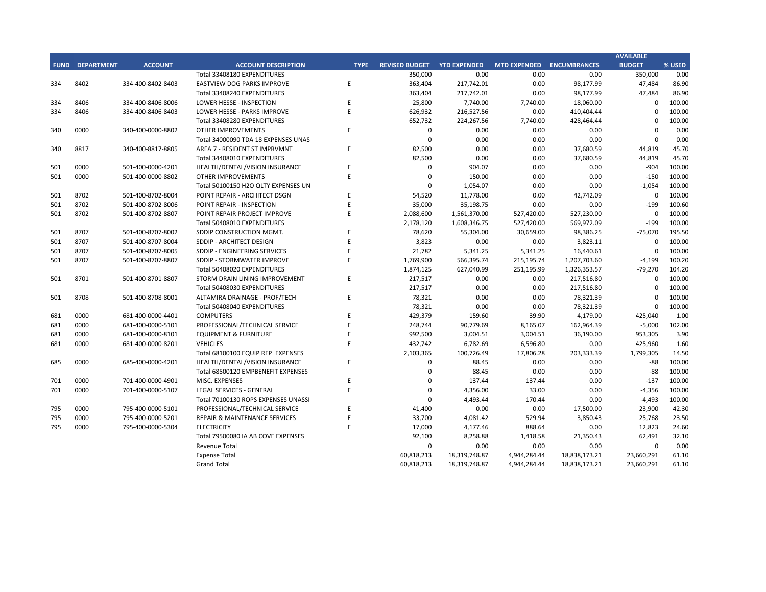| FUND | DEPARTMENT | ACCOUNT | ACCOUNT DESCRIPTION | TYPE | REVISED BUDGET | YTD EXPENDED | MTD EXPENDED | ENCUMBRANCES | AVAILABLE BUDGET | % USED |
|---|---|---|---|---|---|---|---|---|---|---|
| | | | Total 33408180 EXPENDITURES | | 350,000 | 0.00 | 0.00 | 0.00 | 350,000 | 0.00 |
| 334 | 8402 | 334-400-8402-8403 | EASTVIEW DOG PARKS IMPROVE | E | 363,404 | 217,742.01 | 0.00 | 98,177.99 | 47,484 | 86.90 |
| | | | Total 33408240 EXPENDITURES | | 363,404 | 217,742.01 | 0.00 | 98,177.99 | 47,484 | 86.90 |
| 334 | 8406 | 334-400-8406-8006 | LOWER HESSE - INSPECTION | E | 25,800 | 7,740.00 | 7,740.00 | 18,060.00 | 0 | 100.00 |
| 334 | 8406 | 334-400-8406-8403 | LOWER HESSE - PARKS IMPROVE | E | 626,932 | 216,527.56 | 0.00 | 410,404.44 | 0 | 100.00 |
| | | | Total 33408280 EXPENDITURES | | 652,732 | 224,267.56 | 7,740.00 | 428,464.44 | 0 | 100.00 |
| 340 | 0000 | 340-400-0000-8802 | OTHER IMPROVEMENTS | E | 0 | 0.00 | 0.00 | 0.00 | 0 | 0.00 |
| | | | Total 34000090 TDA 18 EXPENSES UNAS | | 0 | 0.00 | 0.00 | 0.00 | 0 | 0.00 |
| 340 | 8817 | 340-400-8817-8805 | AREA 7 - RESIDENT ST IMPRVMNT | E | 82,500 | 0.00 | 0.00 | 37,680.59 | 44,819 | 45.70 |
| | | | Total 34408010 EXPENDITURES | | 82,500 | 0.00 | 0.00 | 37,680.59 | 44,819 | 45.70 |
| 501 | 0000 | 501-400-0000-4201 | HEALTH/DENTAL/VISION INSURANCE | E | 0 | 904.07 | 0.00 | 0.00 | -904 | 100.00 |
| 501 | 0000 | 501-400-0000-8802 | OTHER IMPROVEMENTS | E | 0 | 150.00 | 0.00 | 0.00 | -150 | 100.00 |
| | | | Total 50100150 H2O QLTY EXPENSES UN | | 0 | 1,054.07 | 0.00 | 0.00 | -1,054 | 100.00 |
| 501 | 8702 | 501-400-8702-8004 | POINT REPAIR - ARCHITECT DSGN | E | 54,520 | 11,778.00 | 0.00 | 42,742.09 | 0 | 100.00 |
| 501 | 8702 | 501-400-8702-8006 | POINT REPAIR - INSPECTION | E | 35,000 | 35,198.75 | 0.00 | 0.00 | -199 | 100.60 |
| 501 | 8702 | 501-400-8702-8807 | POINT REPAIR PROJECT IMPROVE | E | 2,088,600 | 1,561,370.00 | 527,420.00 | 527,230.00 | 0 | 100.00 |
| | | | Total 50408010 EXPENDITURES | | 2,178,120 | 1,608,346.75 | 527,420.00 | 569,972.09 | -199 | 100.00 |
| 501 | 8707 | 501-400-8707-8002 | SDDIP CONSTRUCTION MGMT. | E | 78,620 | 55,304.00 | 30,659.00 | 98,386.25 | -75,070 | 195.50 |
| 501 | 8707 | 501-400-8707-8004 | SDDIP - ARCHITECT DESIGN | E | 3,823 | 0.00 | 0.00 | 3,823.11 | 0 | 100.00 |
| 501 | 8707 | 501-400-8707-8005 | SDDIP - ENGINEERING SERVICES | E | 21,782 | 5,341.25 | 5,341.25 | 16,440.61 | 0 | 100.00 |
| 501 | 8707 | 501-400-8707-8807 | SDDIP - STORMWATER IMPROVE | E | 1,769,900 | 566,395.74 | 215,195.74 | 1,207,703.60 | -4,199 | 100.20 |
| | | | Total 50408020 EXPENDITURES | | 1,874,125 | 627,040.99 | 251,195.99 | 1,326,353.57 | -79,270 | 104.20 |
| 501 | 8701 | 501-400-8701-8807 | STORM DRAIN LINING IMPROVEMENT | E | 217,517 | 0.00 | 0.00 | 217,516.80 | 0 | 100.00 |
| | | | Total 50408030 EXPENDITURES | | 217,517 | 0.00 | 0.00 | 217,516.80 | 0 | 100.00 |
| 501 | 8708 | 501-400-8708-8001 | ALTAMIRA DRAINAGE - PROF/TECH | E | 78,321 | 0.00 | 0.00 | 78,321.39 | 0 | 100.00 |
| | | | Total 50408040 EXPENDITURES | | 78,321 | 0.00 | 0.00 | 78,321.39 | 0 | 100.00 |
| 681 | 0000 | 681-400-0000-4401 | COMPUTERS | E | 429,379 | 159.60 | 39.90 | 4,179.00 | 425,040 | 1.00 |
| 681 | 0000 | 681-400-0000-5101 | PROFESSIONAL/TECHNICAL SERVICE | E | 248,744 | 90,779.69 | 8,165.07 | 162,964.39 | -5,000 | 102.00 |
| 681 | 0000 | 681-400-0000-8101 | EQUIPMENT & FURNITURE | E | 992,500 | 3,004.51 | 3,004.51 | 36,190.00 | 953,305 | 3.90 |
| 681 | 0000 | 681-400-0000-8201 | VEHICLES | E | 432,742 | 6,782.69 | 6,596.80 | 0.00 | 425,960 | 1.60 |
| | | | Total 68100100 EQUIP REP EXPENSES | | 2,103,365 | 100,726.49 | 17,806.28 | 203,333.39 | 1,799,305 | 14.50 |
| 685 | 0000 | 685-400-0000-4201 | HEALTH/DENTAL/VISION INSURANCE | E | 0 | 88.45 | 0.00 | 0.00 | -88 | 100.00 |
| | | | Total 68500120 EMPBENEFIT EXPENSES | | 0 | 88.45 | 0.00 | 0.00 | -88 | 100.00 |
| 701 | 0000 | 701-400-0000-4901 | MISC. EXPENSES | E | 0 | 137.44 | 137.44 | 0.00 | -137 | 100.00 |
| 701 | 0000 | 701-400-0000-5107 | LEGAL SERVICES - GENERAL | E | 0 | 4,356.00 | 33.00 | 0.00 | -4,356 | 100.00 |
| | | | Total 70100130 ROPS EXPENSES UNASSI | | 0 | 4,493.44 | 170.44 | 0.00 | -4,493 | 100.00 |
| 795 | 0000 | 795-400-0000-5101 | PROFESSIONAL/TECHNICAL SERVICE | E | 41,400 | 0.00 | 0.00 | 17,500.00 | 23,900 | 42.30 |
| 795 | 0000 | 795-400-0000-5201 | REPAIR & MAINTENANCE SERVICES | E | 33,700 | 4,081.42 | 529.94 | 3,850.43 | 25,768 | 23.50 |
| 795 | 0000 | 795-400-0000-5304 | ELECTRICITY | E | 17,000 | 4,177.46 | 888.64 | 0.00 | 12,823 | 24.60 |
| | | | Total 79500080 IA AB COVE EXPENSES | | 92,100 | 8,258.88 | 1,418.58 | 21,350.43 | 62,491 | 32.10 |
| | | | Revenue Total | | 0 | 0.00 | 0.00 | 0.00 | 0 | 0.00 |
| | | | Expense Total | | 60,818,213 | 18,319,748.87 | 4,944,284.44 | 18,838,173.21 | 23,660,291 | 61.10 |
| | | | Grand Total | | 60,818,213 | 18,319,748.87 | 4,944,284.44 | 18,838,173.21 | 23,660,291 | 61.10 |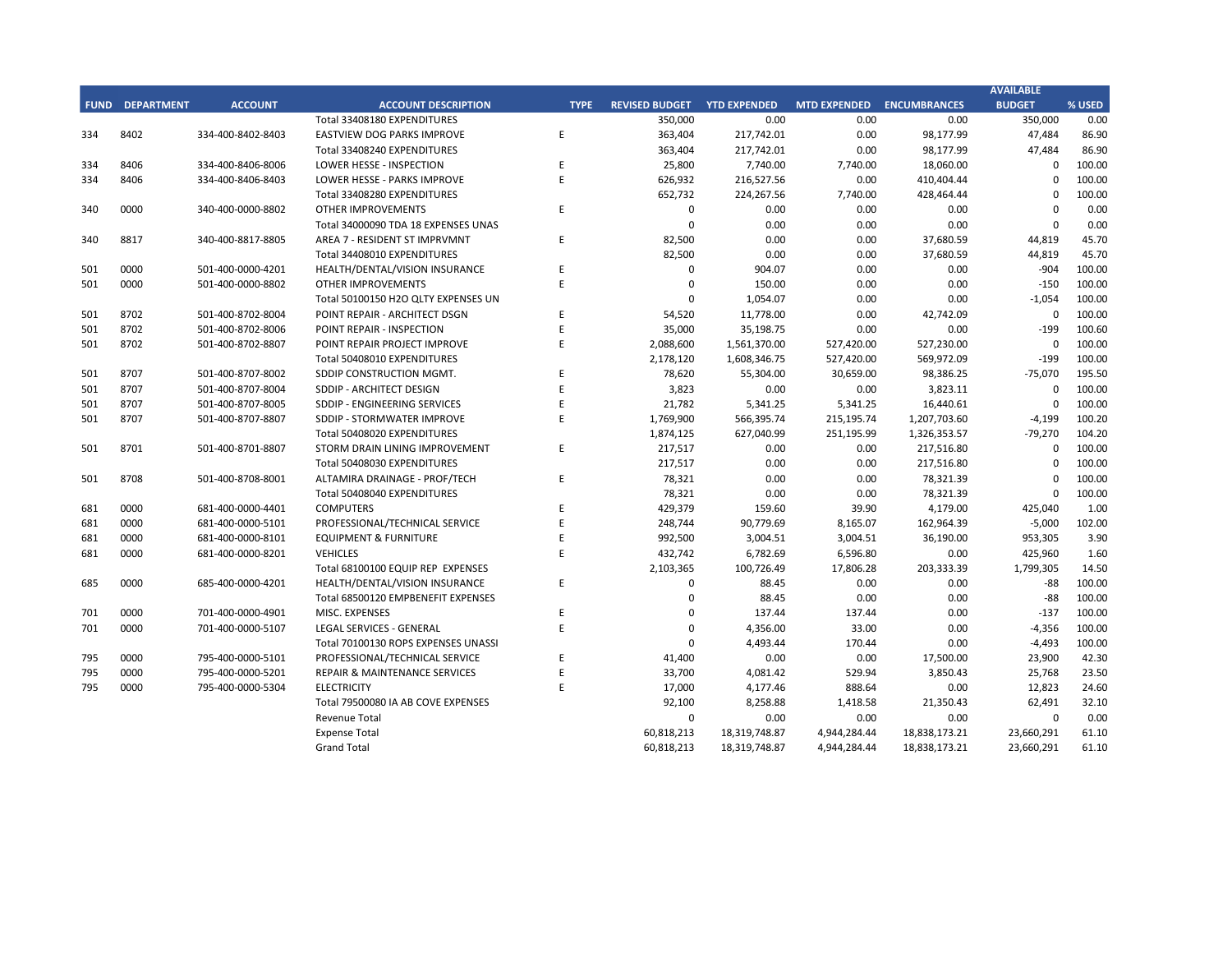| FUND | DEPARTMENT | ACCOUNT | ACCOUNT DESCRIPTION | TYPE | REVISED BUDGET | YTD EXPENDED | MTD EXPENDED | ENCUMBRANCES | AVAILABLE BUDGET | % USED |
|---|---|---|---|---|---|---|---|---|---|---|
| | | | Total 33408180 EXPENDITURES | | 350,000 | 0.00 | 0.00 | 0.00 | 350,000 | 0.00 |
| 334 | 8402 | 334-400-8402-8403 | EASTVIEW DOG PARKS IMPROVE | E | 363,404 | 217,742.01 | 0.00 | 98,177.99 | 47,484 | 86.90 |
| | | | Total 33408240 EXPENDITURES | | 363,404 | 217,742.01 | 0.00 | 98,177.99 | 47,484 | 86.90 |
| 334 | 8406 | 334-400-8406-8006 | LOWER HESSE - INSPECTION | E | 25,800 | 7,740.00 | 7,740.00 | 18,060.00 | 0 | 100.00 |
| 334 | 8406 | 334-400-8406-8403 | LOWER HESSE - PARKS IMPROVE | E | 626,932 | 216,527.56 | 0.00 | 410,404.44 | 0 | 100.00 |
| | | | Total 33408280 EXPENDITURES | | 652,732 | 224,267.56 | 7,740.00 | 428,464.44 | 0 | 100.00 |
| 340 | 0000 | 340-400-0000-8802 | OTHER IMPROVEMENTS | E | 0 | 0.00 | 0.00 | 0.00 | 0 | 0.00 |
| | | | Total 34000090 TDA 18 EXPENSES UNAS | | 0 | 0.00 | 0.00 | 0.00 | 0 | 0.00 |
| 340 | 8817 | 340-400-8817-8805 | AREA 7 - RESIDENT ST IMPRVMNT | E | 82,500 | 0.00 | 0.00 | 37,680.59 | 44,819 | 45.70 |
| | | | Total 34408010 EXPENDITURES | | 82,500 | 0.00 | 0.00 | 37,680.59 | 44,819 | 45.70 |
| 501 | 0000 | 501-400-0000-4201 | HEALTH/DENTAL/VISION INSURANCE | E | 0 | 904.07 | 0.00 | 0.00 | -904 | 100.00 |
| 501 | 0000 | 501-400-0000-8802 | OTHER IMPROVEMENTS | E | 0 | 150.00 | 0.00 | 0.00 | -150 | 100.00 |
| | | | Total 50100150 H2O QLTY EXPENSES UN | | 0 | 1,054.07 | 0.00 | 0.00 | -1,054 | 100.00 |
| 501 | 8702 | 501-400-8702-8004 | POINT REPAIR - ARCHITECT DSGN | E | 54,520 | 11,778.00 | 0.00 | 42,742.09 | 0 | 100.00 |
| 501 | 8702 | 501-400-8702-8006 | POINT REPAIR - INSPECTION | E | 35,000 | 35,198.75 | 0.00 | 0.00 | -199 | 100.60 |
| 501 | 8702 | 501-400-8702-8807 | POINT REPAIR PROJECT IMPROVE | E | 2,088,600 | 1,561,370.00 | 527,420.00 | 527,230.00 | 0 | 100.00 |
| | | | Total 50408010 EXPENDITURES | | 2,178,120 | 1,608,346.75 | 527,420.00 | 569,972.09 | -199 | 100.00 |
| 501 | 8707 | 501-400-8707-8002 | SDDIP CONSTRUCTION MGMT. | E | 78,620 | 55,304.00 | 30,659.00 | 98,386.25 | -75,070 | 195.50 |
| 501 | 8707 | 501-400-8707-8004 | SDDIP - ARCHITECT DESIGN | E | 3,823 | 0.00 | 0.00 | 3,823.11 | 0 | 100.00 |
| 501 | 8707 | 501-400-8707-8005 | SDDIP - ENGINEERING SERVICES | E | 21,782 | 5,341.25 | 5,341.25 | 16,440.61 | 0 | 100.00 |
| 501 | 8707 | 501-400-8707-8807 | SDDIP - STORMWATER IMPROVE | E | 1,769,900 | 566,395.74 | 215,195.74 | 1,207,703.60 | -4,199 | 100.20 |
| | | | Total 50408020 EXPENDITURES | | 1,874,125 | 627,040.99 | 251,195.99 | 1,326,353.57 | -79,270 | 104.20 |
| 501 | 8701 | 501-400-8701-8807 | STORM DRAIN LINING IMPROVEMENT | E | 217,517 | 0.00 | 0.00 | 217,516.80 | 0 | 100.00 |
| | | | Total 50408030 EXPENDITURES | | 217,517 | 0.00 | 0.00 | 217,516.80 | 0 | 100.00 |
| 501 | 8708 | 501-400-8708-8001 | ALTAMIRA DRAINAGE - PROF/TECH | E | 78,321 | 0.00 | 0.00 | 78,321.39 | 0 | 100.00 |
| | | | Total 50408040 EXPENDITURES | | 78,321 | 0.00 | 0.00 | 78,321.39 | 0 | 100.00 |
| 681 | 0000 | 681-400-0000-4401 | COMPUTERS | E | 429,379 | 159.60 | 39.90 | 4,179.00 | 425,040 | 1.00 |
| 681 | 0000 | 681-400-0000-5101 | PROFESSIONAL/TECHNICAL SERVICE | E | 248,744 | 90,779.69 | 8,165.07 | 162,964.39 | -5,000 | 102.00 |
| 681 | 0000 | 681-400-0000-8101 | EQUIPMENT & FURNITURE | E | 992,500 | 3,004.51 | 3,004.51 | 36,190.00 | 953,305 | 3.90 |
| 681 | 0000 | 681-400-0000-8201 | VEHICLES | E | 432,742 | 6,782.69 | 6,596.80 | 0.00 | 425,960 | 1.60 |
| | | | Total 68100100 EQUIP REP EXPENSES | | 2,103,365 | 100,726.49 | 17,806.28 | 203,333.39 | 1,799,305 | 14.50 |
| 685 | 0000 | 685-400-0000-4201 | HEALTH/DENTAL/VISION INSURANCE | E | 0 | 88.45 | 0.00 | 0.00 | -88 | 100.00 |
| | | | Total 68500120 EMPBENEFIT EXPENSES | | 0 | 88.45 | 0.00 | 0.00 | -88 | 100.00 |
| 701 | 0000 | 701-400-0000-4901 | MISC. EXPENSES | E | 0 | 137.44 | 137.44 | 0.00 | -137 | 100.00 |
| 701 | 0000 | 701-400-0000-5107 | LEGAL SERVICES - GENERAL | E | 0 | 4,356.00 | 33.00 | 0.00 | -4,356 | 100.00 |
| | | | Total 70100130 ROPS EXPENSES UNASSI | | 0 | 4,493.44 | 170.44 | 0.00 | -4,493 | 100.00 |
| 795 | 0000 | 795-400-0000-5101 | PROFESSIONAL/TECHNICAL SERVICE | E | 41,400 | 0.00 | 0.00 | 17,500.00 | 23,900 | 42.30 |
| 795 | 0000 | 795-400-0000-5201 | REPAIR & MAINTENANCE SERVICES | E | 33,700 | 4,081.42 | 529.94 | 3,850.43 | 25,768 | 23.50 |
| 795 | 0000 | 795-400-0000-5304 | ELECTRICITY | E | 17,000 | 4,177.46 | 888.64 | 0.00 | 12,823 | 24.60 |
| | | | Total 79500080 IA AB COVE EXPENSES | | 92,100 | 8,258.88 | 1,418.58 | 21,350.43 | 62,491 | 32.10 |
| | | | Revenue Total | | 0 | 0.00 | 0.00 | 0.00 | 0 | 0.00 |
| | | | Expense Total | | 60,818,213 | 18,319,748.87 | 4,944,284.44 | 18,838,173.21 | 23,660,291 | 61.10 |
| | | | Grand Total | | 60,818,213 | 18,319,748.87 | 4,944,284.44 | 18,838,173.21 | 23,660,291 | 61.10 |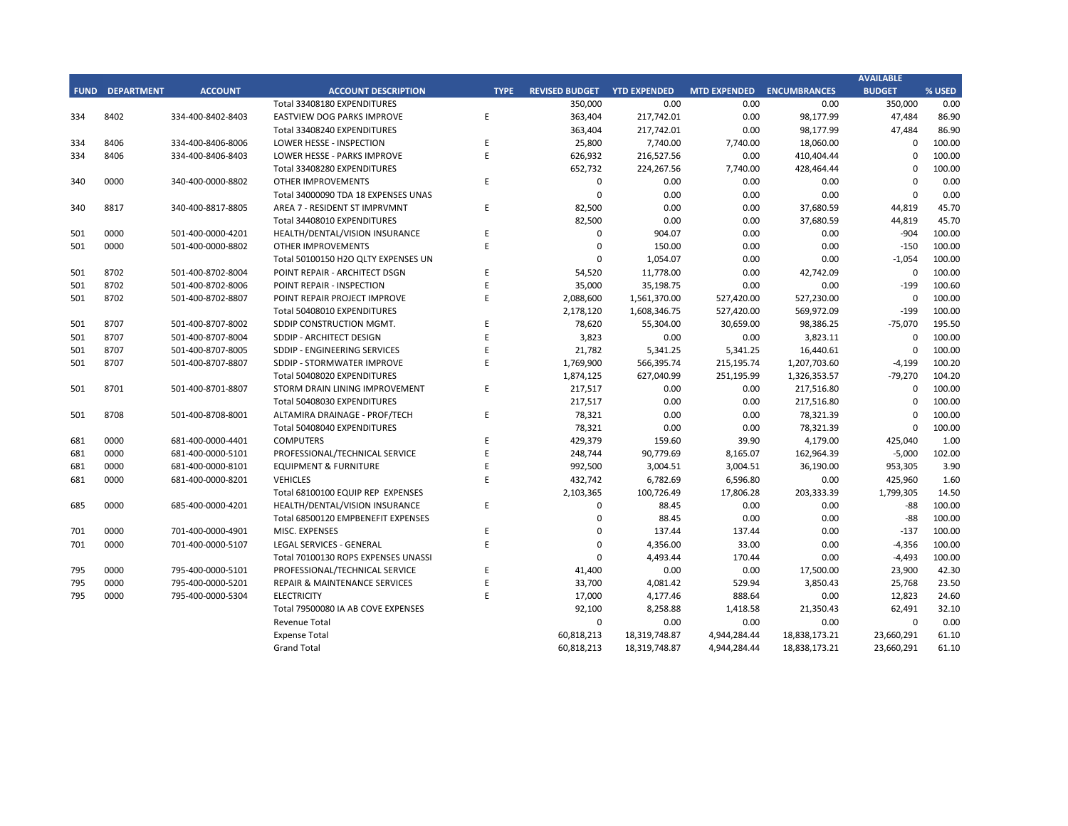| FUND | DEPARTMENT | ACCOUNT | ACCOUNT DESCRIPTION | TYPE | REVISED BUDGET | YTD EXPENDED | MTD EXPENDED | ENCUMBRANCES | AVAILABLE BUDGET | % USED |
|---|---|---|---|---|---|---|---|---|---|---|
| | | | Total 33408180 EXPENDITURES | | 350,000 | 0.00 | 0.00 | 0.00 | 350,000 | 0.00 |
| 334 | 8402 | 334-400-8402-8403 | EASTVIEW DOG PARKS IMPROVE | E | 363,404 | 217,742.01 | 0.00 | 98,177.99 | 47,484 | 86.90 |
| | | | Total 33408240 EXPENDITURES | | 363,404 | 217,742.01 | 0.00 | 98,177.99 | 47,484 | 86.90 |
| 334 | 8406 | 334-400-8406-8006 | LOWER HESSE - INSPECTION | E | 25,800 | 7,740.00 | 7,740.00 | 18,060.00 | 0 | 100.00 |
| 334 | 8406 | 334-400-8406-8403 | LOWER HESSE - PARKS IMPROVE | E | 626,932 | 216,527.56 | 0.00 | 410,404.44 | 0 | 100.00 |
| | | | Total 33408280 EXPENDITURES | | 652,732 | 224,267.56 | 7,740.00 | 428,464.44 | 0 | 100.00 |
| 340 | 0000 | 340-400-0000-8802 | OTHER IMPROVEMENTS | E | 0 | 0.00 | 0.00 | 0.00 | 0 | 0.00 |
| | | | Total 34000090 TDA 18 EXPENSES UNAS | | 0 | 0.00 | 0.00 | 0.00 | 0 | 0.00 |
| 340 | 8817 | 340-400-8817-8805 | AREA 7 - RESIDENT ST IMPRVMNT | E | 82,500 | 0.00 | 0.00 | 37,680.59 | 44,819 | 45.70 |
| | | | Total 34408010 EXPENDITURES | | 82,500 | 0.00 | 0.00 | 37,680.59 | 44,819 | 45.70 |
| 501 | 0000 | 501-400-0000-4201 | HEALTH/DENTAL/VISION INSURANCE | E | 0 | 904.07 | 0.00 | 0.00 | -904 | 100.00 |
| 501 | 0000 | 501-400-0000-8802 | OTHER IMPROVEMENTS | E | 0 | 150.00 | 0.00 | 0.00 | -150 | 100.00 |
| | | | Total 50100150 H2O QLTY EXPENSES UN | | 0 | 1,054.07 | 0.00 | 0.00 | -1,054 | 100.00 |
| 501 | 8702 | 501-400-8702-8004 | POINT REPAIR - ARCHITECT DSGN | E | 54,520 | 11,778.00 | 0.00 | 42,742.09 | 0 | 100.00 |
| 501 | 8702 | 501-400-8702-8006 | POINT REPAIR - INSPECTION | E | 35,000 | 35,198.75 | 0.00 | 0.00 | -199 | 100.60 |
| 501 | 8702 | 501-400-8702-8807 | POINT REPAIR PROJECT IMPROVE | E | 2,088,600 | 1,561,370.00 | 527,420.00 | 527,230.00 | 0 | 100.00 |
| | | | Total 50408010 EXPENDITURES | | 2,178,120 | 1,608,346.75 | 527,420.00 | 569,972.09 | -199 | 100.00 |
| 501 | 8707 | 501-400-8707-8002 | SDDIP CONSTRUCTION MGMT. | E | 78,620 | 55,304.00 | 30,659.00 | 98,386.25 | -75,070 | 195.50 |
| 501 | 8707 | 501-400-8707-8004 | SDDIP - ARCHITECT DESIGN | E | 3,823 | 0.00 | 0.00 | 3,823.11 | 0 | 100.00 |
| 501 | 8707 | 501-400-8707-8005 | SDDIP - ENGINEERING SERVICES | E | 21,782 | 5,341.25 | 5,341.25 | 16,440.61 | 0 | 100.00 |
| 501 | 8707 | 501-400-8707-8807 | SDDIP - STORMWATER IMPROVE | E | 1,769,900 | 566,395.74 | 215,195.74 | 1,207,703.60 | -4,199 | 100.20 |
| | | | Total 50408020 EXPENDITURES | | 1,874,125 | 627,040.99 | 251,195.99 | 1,326,353.57 | -79,270 | 104.20 |
| 501 | 8701 | 501-400-8701-8807 | STORM DRAIN LINING IMPROVEMENT | E | 217,517 | 0.00 | 0.00 | 217,516.80 | 0 | 100.00 |
| | | | Total 50408030 EXPENDITURES | | 217,517 | 0.00 | 0.00 | 217,516.80 | 0 | 100.00 |
| 501 | 8708 | 501-400-8708-8001 | ALTAMIRA DRAINAGE - PROF/TECH | E | 78,321 | 0.00 | 0.00 | 78,321.39 | 0 | 100.00 |
| | | | Total 50408040 EXPENDITURES | | 78,321 | 0.00 | 0.00 | 78,321.39 | 0 | 100.00 |
| 681 | 0000 | 681-400-0000-4401 | COMPUTERS | E | 429,379 | 159.60 | 39.90 | 4,179.00 | 425,040 | 1.00 |
| 681 | 0000 | 681-400-0000-5101 | PROFESSIONAL/TECHNICAL SERVICE | E | 248,744 | 90,779.69 | 8,165.07 | 162,964.39 | -5,000 | 102.00 |
| 681 | 0000 | 681-400-0000-8101 | EQUIPMENT & FURNITURE | E | 992,500 | 3,004.51 | 3,004.51 | 36,190.00 | 953,305 | 3.90 |
| 681 | 0000 | 681-400-0000-8201 | VEHICLES | E | 432,742 | 6,782.69 | 6,596.80 | 0.00 | 425,960 | 1.60 |
| | | | Total 68100100 EQUIP REP EXPENSES | | 2,103,365 | 100,726.49 | 17,806.28 | 203,333.39 | 1,799,305 | 14.50 |
| 685 | 0000 | 685-400-0000-4201 | HEALTH/DENTAL/VISION INSURANCE | E | 0 | 88.45 | 0.00 | 0.00 | -88 | 100.00 |
| | | | Total 68500120 EMPBENEFIT EXPENSES | | 0 | 88.45 | 0.00 | 0.00 | -88 | 100.00 |
| 701 | 0000 | 701-400-0000-4901 | MISC. EXPENSES | E | 0 | 137.44 | 137.44 | 0.00 | -137 | 100.00 |
| 701 | 0000 | 701-400-0000-5107 | LEGAL SERVICES - GENERAL | E | 0 | 4,356.00 | 33.00 | 0.00 | -4,356 | 100.00 |
| | | | Total 70100130 ROPS EXPENSES UNASSI | | 0 | 4,493.44 | 170.44 | 0.00 | -4,493 | 100.00 |
| 795 | 0000 | 795-400-0000-5101 | PROFESSIONAL/TECHNICAL SERVICE | E | 41,400 | 0.00 | 0.00 | 17,500.00 | 23,900 | 42.30 |
| 795 | 0000 | 795-400-0000-5201 | REPAIR & MAINTENANCE SERVICES | E | 33,700 | 4,081.42 | 529.94 | 3,850.43 | 25,768 | 23.50 |
| 795 | 0000 | 795-400-0000-5304 | ELECTRICITY | E | 17,000 | 4,177.46 | 888.64 | 0.00 | 12,823 | 24.60 |
| | | | Total 79500080 IA AB COVE EXPENSES | | 92,100 | 8,258.88 | 1,418.58 | 21,350.43 | 62,491 | 32.10 |
| | | | Revenue Total | | 0 | 0.00 | 0.00 | 0.00 | 0 | 0.00 |
| | | | Expense Total | | 60,818,213 | 18,319,748.87 | 4,944,284.44 | 18,838,173.21 | 23,660,291 | 61.10 |
| | | | Grand Total | | 60,818,213 | 18,319,748.87 | 4,944,284.44 | 18,838,173.21 | 23,660,291 | 61.10 |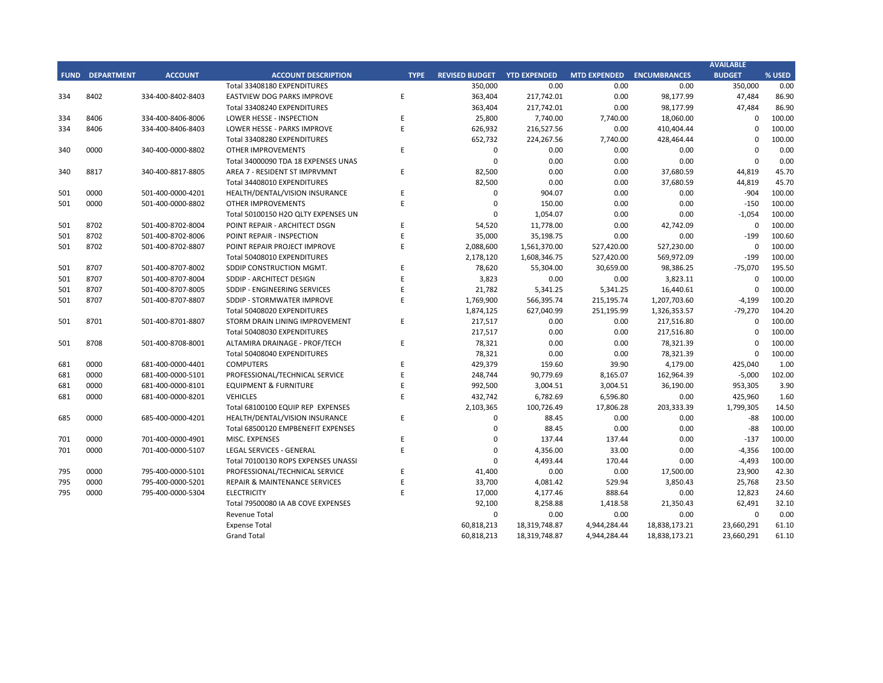| FUND | DEPARTMENT | ACCOUNT | ACCOUNT DESCRIPTION | TYPE | REVISED BUDGET | YTD EXPENDED | MTD EXPENDED | ENCUMBRANCES | AVAILABLE BUDGET | % USED |
|---|---|---|---|---|---|---|---|---|---|---|
| | | | Total 33408180 EXPENDITURES | | 350,000 | 0.00 | 0.00 | 0.00 | 350,000 | 0.00 |
| 334 | 8402 | 334-400-8402-8403 | EASTVIEW DOG PARKS IMPROVE | E | 363,404 | 217,742.01 | 0.00 | 98,177.99 | 47,484 | 86.90 |
| | | | Total 33408240 EXPENDITURES | | 363,404 | 217,742.01 | 0.00 | 98,177.99 | 47,484 | 86.90 |
| 334 | 8406 | 334-400-8406-8006 | LOWER HESSE - INSPECTION | E | 25,800 | 7,740.00 | 7,740.00 | 18,060.00 | 0 | 100.00 |
| 334 | 8406 | 334-400-8406-8403 | LOWER HESSE - PARKS IMPROVE | E | 626,932 | 216,527.56 | 0.00 | 410,404.44 | 0 | 100.00 |
| | | | Total 33408280 EXPENDITURES | | 652,732 | 224,267.56 | 7,740.00 | 428,464.44 | 0 | 100.00 |
| 340 | 0000 | 340-400-0000-8802 | OTHER IMPROVEMENTS | E | 0 | 0.00 | 0.00 | 0.00 | 0 | 0.00 |
| | | | Total 34000090 TDA 18 EXPENSES UNAS | | 0 | 0.00 | 0.00 | 0.00 | 0 | 0.00 |
| 340 | 8817 | 340-400-8817-8805 | AREA 7 - RESIDENT ST IMPRVMNT | E | 82,500 | 0.00 | 0.00 | 37,680.59 | 44,819 | 45.70 |
| | | | Total 34408010 EXPENDITURES | | 82,500 | 0.00 | 0.00 | 37,680.59 | 44,819 | 45.70 |
| 501 | 0000 | 501-400-0000-4201 | HEALTH/DENTAL/VISION INSURANCE | E | 0 | 904.07 | 0.00 | 0.00 | -904 | 100.00 |
| 501 | 0000 | 501-400-0000-8802 | OTHER IMPROVEMENTS | E | 0 | 150.00 | 0.00 | 0.00 | -150 | 100.00 |
| | | | Total 50100150 H2O QLTY EXPENSES UN | | 0 | 1,054.07 | 0.00 | 0.00 | -1,054 | 100.00 |
| 501 | 8702 | 501-400-8702-8004 | POINT REPAIR - ARCHITECT DSGN | E | 54,520 | 11,778.00 | 0.00 | 42,742.09 | 0 | 100.00 |
| 501 | 8702 | 501-400-8702-8006 | POINT REPAIR - INSPECTION | E | 35,000 | 35,198.75 | 0.00 | 0.00 | -199 | 100.60 |
| 501 | 8702 | 501-400-8702-8807 | POINT REPAIR PROJECT IMPROVE | E | 2,088,600 | 1,561,370.00 | 527,420.00 | 527,230.00 | 0 | 100.00 |
| | | | Total 50408010 EXPENDITURES | | 2,178,120 | 1,608,346.75 | 527,420.00 | 569,972.09 | -199 | 100.00 |
| 501 | 8707 | 501-400-8707-8002 | SDDIP CONSTRUCTION MGMT. | E | 78,620 | 55,304.00 | 30,659.00 | 98,386.25 | -75,070 | 195.50 |
| 501 | 8707 | 501-400-8707-8004 | SDDIP - ARCHITECT DESIGN | E | 3,823 | 0.00 | 0.00 | 3,823.11 | 0 | 100.00 |
| 501 | 8707 | 501-400-8707-8005 | SDDIP - ENGINEERING SERVICES | E | 21,782 | 5,341.25 | 5,341.25 | 16,440.61 | 0 | 100.00 |
| 501 | 8707 | 501-400-8707-8807 | SDDIP - STORMWATER IMPROVE | E | 1,769,900 | 566,395.74 | 215,195.74 | 1,207,703.60 | -4,199 | 100.20 |
| | | | Total 50408020 EXPENDITURES | | 1,874,125 | 627,040.99 | 251,195.99 | 1,326,353.57 | -79,270 | 104.20 |
| 501 | 8701 | 501-400-8701-8807 | STORM DRAIN LINING IMPROVEMENT | E | 217,517 | 0.00 | 0.00 | 217,516.80 | 0 | 100.00 |
| | | | Total 50408030 EXPENDITURES | | 217,517 | 0.00 | 0.00 | 217,516.80 | 0 | 100.00 |
| 501 | 8708 | 501-400-8708-8001 | ALTAMIRA DRAINAGE - PROF/TECH | E | 78,321 | 0.00 | 0.00 | 78,321.39 | 0 | 100.00 |
| | | | Total 50408040 EXPENDITURES | | 78,321 | 0.00 | 0.00 | 78,321.39 | 0 | 100.00 |
| 681 | 0000 | 681-400-0000-4401 | COMPUTERS | E | 429,379 | 159.60 | 39.90 | 4,179.00 | 425,040 | 1.00 |
| 681 | 0000 | 681-400-0000-5101 | PROFESSIONAL/TECHNICAL SERVICE | E | 248,744 | 90,779.69 | 8,165.07 | 162,964.39 | -5,000 | 102.00 |
| 681 | 0000 | 681-400-0000-8101 | EQUIPMENT & FURNITURE | E | 992,500 | 3,004.51 | 3,004.51 | 36,190.00 | 953,305 | 3.90 |
| 681 | 0000 | 681-400-0000-8201 | VEHICLES | E | 432,742 | 6,782.69 | 6,596.80 | 0.00 | 425,960 | 1.60 |
| | | | Total 68100100 EQUIP REP EXPENSES | | 2,103,365 | 100,726.49 | 17,806.28 | 203,333.39 | 1,799,305 | 14.50 |
| 685 | 0000 | 685-400-0000-4201 | HEALTH/DENTAL/VISION INSURANCE | E | 0 | 88.45 | 0.00 | 0.00 | -88 | 100.00 |
| | | | Total 68500120 EMPBENEFIT EXPENSES | | 0 | 88.45 | 0.00 | 0.00 | -88 | 100.00 |
| 701 | 0000 | 701-400-0000-4901 | MISC. EXPENSES | E | 0 | 137.44 | 137.44 | 0.00 | -137 | 100.00 |
| 701 | 0000 | 701-400-0000-5107 | LEGAL SERVICES - GENERAL | E | 0 | 4,356.00 | 33.00 | 0.00 | -4,356 | 100.00 |
| | | | Total 70100130 ROPS EXPENSES UNASSI | | 0 | 4,493.44 | 170.44 | 0.00 | -4,493 | 100.00 |
| 795 | 0000 | 795-400-0000-5101 | PROFESSIONAL/TECHNICAL SERVICE | E | 41,400 | 0.00 | 0.00 | 17,500.00 | 23,900 | 42.30 |
| 795 | 0000 | 795-400-0000-5201 | REPAIR & MAINTENANCE SERVICES | E | 33,700 | 4,081.42 | 529.94 | 3,850.43 | 25,768 | 23.50 |
| 795 | 0000 | 795-400-0000-5304 | ELECTRICITY | E | 17,000 | 4,177.46 | 888.64 | 0.00 | 12,823 | 24.60 |
| | | | Total 79500080 IA AB COVE EXPENSES | | 92,100 | 8,258.88 | 1,418.58 | 21,350.43 | 62,491 | 32.10 |
| | | | Revenue Total | | 0 | 0.00 | 0.00 | 0.00 | 0 | 0.00 |
| | | | Expense Total | | 60,818,213 | 18,319,748.87 | 4,944,284.44 | 18,838,173.21 | 23,660,291 | 61.10 |
| | | | Grand Total | | 60,818,213 | 18,319,748.87 | 4,944,284.44 | 18,838,173.21 | 23,660,291 | 61.10 |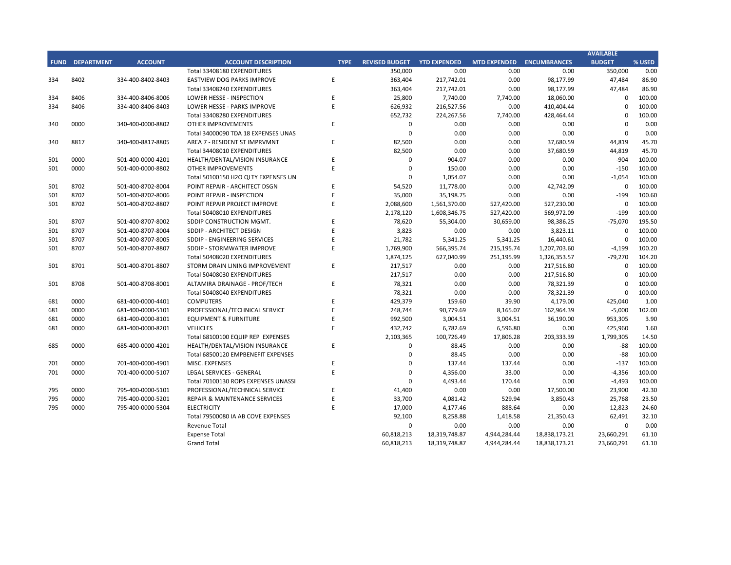| FUND | DEPARTMENT | ACCOUNT | ACCOUNT DESCRIPTION | TYPE | REVISED BUDGET | YTD EXPENDED | MTD EXPENDED | ENCUMBRANCES | AVAILABLE BUDGET | % USED |
|---|---|---|---|---|---|---|---|---|---|---|
| | | | Total 33408180 EXPENDITURES | | 350,000 | 0.00 | 0.00 | 0.00 | 350,000 | 0.00 |
| 334 | 8402 | 334-400-8402-8403 | EASTVIEW DOG PARKS IMPROVE | E | 363,404 | 217,742.01 | 0.00 | 98,177.99 | 47,484 | 86.90 |
| | | | Total 33408240 EXPENDITURES | | 363,404 | 217,742.01 | 0.00 | 98,177.99 | 47,484 | 86.90 |
| 334 | 8406 | 334-400-8406-8006 | LOWER HESSE - INSPECTION | E | 25,800 | 7,740.00 | 7,740.00 | 18,060.00 | 0 | 100.00 |
| 334 | 8406 | 334-400-8406-8403 | LOWER HESSE - PARKS IMPROVE | E | 626,932 | 216,527.56 | 0.00 | 410,404.44 | 0 | 100.00 |
| | | | Total 33408280 EXPENDITURES | | 652,732 | 224,267.56 | 7,740.00 | 428,464.44 | 0 | 100.00 |
| 340 | 0000 | 340-400-0000-8802 | OTHER IMPROVEMENTS | E | 0 | 0.00 | 0.00 | 0.00 | 0 | 0.00 |
| | | | Total 34000090 TDA 18 EXPENSES UNAS | | 0 | 0.00 | 0.00 | 0.00 | 0 | 0.00 |
| 340 | 8817 | 340-400-8817-8805 | AREA 7 - RESIDENT ST IMPRVMNT | E | 82,500 | 0.00 | 0.00 | 37,680.59 | 44,819 | 45.70 |
| | | | Total 34408010 EXPENDITURES | | 82,500 | 0.00 | 0.00 | 37,680.59 | 44,819 | 45.70 |
| 501 | 0000 | 501-400-0000-4201 | HEALTH/DENTAL/VISION INSURANCE | E | 0 | 904.07 | 0.00 | 0.00 | -904 | 100.00 |
| 501 | 0000 | 501-400-0000-8802 | OTHER IMPROVEMENTS | E | 0 | 150.00 | 0.00 | 0.00 | -150 | 100.00 |
| | | | Total 50100150 H2O QLTY EXPENSES UN | | 0 | 1,054.07 | 0.00 | 0.00 | -1,054 | 100.00 |
| 501 | 8702 | 501-400-8702-8004 | POINT REPAIR - ARCHITECT DSGN | E | 54,520 | 11,778.00 | 0.00 | 42,742.09 | 0 | 100.00 |
| 501 | 8702 | 501-400-8702-8006 | POINT REPAIR - INSPECTION | E | 35,000 | 35,198.75 | 0.00 | 0.00 | -199 | 100.60 |
| 501 | 8702 | 501-400-8702-8807 | POINT REPAIR PROJECT IMPROVE | E | 2,088,600 | 1,561,370.00 | 527,420.00 | 527,230.00 | 0 | 100.00 |
| | | | Total 50408010 EXPENDITURES | | 2,178,120 | 1,608,346.75 | 527,420.00 | 569,972.09 | -199 | 100.00 |
| 501 | 8707 | 501-400-8707-8002 | SDDIP CONSTRUCTION MGMT. | E | 78,620 | 55,304.00 | 30,659.00 | 98,386.25 | -75,070 | 195.50 |
| 501 | 8707 | 501-400-8707-8004 | SDDIP - ARCHITECT DESIGN | E | 3,823 | 0.00 | 0.00 | 3,823.11 | 0 | 100.00 |
| 501 | 8707 | 501-400-8707-8005 | SDDIP - ENGINEERING SERVICES | E | 21,782 | 5,341.25 | 5,341.25 | 16,440.61 | 0 | 100.00 |
| 501 | 8707 | 501-400-8707-8807 | SDDIP - STORMWATER IMPROVE | E | 1,769,900 | 566,395.74 | 215,195.74 | 1,207,703.60 | -4,199 | 100.20 |
| | | | Total 50408020 EXPENDITURES | | 1,874,125 | 627,040.99 | 251,195.99 | 1,326,353.57 | -79,270 | 104.20 |
| 501 | 8701 | 501-400-8701-8807 | STORM DRAIN LINING IMPROVEMENT | E | 217,517 | 0.00 | 0.00 | 217,516.80 | 0 | 100.00 |
| | | | Total 50408030 EXPENDITURES | | 217,517 | 0.00 | 0.00 | 217,516.80 | 0 | 100.00 |
| 501 | 8708 | 501-400-8708-8001 | ALTAMIRA DRAINAGE - PROF/TECH | E | 78,321 | 0.00 | 0.00 | 78,321.39 | 0 | 100.00 |
| | | | Total 50408040 EXPENDITURES | | 78,321 | 0.00 | 0.00 | 78,321.39 | 0 | 100.00 |
| 681 | 0000 | 681-400-0000-4401 | COMPUTERS | E | 429,379 | 159.60 | 39.90 | 4,179.00 | 425,040 | 1.00 |
| 681 | 0000 | 681-400-0000-5101 | PROFESSIONAL/TECHNICAL SERVICE | E | 248,744 | 90,779.69 | 8,165.07 | 162,964.39 | -5,000 | 102.00 |
| 681 | 0000 | 681-400-0000-8101 | EQUIPMENT & FURNITURE | E | 992,500 | 3,004.51 | 3,004.51 | 36,190.00 | 953,305 | 3.90 |
| 681 | 0000 | 681-400-0000-8201 | VEHICLES | E | 432,742 | 6,782.69 | 6,596.80 | 0.00 | 425,960 | 1.60 |
| | | | Total 68100100 EQUIP REP EXPENSES | | 2,103,365 | 100,726.49 | 17,806.28 | 203,333.39 | 1,799,305 | 14.50 |
| 685 | 0000 | 685-400-0000-4201 | HEALTH/DENTAL/VISION INSURANCE | E | 0 | 88.45 | 0.00 | 0.00 | -88 | 100.00 |
| | | | Total 68500120 EMPBENEFIT EXPENSES | | 0 | 88.45 | 0.00 | 0.00 | -88 | 100.00 |
| 701 | 0000 | 701-400-0000-4901 | MISC. EXPENSES | E | 0 | 137.44 | 137.44 | 0.00 | -137 | 100.00 |
| 701 | 0000 | 701-400-0000-5107 | LEGAL SERVICES - GENERAL | E | 0 | 4,356.00 | 33.00 | 0.00 | -4,356 | 100.00 |
| | | | Total 70100130 ROPS EXPENSES UNASSI | | 0 | 4,493.44 | 170.44 | 0.00 | -4,493 | 100.00 |
| 795 | 0000 | 795-400-0000-5101 | PROFESSIONAL/TECHNICAL SERVICE | E | 41,400 | 0.00 | 0.00 | 17,500.00 | 23,900 | 42.30 |
| 795 | 0000 | 795-400-0000-5201 | REPAIR & MAINTENANCE SERVICES | E | 33,700 | 4,081.42 | 529.94 | 3,850.43 | 25,768 | 23.50 |
| 795 | 0000 | 795-400-0000-5304 | ELECTRICITY | E | 17,000 | 4,177.46 | 888.64 | 0.00 | 12,823 | 24.60 |
| | | | Total 79500080 IA AB COVE EXPENSES | | 92,100 | 8,258.88 | 1,418.58 | 21,350.43 | 62,491 | 32.10 |
| | | | Revenue Total | | 0 | 0.00 | 0.00 | 0.00 | 0 | 0.00 |
| | | | Expense Total | | 60,818,213 | 18,319,748.87 | 4,944,284.44 | 18,838,173.21 | 23,660,291 | 61.10 |
| | | | Grand Total | | 60,818,213 | 18,319,748.87 | 4,944,284.44 | 18,838,173.21 | 23,660,291 | 61.10 |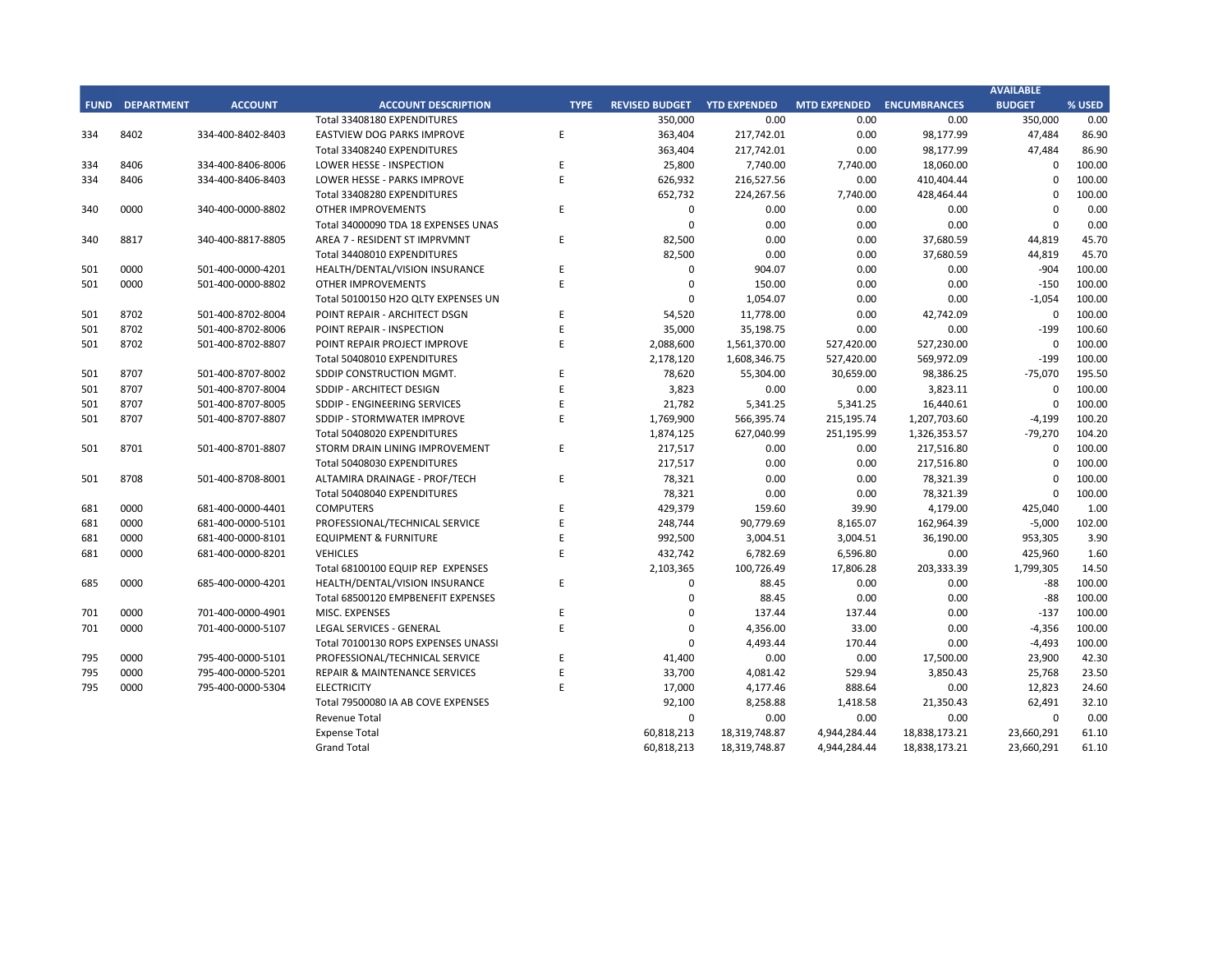| FUND | DEPARTMENT | ACCOUNT | ACCOUNT DESCRIPTION | TYPE | REVISED BUDGET | YTD EXPENDED | MTD EXPENDED | ENCUMBRANCES | AVAILABLE BUDGET | % USED |
|---|---|---|---|---|---|---|---|---|---|---|
| | | | Total 33408180 EXPENDITURES | | 350,000 | 0.00 | 0.00 | 0.00 | 350,000 | 0.00 |
| 334 | 8402 | 334-400-8402-8403 | EASTVIEW DOG PARKS IMPROVE | E | 363,404 | 217,742.01 | 0.00 | 98,177.99 | 47,484 | 86.90 |
| | | | Total 33408240 EXPENDITURES | | 363,404 | 217,742.01 | 0.00 | 98,177.99 | 47,484 | 86.90 |
| 334 | 8406 | 334-400-8406-8006 | LOWER HESSE - INSPECTION | E | 25,800 | 7,740.00 | 7,740.00 | 18,060.00 | 0 | 100.00 |
| 334 | 8406 | 334-400-8406-8403 | LOWER HESSE - PARKS IMPROVE | E | 626,932 | 216,527.56 | 0.00 | 410,404.44 | 0 | 100.00 |
| | | | Total 33408280 EXPENDITURES | | 652,732 | 224,267.56 | 7,740.00 | 428,464.44 | 0 | 100.00 |
| 340 | 0000 | 340-400-0000-8802 | OTHER IMPROVEMENTS | E | 0 | 0.00 | 0.00 | 0.00 | 0 | 0.00 |
| | | | Total 34000090 TDA 18 EXPENSES UNAS | | 0 | 0.00 | 0.00 | 0.00 | 0 | 0.00 |
| 340 | 8817 | 340-400-8817-8805 | AREA 7 - RESIDENT ST IMPRVMNT | E | 82,500 | 0.00 | 0.00 | 37,680.59 | 44,819 | 45.70 |
| | | | Total 34408010 EXPENDITURES | | 82,500 | 0.00 | 0.00 | 37,680.59 | 44,819 | 45.70 |
| 501 | 0000 | 501-400-0000-4201 | HEALTH/DENTAL/VISION INSURANCE | E | 0 | 904.07 | 0.00 | 0.00 | -904 | 100.00 |
| 501 | 0000 | 501-400-0000-8802 | OTHER IMPROVEMENTS | E | 0 | 150.00 | 0.00 | 0.00 | -150 | 100.00 |
| | | | Total 50100150 H2O QLTY EXPENSES UN | | 0 | 1,054.07 | 0.00 | 0.00 | -1,054 | 100.00 |
| 501 | 8702 | 501-400-8702-8004 | POINT REPAIR - ARCHITECT DSGN | E | 54,520 | 11,778.00 | 0.00 | 42,742.09 | 0 | 100.00 |
| 501 | 8702 | 501-400-8702-8006 | POINT REPAIR - INSPECTION | E | 35,000 | 35,198.75 | 0.00 | 0.00 | -199 | 100.60 |
| 501 | 8702 | 501-400-8702-8807 | POINT REPAIR PROJECT IMPROVE | E | 2,088,600 | 1,561,370.00 | 527,420.00 | 527,230.00 | 0 | 100.00 |
| | | | Total 50408010 EXPENDITURES | | 2,178,120 | 1,608,346.75 | 527,420.00 | 569,972.09 | -199 | 100.00 |
| 501 | 8707 | 501-400-8707-8002 | SDDIP CONSTRUCTION MGMT. | E | 78,620 | 55,304.00 | 30,659.00 | 98,386.25 | -75,070 | 195.50 |
| 501 | 8707 | 501-400-8707-8004 | SDDIP - ARCHITECT DESIGN | E | 3,823 | 0.00 | 0.00 | 3,823.11 | 0 | 100.00 |
| 501 | 8707 | 501-400-8707-8005 | SDDIP - ENGINEERING SERVICES | E | 21,782 | 5,341.25 | 5,341.25 | 16,440.61 | 0 | 100.00 |
| 501 | 8707 | 501-400-8707-8807 | SDDIP - STORMWATER IMPROVE | E | 1,769,900 | 566,395.74 | 215,195.74 | 1,207,703.60 | -4,199 | 100.20 |
| | | | Total 50408020 EXPENDITURES | | 1,874,125 | 627,040.99 | 251,195.99 | 1,326,353.57 | -79,270 | 104.20 |
| 501 | 8701 | 501-400-8701-8807 | STORM DRAIN LINING IMPROVEMENT | E | 217,517 | 0.00 | 0.00 | 217,516.80 | 0 | 100.00 |
| | | | Total 50408030 EXPENDITURES | | 217,517 | 0.00 | 0.00 | 217,516.80 | 0 | 100.00 |
| 501 | 8708 | 501-400-8708-8001 | ALTAMIRA DRAINAGE - PROF/TECH | E | 78,321 | 0.00 | 0.00 | 78,321.39 | 0 | 100.00 |
| | | | Total 50408040 EXPENDITURES | | 78,321 | 0.00 | 0.00 | 78,321.39 | 0 | 100.00 |
| 681 | 0000 | 681-400-0000-4401 | COMPUTERS | E | 429,379 | 159.60 | 39.90 | 4,179.00 | 425,040 | 1.00 |
| 681 | 0000 | 681-400-0000-5101 | PROFESSIONAL/TECHNICAL SERVICE | E | 248,744 | 90,779.69 | 8,165.07 | 162,964.39 | -5,000 | 102.00 |
| 681 | 0000 | 681-400-0000-8101 | EQUIPMENT & FURNITURE | E | 992,500 | 3,004.51 | 3,004.51 | 36,190.00 | 953,305 | 3.90 |
| 681 | 0000 | 681-400-0000-8201 | VEHICLES | E | 432,742 | 6,782.69 | 6,596.80 | 0.00 | 425,960 | 1.60 |
| | | | Total 68100100 EQUIP REP EXPENSES | | 2,103,365 | 100,726.49 | 17,806.28 | 203,333.39 | 1,799,305 | 14.50 |
| 685 | 0000 | 685-400-0000-4201 | HEALTH/DENTAL/VISION INSURANCE | E | 0 | 88.45 | 0.00 | 0.00 | -88 | 100.00 |
| | | | Total 68500120 EMPBENEFIT EXPENSES | | 0 | 88.45 | 0.00 | 0.00 | -88 | 100.00 |
| 701 | 0000 | 701-400-0000-4901 | MISC. EXPENSES | E | 0 | 137.44 | 137.44 | 0.00 | -137 | 100.00 |
| 701 | 0000 | 701-400-0000-5107 | LEGAL SERVICES - GENERAL | E | 0 | 4,356.00 | 33.00 | 0.00 | -4,356 | 100.00 |
| | | | Total 70100130 ROPS EXPENSES UNASSI | | 0 | 4,493.44 | 170.44 | 0.00 | -4,493 | 100.00 |
| 795 | 0000 | 795-400-0000-5101 | PROFESSIONAL/TECHNICAL SERVICE | E | 41,400 | 0.00 | 0.00 | 17,500.00 | 23,900 | 42.30 |
| 795 | 0000 | 795-400-0000-5201 | REPAIR & MAINTENANCE SERVICES | E | 33,700 | 4,081.42 | 529.94 | 3,850.43 | 25,768 | 23.50 |
| 795 | 0000 | 795-400-0000-5304 | ELECTRICITY | E | 17,000 | 4,177.46 | 888.64 | 0.00 | 12,823 | 24.60 |
| | | | Total 79500080 IA AB COVE EXPENSES | | 92,100 | 8,258.88 | 1,418.58 | 21,350.43 | 62,491 | 32.10 |
| | | | Revenue Total | | 0 | 0.00 | 0.00 | 0.00 | 0 | 0.00 |
| | | | Expense Total | | 60,818,213 | 18,319,748.87 | 4,944,284.44 | 18,838,173.21 | 23,660,291 | 61.10 |
| | | | Grand Total | | 60,818,213 | 18,319,748.87 | 4,944,284.44 | 18,838,173.21 | 23,660,291 | 61.10 |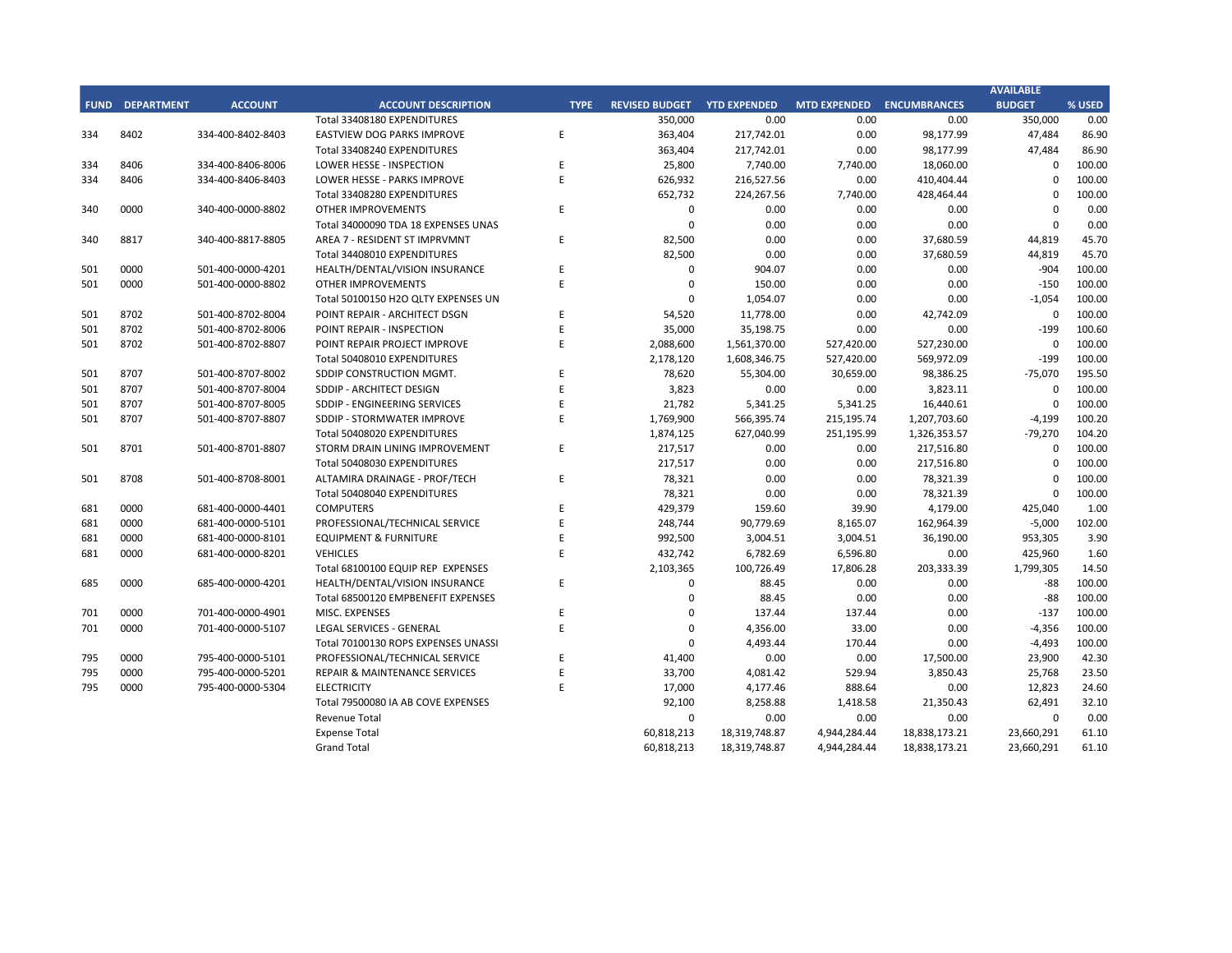| FUND | DEPARTMENT | ACCOUNT | ACCOUNT DESCRIPTION | TYPE | REVISED BUDGET | YTD EXPENDED | MTD EXPENDED | ENCUMBRANCES | AVAILABLE BUDGET | % USED |
|---|---|---|---|---|---|---|---|---|---|---|
| | | | Total 33408180 EXPENDITURES | | 350,000 | 0.00 | 0.00 | 0.00 | 350,000 | 0.00 |
| 334 | 8402 | 334-400-8402-8403 | EASTVIEW DOG PARKS IMPROVE | E | 363,404 | 217,742.01 | 0.00 | 98,177.99 | 47,484 | 86.90 |
| | | | Total 33408240 EXPENDITURES | | 363,404 | 217,742.01 | 0.00 | 98,177.99 | 47,484 | 86.90 |
| 334 | 8406 | 334-400-8406-8006 | LOWER HESSE - INSPECTION | E | 25,800 | 7,740.00 | 7,740.00 | 18,060.00 | 0 | 100.00 |
| 334 | 8406 | 334-400-8406-8403 | LOWER HESSE - PARKS IMPROVE | E | 626,932 | 216,527.56 | 0.00 | 410,404.44 | 0 | 100.00 |
| | | | Total 33408280 EXPENDITURES | | 652,732 | 224,267.56 | 7,740.00 | 428,464.44 | 0 | 100.00 |
| 340 | 0000 | 340-400-0000-8802 | OTHER IMPROVEMENTS | E | 0 | 0.00 | 0.00 | 0.00 | 0 | 0.00 |
| | | | Total 34000090 TDA 18 EXPENSES UNAS | | 0 | 0.00 | 0.00 | 0.00 | 0 | 0.00 |
| 340 | 8817 | 340-400-8817-8805 | AREA 7 - RESIDENT ST IMPRVMNT | E | 82,500 | 0.00 | 0.00 | 37,680.59 | 44,819 | 45.70 |
| | | | Total 34408010 EXPENDITURES | | 82,500 | 0.00 | 0.00 | 37,680.59 | 44,819 | 45.70 |
| 501 | 0000 | 501-400-0000-4201 | HEALTH/DENTAL/VISION INSURANCE | E | 0 | 904.07 | 0.00 | 0.00 | -904 | 100.00 |
| 501 | 0000 | 501-400-0000-8802 | OTHER IMPROVEMENTS | E | 0 | 150.00 | 0.00 | 0.00 | -150 | 100.00 |
| | | | Total 50100150 H2O QLTY EXPENSES UN | | 0 | 1,054.07 | 0.00 | 0.00 | -1,054 | 100.00 |
| 501 | 8702 | 501-400-8702-8004 | POINT REPAIR - ARCHITECT DSGN | E | 54,520 | 11,778.00 | 0.00 | 42,742.09 | 0 | 100.00 |
| 501 | 8702 | 501-400-8702-8006 | POINT REPAIR - INSPECTION | E | 35,000 | 35,198.75 | 0.00 | 0.00 | -199 | 100.60 |
| 501 | 8702 | 501-400-8702-8807 | POINT REPAIR PROJECT IMPROVE | E | 2,088,600 | 1,561,370.00 | 527,420.00 | 527,230.00 | 0 | 100.00 |
| | | | Total 50408010 EXPENDITURES | | 2,178,120 | 1,608,346.75 | 527,420.00 | 569,972.09 | -199 | 100.00 |
| 501 | 8707 | 501-400-8707-8002 | SDDIP CONSTRUCTION MGMT. | E | 78,620 | 55,304.00 | 30,659.00 | 98,386.25 | -75,070 | 195.50 |
| 501 | 8707 | 501-400-8707-8004 | SDDIP - ARCHITECT DESIGN | E | 3,823 | 0.00 | 0.00 | 3,823.11 | 0 | 100.00 |
| 501 | 8707 | 501-400-8707-8005 | SDDIP - ENGINEERING SERVICES | E | 21,782 | 5,341.25 | 5,341.25 | 16,440.61 | 0 | 100.00 |
| 501 | 8707 | 501-400-8707-8807 | SDDIP - STORMWATER IMPROVE | E | 1,769,900 | 566,395.74 | 215,195.74 | 1,207,703.60 | -4,199 | 100.20 |
| | | | Total 50408020 EXPENDITURES | | 1,874,125 | 627,040.99 | 251,195.99 | 1,326,353.57 | -79,270 | 104.20 |
| 501 | 8701 | 501-400-8701-8807 | STORM DRAIN LINING IMPROVEMENT | E | 217,517 | 0.00 | 0.00 | 217,516.80 | 0 | 100.00 |
| | | | Total 50408030 EXPENDITURES | | 217,517 | 0.00 | 0.00 | 217,516.80 | 0 | 100.00 |
| 501 | 8708 | 501-400-8708-8001 | ALTAMIRA DRAINAGE - PROF/TECH | E | 78,321 | 0.00 | 0.00 | 78,321.39 | 0 | 100.00 |
| | | | Total 50408040 EXPENDITURES | | 78,321 | 0.00 | 0.00 | 78,321.39 | 0 | 100.00 |
| 681 | 0000 | 681-400-0000-4401 | COMPUTERS | E | 429,379 | 159.60 | 39.90 | 4,179.00 | 425,040 | 1.00 |
| 681 | 0000 | 681-400-0000-5101 | PROFESSIONAL/TECHNICAL SERVICE | E | 248,744 | 90,779.69 | 8,165.07 | 162,964.39 | -5,000 | 102.00 |
| 681 | 0000 | 681-400-0000-8101 | EQUIPMENT & FURNITURE | E | 992,500 | 3,004.51 | 3,004.51 | 36,190.00 | 953,305 | 3.90 |
| 681 | 0000 | 681-400-0000-8201 | VEHICLES | E | 432,742 | 6,782.69 | 6,596.80 | 0.00 | 425,960 | 1.60 |
| | | | Total 68100100 EQUIP REP EXPENSES | | 2,103,365 | 100,726.49 | 17,806.28 | 203,333.39 | 1,799,305 | 14.50 |
| 685 | 0000 | 685-400-0000-4201 | HEALTH/DENTAL/VISION INSURANCE | E | 0 | 88.45 | 0.00 | 0.00 | -88 | 100.00 |
| | | | Total 68500120 EMPBENEFIT EXPENSES | | 0 | 88.45 | 0.00 | 0.00 | -88 | 100.00 |
| 701 | 0000 | 701-400-0000-4901 | MISC. EXPENSES | E | 0 | 137.44 | 137.44 | 0.00 | -137 | 100.00 |
| 701 | 0000 | 701-400-0000-5107 | LEGAL SERVICES - GENERAL | E | 0 | 4,356.00 | 33.00 | 0.00 | -4,356 | 100.00 |
| | | | Total 70100130 ROPS EXPENSES UNASSI | | 0 | 4,493.44 | 170.44 | 0.00 | -4,493 | 100.00 |
| 795 | 0000 | 795-400-0000-5101 | PROFESSIONAL/TECHNICAL SERVICE | E | 41,400 | 0.00 | 0.00 | 17,500.00 | 23,900 | 42.30 |
| 795 | 0000 | 795-400-0000-5201 | REPAIR & MAINTENANCE SERVICES | E | 33,700 | 4,081.42 | 529.94 | 3,850.43 | 25,768 | 23.50 |
| 795 | 0000 | 795-400-0000-5304 | ELECTRICITY | E | 17,000 | 4,177.46 | 888.64 | 0.00 | 12,823 | 24.60 |
| | | | Total 79500080 IA AB COVE EXPENSES | | 92,100 | 8,258.88 | 1,418.58 | 21,350.43 | 62,491 | 32.10 |
| | | | Revenue Total | | 0 | 0.00 | 0.00 | 0.00 | 0 | 0.00 |
| | | | Expense Total | | 60,818,213 | 18,319,748.87 | 4,944,284.44 | 18,838,173.21 | 23,660,291 | 61.10 |
| | | | Grand Total | | 60,818,213 | 18,319,748.87 | 4,944,284.44 | 18,838,173.21 | 23,660,291 | 61.10 |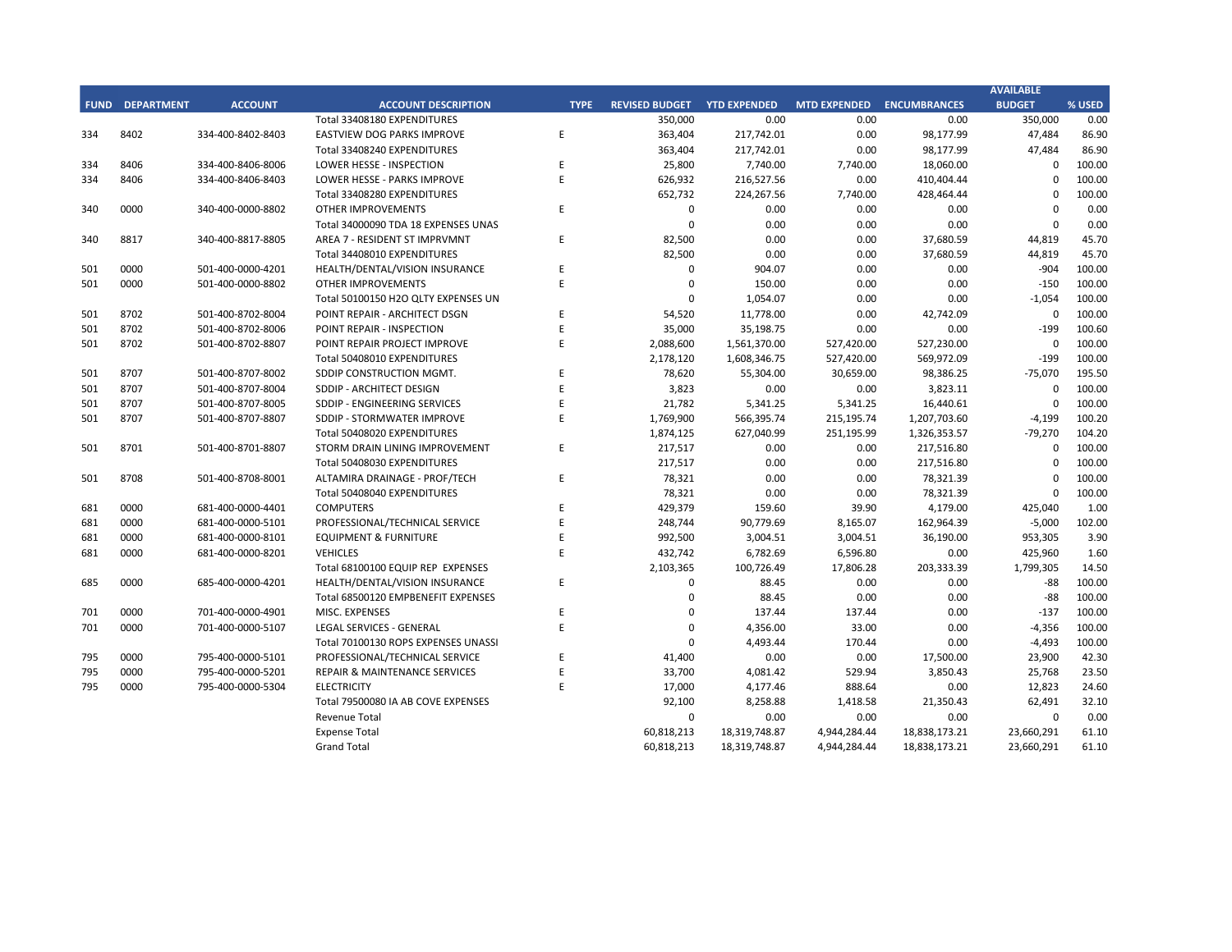| FUND | DEPARTMENT | ACCOUNT | ACCOUNT DESCRIPTION | TYPE | REVISED BUDGET | YTD EXPENDED | MTD EXPENDED | ENCUMBRANCES | AVAILABLE BUDGET | % USED |
|---|---|---|---|---|---|---|---|---|---|---|
| | | | Total 33408180 EXPENDITURES | | 350,000 | 0.00 | 0.00 | 0.00 | 350,000 | 0.00 |
| 334 | 8402 | 334-400-8402-8403 | EASTVIEW DOG PARKS IMPROVE | E | 363,404 | 217,742.01 | 0.00 | 98,177.99 | 47,484 | 86.90 |
| | | | Total 33408240 EXPENDITURES | | 363,404 | 217,742.01 | 0.00 | 98,177.99 | 47,484 | 86.90 |
| 334 | 8406 | 334-400-8406-8006 | LOWER HESSE - INSPECTION | E | 25,800 | 7,740.00 | 7,740.00 | 18,060.00 | 0 | 100.00 |
| 334 | 8406 | 334-400-8406-8403 | LOWER HESSE - PARKS IMPROVE | E | 626,932 | 216,527.56 | 0.00 | 410,404.44 | 0 | 100.00 |
| | | | Total 33408280 EXPENDITURES | | 652,732 | 224,267.56 | 7,740.00 | 428,464.44 | 0 | 100.00 |
| 340 | 0000 | 340-400-0000-8802 | OTHER IMPROVEMENTS | E | 0 | 0.00 | 0.00 | 0.00 | 0 | 0.00 |
| | | | Total 34000090 TDA 18 EXPENSES UNAS | | 0 | 0.00 | 0.00 | 0.00 | 0 | 0.00 |
| 340 | 8817 | 340-400-8817-8805 | AREA 7 - RESIDENT ST IMPRVMNT | E | 82,500 | 0.00 | 0.00 | 37,680.59 | 44,819 | 45.70 |
| | | | Total 34408010 EXPENDITURES | | 82,500 | 0.00 | 0.00 | 37,680.59 | 44,819 | 45.70 |
| 501 | 0000 | 501-400-0000-4201 | HEALTH/DENTAL/VISION INSURANCE | E | 0 | 904.07 | 0.00 | 0.00 | -904 | 100.00 |
| 501 | 0000 | 501-400-0000-8802 | OTHER IMPROVEMENTS | E | 0 | 150.00 | 0.00 | 0.00 | -150 | 100.00 |
| | | | Total 50100150 H2O QLTY EXPENSES UN | | 0 | 1,054.07 | 0.00 | 0.00 | -1,054 | 100.00 |
| 501 | 8702 | 501-400-8702-8004 | POINT REPAIR - ARCHITECT DSGN | E | 54,520 | 11,778.00 | 0.00 | 42,742.09 | 0 | 100.00 |
| 501 | 8702 | 501-400-8702-8006 | POINT REPAIR - INSPECTION | E | 35,000 | 35,198.75 | 0.00 | 0.00 | -199 | 100.60 |
| 501 | 8702 | 501-400-8702-8807 | POINT REPAIR PROJECT IMPROVE | E | 2,088,600 | 1,561,370.00 | 527,420.00 | 527,230.00 | 0 | 100.00 |
| | | | Total 50408010 EXPENDITURES | | 2,178,120 | 1,608,346.75 | 527,420.00 | 569,972.09 | -199 | 100.00 |
| 501 | 8707 | 501-400-8707-8002 | SDDIP CONSTRUCTION MGMT. | E | 78,620 | 55,304.00 | 30,659.00 | 98,386.25 | -75,070 | 195.50 |
| 501 | 8707 | 501-400-8707-8004 | SDDIP - ARCHITECT DESIGN | E | 3,823 | 0.00 | 0.00 | 3,823.11 | 0 | 100.00 |
| 501 | 8707 | 501-400-8707-8005 | SDDIP - ENGINEERING SERVICES | E | 21,782 | 5,341.25 | 5,341.25 | 16,440.61 | 0 | 100.00 |
| 501 | 8707 | 501-400-8707-8807 | SDDIP - STORMWATER IMPROVE | E | 1,769,900 | 566,395.74 | 215,195.74 | 1,207,703.60 | -4,199 | 100.20 |
| | | | Total 50408020 EXPENDITURES | | 1,874,125 | 627,040.99 | 251,195.99 | 1,326,353.57 | -79,270 | 104.20 |
| 501 | 8701 | 501-400-8701-8807 | STORM DRAIN LINING IMPROVEMENT | E | 217,517 | 0.00 | 0.00 | 217,516.80 | 0 | 100.00 |
| | | | Total 50408030 EXPENDITURES | | 217,517 | 0.00 | 0.00 | 217,516.80 | 0 | 100.00 |
| 501 | 8708 | 501-400-8708-8001 | ALTAMIRA DRAINAGE - PROF/TECH | E | 78,321 | 0.00 | 0.00 | 78,321.39 | 0 | 100.00 |
| | | | Total 50408040 EXPENDITURES | | 78,321 | 0.00 | 0.00 | 78,321.39 | 0 | 100.00 |
| 681 | 0000 | 681-400-0000-4401 | COMPUTERS | E | 429,379 | 159.60 | 39.90 | 4,179.00 | 425,040 | 1.00 |
| 681 | 0000 | 681-400-0000-5101 | PROFESSIONAL/TECHNICAL SERVICE | E | 248,744 | 90,779.69 | 8,165.07 | 162,964.39 | -5,000 | 102.00 |
| 681 | 0000 | 681-400-0000-8101 | EQUIPMENT & FURNITURE | E | 992,500 | 3,004.51 | 3,004.51 | 36,190.00 | 953,305 | 3.90 |
| 681 | 0000 | 681-400-0000-8201 | VEHICLES | E | 432,742 | 6,782.69 | 6,596.80 | 0.00 | 425,960 | 1.60 |
| | | | Total 68100100 EQUIP REP EXPENSES | | 2,103,365 | 100,726.49 | 17,806.28 | 203,333.39 | 1,799,305 | 14.50 |
| 685 | 0000 | 685-400-0000-4201 | HEALTH/DENTAL/VISION INSURANCE | E | 0 | 88.45 | 0.00 | 0.00 | -88 | 100.00 |
| | | | Total 68500120 EMPBENEFIT EXPENSES | | 0 | 88.45 | 0.00 | 0.00 | -88 | 100.00 |
| 701 | 0000 | 701-400-0000-4901 | MISC. EXPENSES | E | 0 | 137.44 | 137.44 | 0.00 | -137 | 100.00 |
| 701 | 0000 | 701-400-0000-5107 | LEGAL SERVICES - GENERAL | E | 0 | 4,356.00 | 33.00 | 0.00 | -4,356 | 100.00 |
| | | | Total 70100130 ROPS EXPENSES UNASSI | | 0 | 4,493.44 | 170.44 | 0.00 | -4,493 | 100.00 |
| 795 | 0000 | 795-400-0000-5101 | PROFESSIONAL/TECHNICAL SERVICE | E | 41,400 | 0.00 | 0.00 | 17,500.00 | 23,900 | 42.30 |
| 795 | 0000 | 795-400-0000-5201 | REPAIR & MAINTENANCE SERVICES | E | 33,700 | 4,081.42 | 529.94 | 3,850.43 | 25,768 | 23.50 |
| 795 | 0000 | 795-400-0000-5304 | ELECTRICITY | E | 17,000 | 4,177.46 | 888.64 | 0.00 | 12,823 | 24.60 |
| | | | Total 79500080 IA AB COVE EXPENSES | | 92,100 | 8,258.88 | 1,418.58 | 21,350.43 | 62,491 | 32.10 |
| | | | Revenue Total | | 0 | 0.00 | 0.00 | 0.00 | 0 | 0.00 |
| | | | Expense Total | | 60,818,213 | 18,319,748.87 | 4,944,284.44 | 18,838,173.21 | 23,660,291 | 61.10 |
| | | | Grand Total | | 60,818,213 | 18,319,748.87 | 4,944,284.44 | 18,838,173.21 | 23,660,291 | 61.10 |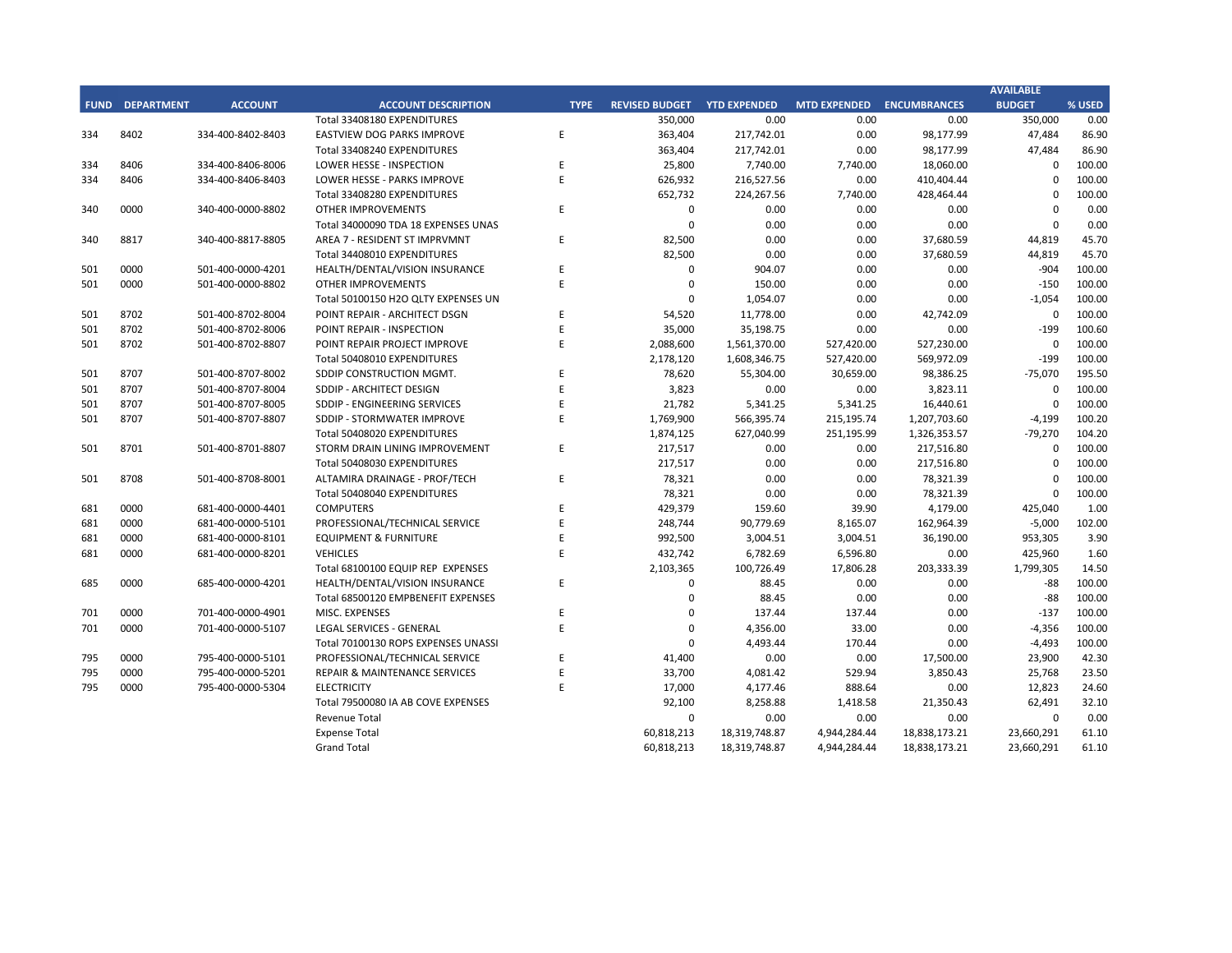| FUND | DEPARTMENT | ACCOUNT | ACCOUNT DESCRIPTION | TYPE | REVISED BUDGET | YTD EXPENDED | MTD EXPENDED | ENCUMBRANCES | AVAILABLE BUDGET | % USED |
|---|---|---|---|---|---|---|---|---|---|---|
| | | | Total 33408180 EXPENDITURES | | 350,000 | 0.00 | 0.00 | 0.00 | 350,000 | 0.00 |
| 334 | 8402 | 334-400-8402-8403 | EASTVIEW DOG PARKS IMPROVE | E | 363,404 | 217,742.01 | 0.00 | 98,177.99 | 47,484 | 86.90 |
| | | | Total 33408240 EXPENDITURES | | 363,404 | 217,742.01 | 0.00 | 98,177.99 | 47,484 | 86.90 |
| 334 | 8406 | 334-400-8406-8006 | LOWER HESSE - INSPECTION | E | 25,800 | 7,740.00 | 7,740.00 | 18,060.00 | 0 | 100.00 |
| 334 | 8406 | 334-400-8406-8403 | LOWER HESSE - PARKS IMPROVE | E | 626,932 | 216,527.56 | 0.00 | 410,404.44 | 0 | 100.00 |
| | | | Total 33408280 EXPENDITURES | | 652,732 | 224,267.56 | 7,740.00 | 428,464.44 | 0 | 100.00 |
| 340 | 0000 | 340-400-0000-8802 | OTHER IMPROVEMENTS | E | 0 | 0.00 | 0.00 | 0.00 | 0 | 0.00 |
| | | | Total 34000090 TDA 18 EXPENSES UNAS | | 0 | 0.00 | 0.00 | 0.00 | 0 | 0.00 |
| 340 | 8817 | 340-400-8817-8805 | AREA 7 - RESIDENT ST IMPRVMNT | E | 82,500 | 0.00 | 0.00 | 37,680.59 | 44,819 | 45.70 |
| | | | Total 34408010 EXPENDITURES | | 82,500 | 0.00 | 0.00 | 37,680.59 | 44,819 | 45.70 |
| 501 | 0000 | 501-400-0000-4201 | HEALTH/DENTAL/VISION INSURANCE | E | 0 | 904.07 | 0.00 | 0.00 | -904 | 100.00 |
| 501 | 0000 | 501-400-0000-8802 | OTHER IMPROVEMENTS | E | 0 | 150.00 | 0.00 | 0.00 | -150 | 100.00 |
| | | | Total 50100150 H2O QLTY EXPENSES UN | | 0 | 1,054.07 | 0.00 | 0.00 | -1,054 | 100.00 |
| 501 | 8702 | 501-400-8702-8004 | POINT REPAIR - ARCHITECT DSGN | E | 54,520 | 11,778.00 | 0.00 | 42,742.09 | 0 | 100.00 |
| 501 | 8702 | 501-400-8702-8006 | POINT REPAIR - INSPECTION | E | 35,000 | 35,198.75 | 0.00 | 0.00 | -199 | 100.60 |
| 501 | 8702 | 501-400-8702-8807 | POINT REPAIR PROJECT IMPROVE | E | 2,088,600 | 1,561,370.00 | 527,420.00 | 527,230.00 | 0 | 100.00 |
| | | | Total 50408010 EXPENDITURES | | 2,178,120 | 1,608,346.75 | 527,420.00 | 569,972.09 | -199 | 100.00 |
| 501 | 8707 | 501-400-8707-8002 | SDDIP CONSTRUCTION MGMT. | E | 78,620 | 55,304.00 | 30,659.00 | 98,386.25 | -75,070 | 195.50 |
| 501 | 8707 | 501-400-8707-8004 | SDDIP - ARCHITECT DESIGN | E | 3,823 | 0.00 | 0.00 | 3,823.11 | 0 | 100.00 |
| 501 | 8707 | 501-400-8707-8005 | SDDIP - ENGINEERING SERVICES | E | 21,782 | 5,341.25 | 5,341.25 | 16,440.61 | 0 | 100.00 |
| 501 | 8707 | 501-400-8707-8807 | SDDIP - STORMWATER IMPROVE | E | 1,769,900 | 566,395.74 | 215,195.74 | 1,207,703.60 | -4,199 | 100.20 |
| | | | Total 50408020 EXPENDITURES | | 1,874,125 | 627,040.99 | 251,195.99 | 1,326,353.57 | -79,270 | 104.20 |
| 501 | 8701 | 501-400-8701-8807 | STORM DRAIN LINING IMPROVEMENT | E | 217,517 | 0.00 | 0.00 | 217,516.80 | 0 | 100.00 |
| | | | Total 50408030 EXPENDITURES | | 217,517 | 0.00 | 0.00 | 217,516.80 | 0 | 100.00 |
| 501 | 8708 | 501-400-8708-8001 | ALTAMIRA DRAINAGE - PROF/TECH | E | 78,321 | 0.00 | 0.00 | 78,321.39 | 0 | 100.00 |
| | | | Total 50408040 EXPENDITURES | | 78,321 | 0.00 | 0.00 | 78,321.39 | 0 | 100.00 |
| 681 | 0000 | 681-400-0000-4401 | COMPUTERS | E | 429,379 | 159.60 | 39.90 | 4,179.00 | 425,040 | 1.00 |
| 681 | 0000 | 681-400-0000-5101 | PROFESSIONAL/TECHNICAL SERVICE | E | 248,744 | 90,779.69 | 8,165.07 | 162,964.39 | -5,000 | 102.00 |
| 681 | 0000 | 681-400-0000-8101 | EQUIPMENT & FURNITURE | E | 992,500 | 3,004.51 | 3,004.51 | 36,190.00 | 953,305 | 3.90 |
| 681 | 0000 | 681-400-0000-8201 | VEHICLES | E | 432,742 | 6,782.69 | 6,596.80 | 0.00 | 425,960 | 1.60 |
| | | | Total 68100100 EQUIP REP EXPENSES | | 2,103,365 | 100,726.49 | 17,806.28 | 203,333.39 | 1,799,305 | 14.50 |
| 685 | 0000 | 685-400-0000-4201 | HEALTH/DENTAL/VISION INSURANCE | E | 0 | 88.45 | 0.00 | 0.00 | -88 | 100.00 |
| | | | Total 68500120 EMPBENEFIT EXPENSES | | 0 | 88.45 | 0.00 | 0.00 | -88 | 100.00 |
| 701 | 0000 | 701-400-0000-4901 | MISC. EXPENSES | E | 0 | 137.44 | 137.44 | 0.00 | -137 | 100.00 |
| 701 | 0000 | 701-400-0000-5107 | LEGAL SERVICES - GENERAL | E | 0 | 4,356.00 | 33.00 | 0.00 | -4,356 | 100.00 |
| | | | Total 70100130 ROPS EXPENSES UNASSI | | 0 | 4,493.44 | 170.44 | 0.00 | -4,493 | 100.00 |
| 795 | 0000 | 795-400-0000-5101 | PROFESSIONAL/TECHNICAL SERVICE | E | 41,400 | 0.00 | 0.00 | 17,500.00 | 23,900 | 42.30 |
| 795 | 0000 | 795-400-0000-5201 | REPAIR & MAINTENANCE SERVICES | E | 33,700 | 4,081.42 | 529.94 | 3,850.43 | 25,768 | 23.50 |
| 795 | 0000 | 795-400-0000-5304 | ELECTRICITY | E | 17,000 | 4,177.46 | 888.64 | 0.00 | 12,823 | 24.60 |
| | | | Total 79500080 IA AB COVE EXPENSES | | 92,100 | 8,258.88 | 1,418.58 | 21,350.43 | 62,491 | 32.10 |
| | | | Revenue Total | | 0 | 0.00 | 0.00 | 0.00 | 0 | 0.00 |
| | | | Expense Total | | 60,818,213 | 18,319,748.87 | 4,944,284.44 | 18,838,173.21 | 23,660,291 | 61.10 |
| | | | Grand Total | | 60,818,213 | 18,319,748.87 | 4,944,284.44 | 18,838,173.21 | 23,660,291 | 61.10 |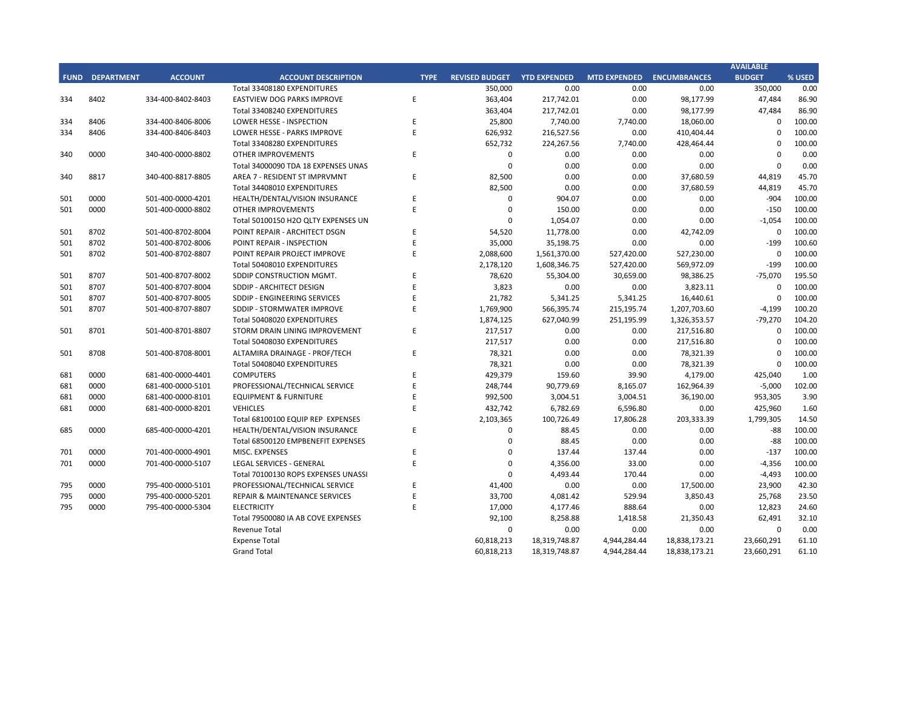| FUND | DEPARTMENT | ACCOUNT | ACCOUNT DESCRIPTION | TYPE | REVISED BUDGET | YTD EXPENDED | MTD EXPENDED | ENCUMBRANCES | AVAILABLE BUDGET | % USED |
|---|---|---|---|---|---|---|---|---|---|---|
| | | | Total 33408180 EXPENDITURES | | 350,000 | 0.00 | 0.00 | 0.00 | 350,000 | 0.00 |
| 334 | 8402 | 334-400-8402-8403 | EASTVIEW DOG PARKS IMPROVE | E | 363,404 | 217,742.01 | 0.00 | 98,177.99 | 47,484 | 86.90 |
| | | | Total 33408240 EXPENDITURES | | 363,404 | 217,742.01 | 0.00 | 98,177.99 | 47,484 | 86.90 |
| 334 | 8406 | 334-400-8406-8006 | LOWER HESSE - INSPECTION | E | 25,800 | 7,740.00 | 7,740.00 | 18,060.00 | 0 | 100.00 |
| 334 | 8406 | 334-400-8406-8403 | LOWER HESSE - PARKS IMPROVE | E | 626,932 | 216,527.56 | 0.00 | 410,404.44 | 0 | 100.00 |
| | | | Total 33408280 EXPENDITURES | | 652,732 | 224,267.56 | 7,740.00 | 428,464.44 | 0 | 100.00 |
| 340 | 0000 | 340-400-0000-8802 | OTHER IMPROVEMENTS | E | 0 | 0.00 | 0.00 | 0.00 | 0 | 0.00 |
| | | | Total 34000090 TDA 18 EXPENSES UNAS | | 0 | 0.00 | 0.00 | 0.00 | 0 | 0.00 |
| 340 | 8817 | 340-400-8817-8805 | AREA 7 - RESIDENT ST IMPRVMNT | E | 82,500 | 0.00 | 0.00 | 37,680.59 | 44,819 | 45.70 |
| | | | Total 34408010 EXPENDITURES | | 82,500 | 0.00 | 0.00 | 37,680.59 | 44,819 | 45.70 |
| 501 | 0000 | 501-400-0000-4201 | HEALTH/DENTAL/VISION INSURANCE | E | 0 | 904.07 | 0.00 | 0.00 | -904 | 100.00 |
| 501 | 0000 | 501-400-0000-8802 | OTHER IMPROVEMENTS | E | 0 | 150.00 | 0.00 | 0.00 | -150 | 100.00 |
| | | | Total 50100150 H2O QLTY EXPENSES UN | | 0 | 1,054.07 | 0.00 | 0.00 | -1,054 | 100.00 |
| 501 | 8702 | 501-400-8702-8004 | POINT REPAIR - ARCHITECT DSGN | E | 54,520 | 11,778.00 | 0.00 | 42,742.09 | 0 | 100.00 |
| 501 | 8702 | 501-400-8702-8006 | POINT REPAIR - INSPECTION | E | 35,000 | 35,198.75 | 0.00 | 0.00 | -199 | 100.60 |
| 501 | 8702 | 501-400-8702-8807 | POINT REPAIR PROJECT IMPROVE | E | 2,088,600 | 1,561,370.00 | 527,420.00 | 527,230.00 | 0 | 100.00 |
| | | | Total 50408010 EXPENDITURES | | 2,178,120 | 1,608,346.75 | 527,420.00 | 569,972.09 | -199 | 100.00 |
| 501 | 8707 | 501-400-8707-8002 | SDDIP CONSTRUCTION MGMT. | E | 78,620 | 55,304.00 | 30,659.00 | 98,386.25 | -75,070 | 195.50 |
| 501 | 8707 | 501-400-8707-8004 | SDDIP - ARCHITECT DESIGN | E | 3,823 | 0.00 | 0.00 | 3,823.11 | 0 | 100.00 |
| 501 | 8707 | 501-400-8707-8005 | SDDIP - ENGINEERING SERVICES | E | 21,782 | 5,341.25 | 5,341.25 | 16,440.61 | 0 | 100.00 |
| 501 | 8707 | 501-400-8707-8807 | SDDIP - STORMWATER IMPROVE | E | 1,769,900 | 566,395.74 | 215,195.74 | 1,207,703.60 | -4,199 | 100.20 |
| | | | Total 50408020 EXPENDITURES | | 1,874,125 | 627,040.99 | 251,195.99 | 1,326,353.57 | -79,270 | 104.20 |
| 501 | 8701 | 501-400-8701-8807 | STORM DRAIN LINING IMPROVEMENT | E | 217,517 | 0.00 | 0.00 | 217,516.80 | 0 | 100.00 |
| | | | Total 50408030 EXPENDITURES | | 217,517 | 0.00 | 0.00 | 217,516.80 | 0 | 100.00 |
| 501 | 8708 | 501-400-8708-8001 | ALTAMIRA DRAINAGE - PROF/TECH | E | 78,321 | 0.00 | 0.00 | 78,321.39 | 0 | 100.00 |
| | | | Total 50408040 EXPENDITURES | | 78,321 | 0.00 | 0.00 | 78,321.39 | 0 | 100.00 |
| 681 | 0000 | 681-400-0000-4401 | COMPUTERS | E | 429,379 | 159.60 | 39.90 | 4,179.00 | 425,040 | 1.00 |
| 681 | 0000 | 681-400-0000-5101 | PROFESSIONAL/TECHNICAL SERVICE | E | 248,744 | 90,779.69 | 8,165.07 | 162,964.39 | -5,000 | 102.00 |
| 681 | 0000 | 681-400-0000-8101 | EQUIPMENT & FURNITURE | E | 992,500 | 3,004.51 | 3,004.51 | 36,190.00 | 953,305 | 3.90 |
| 681 | 0000 | 681-400-0000-8201 | VEHICLES | E | 432,742 | 6,782.69 | 6,596.80 | 0.00 | 425,960 | 1.60 |
| | | | Total 68100100 EQUIP REP EXPENSES | | 2,103,365 | 100,726.49 | 17,806.28 | 203,333.39 | 1,799,305 | 14.50 |
| 685 | 0000 | 685-400-0000-4201 | HEALTH/DENTAL/VISION INSURANCE | E | 0 | 88.45 | 0.00 | 0.00 | -88 | 100.00 |
| | | | Total 68500120 EMPBENEFIT EXPENSES | | 0 | 88.45 | 0.00 | 0.00 | -88 | 100.00 |
| 701 | 0000 | 701-400-0000-4901 | MISC. EXPENSES | E | 0 | 137.44 | 137.44 | 0.00 | -137 | 100.00 |
| 701 | 0000 | 701-400-0000-5107 | LEGAL SERVICES - GENERAL | E | 0 | 4,356.00 | 33.00 | 0.00 | -4,356 | 100.00 |
| | | | Total 70100130 ROPS EXPENSES UNASSI | | 0 | 4,493.44 | 170.44 | 0.00 | -4,493 | 100.00 |
| 795 | 0000 | 795-400-0000-5101 | PROFESSIONAL/TECHNICAL SERVICE | E | 41,400 | 0.00 | 0.00 | 17,500.00 | 23,900 | 42.30 |
| 795 | 0000 | 795-400-0000-5201 | REPAIR & MAINTENANCE SERVICES | E | 33,700 | 4,081.42 | 529.94 | 3,850.43 | 25,768 | 23.50 |
| 795 | 0000 | 795-400-0000-5304 | ELECTRICITY | E | 17,000 | 4,177.46 | 888.64 | 0.00 | 12,823 | 24.60 |
| | | | Total 79500080 IA AB COVE EXPENSES | | 92,100 | 8,258.88 | 1,418.58 | 21,350.43 | 62,491 | 32.10 |
| | | | Revenue Total | | 0 | 0.00 | 0.00 | 0.00 | 0 | 0.00 |
| | | | Expense Total | | 60,818,213 | 18,319,748.87 | 4,944,284.44 | 18,838,173.21 | 23,660,291 | 61.10 |
| | | | Grand Total | | 60,818,213 | 18,319,748.87 | 4,944,284.44 | 18,838,173.21 | 23,660,291 | 61.10 |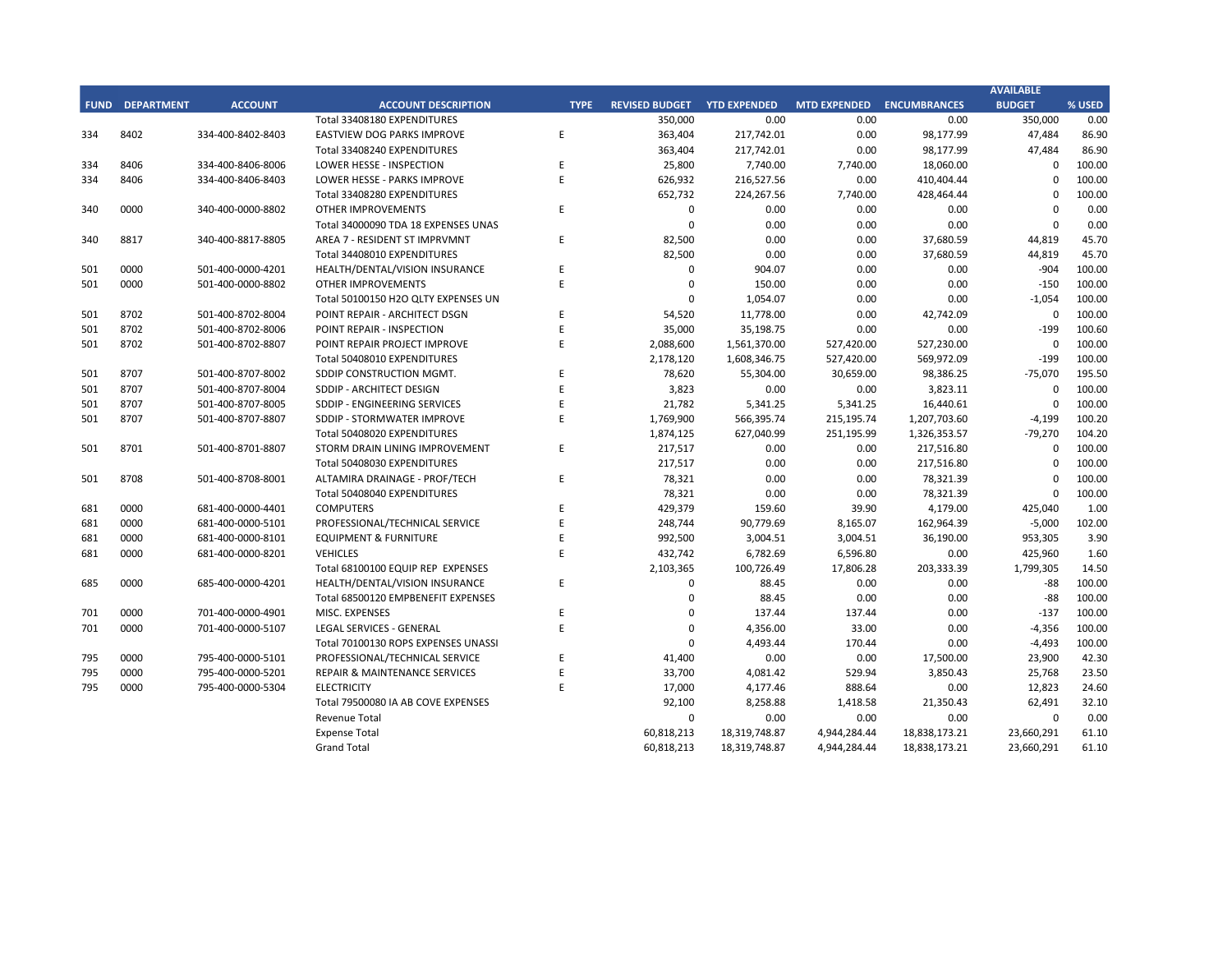| FUND | DEPARTMENT | ACCOUNT | ACCOUNT DESCRIPTION | TYPE | REVISED BUDGET | YTD EXPENDED | MTD EXPENDED | ENCUMBRANCES | AVAILABLE BUDGET | % USED |
|---|---|---|---|---|---|---|---|---|---|---|
| | | | Total 33408180 EXPENDITURES | | 350,000 | 0.00 | 0.00 | 0.00 | 350,000 | 0.00 |
| 334 | 8402 | 334-400-8402-8403 | EASTVIEW DOG PARKS IMPROVE | E | 363,404 | 217,742.01 | 0.00 | 98,177.99 | 47,484 | 86.90 |
| | | | Total 33408240 EXPENDITURES | | 363,404 | 217,742.01 | 0.00 | 98,177.99 | 47,484 | 86.90 |
| 334 | 8406 | 334-400-8406-8006 | LOWER HESSE - INSPECTION | E | 25,800 | 7,740.00 | 7,740.00 | 18,060.00 | 0 | 100.00 |
| 334 | 8406 | 334-400-8406-8403 | LOWER HESSE - PARKS IMPROVE | E | 626,932 | 216,527.56 | 0.00 | 410,404.44 | 0 | 100.00 |
| | | | Total 33408280 EXPENDITURES | | 652,732 | 224,267.56 | 7,740.00 | 428,464.44 | 0 | 100.00 |
| 340 | 0000 | 340-400-0000-8802 | OTHER IMPROVEMENTS | E | 0 | 0.00 | 0.00 | 0.00 | 0 | 0.00 |
| | | | Total 34000090 TDA 18 EXPENSES UNAS | | 0 | 0.00 | 0.00 | 0.00 | 0 | 0.00 |
| 340 | 8817 | 340-400-8817-8805 | AREA 7 - RESIDENT ST IMPRVMNT | E | 82,500 | 0.00 | 0.00 | 37,680.59 | 44,819 | 45.70 |
| | | | Total 34408010 EXPENDITURES | | 82,500 | 0.00 | 0.00 | 37,680.59 | 44,819 | 45.70 |
| 501 | 0000 | 501-400-0000-4201 | HEALTH/DENTAL/VISION INSURANCE | E | 0 | 904.07 | 0.00 | 0.00 | -904 | 100.00 |
| 501 | 0000 | 501-400-0000-8802 | OTHER IMPROVEMENTS | E | 0 | 150.00 | 0.00 | 0.00 | -150 | 100.00 |
| | | | Total 50100150 H2O QLTY EXPENSES UN | | 0 | 1,054.07 | 0.00 | 0.00 | -1,054 | 100.00 |
| 501 | 8702 | 501-400-8702-8004 | POINT REPAIR - ARCHITECT DSGN | E | 54,520 | 11,778.00 | 0.00 | 42,742.09 | 0 | 100.00 |
| 501 | 8702 | 501-400-8702-8006 | POINT REPAIR - INSPECTION | E | 35,000 | 35,198.75 | 0.00 | 0.00 | -199 | 100.60 |
| 501 | 8702 | 501-400-8702-8807 | POINT REPAIR PROJECT IMPROVE | E | 2,088,600 | 1,561,370.00 | 527,420.00 | 527,230.00 | 0 | 100.00 |
| | | | Total 50408010 EXPENDITURES | | 2,178,120 | 1,608,346.75 | 527,420.00 | 569,972.09 | -199 | 100.00 |
| 501 | 8707 | 501-400-8707-8002 | SDDIP CONSTRUCTION MGMT. | E | 78,620 | 55,304.00 | 30,659.00 | 98,386.25 | -75,070 | 195.50 |
| 501 | 8707 | 501-400-8707-8004 | SDDIP - ARCHITECT DESIGN | E | 3,823 | 0.00 | 0.00 | 3,823.11 | 0 | 100.00 |
| 501 | 8707 | 501-400-8707-8005 | SDDIP - ENGINEERING SERVICES | E | 21,782 | 5,341.25 | 5,341.25 | 16,440.61 | 0 | 100.00 |
| 501 | 8707 | 501-400-8707-8807 | SDDIP - STORMWATER IMPROVE | E | 1,769,900 | 566,395.74 | 215,195.74 | 1,207,703.60 | -4,199 | 100.20 |
| | | | Total 50408020 EXPENDITURES | | 1,874,125 | 627,040.99 | 251,195.99 | 1,326,353.57 | -79,270 | 104.20 |
| 501 | 8701 | 501-400-8701-8807 | STORM DRAIN LINING IMPROVEMENT | E | 217,517 | 0.00 | 0.00 | 217,516.80 | 0 | 100.00 |
| | | | Total 50408030 EXPENDITURES | | 217,517 | 0.00 | 0.00 | 217,516.80 | 0 | 100.00 |
| 501 | 8708 | 501-400-8708-8001 | ALTAMIRA DRAINAGE - PROF/TECH | E | 78,321 | 0.00 | 0.00 | 78,321.39 | 0 | 100.00 |
| | | | Total 50408040 EXPENDITURES | | 78,321 | 0.00 | 0.00 | 78,321.39 | 0 | 100.00 |
| 681 | 0000 | 681-400-0000-4401 | COMPUTERS | E | 429,379 | 159.60 | 39.90 | 4,179.00 | 425,040 | 1.00 |
| 681 | 0000 | 681-400-0000-5101 | PROFESSIONAL/TECHNICAL SERVICE | E | 248,744 | 90,779.69 | 8,165.07 | 162,964.39 | -5,000 | 102.00 |
| 681 | 0000 | 681-400-0000-8101 | EQUIPMENT & FURNITURE | E | 992,500 | 3,004.51 | 3,004.51 | 36,190.00 | 953,305 | 3.90 |
| 681 | 0000 | 681-400-0000-8201 | VEHICLES | E | 432,742 | 6,782.69 | 6,596.80 | 0.00 | 425,960 | 1.60 |
| | | | Total 68100100 EQUIP REP EXPENSES | | 2,103,365 | 100,726.49 | 17,806.28 | 203,333.39 | 1,799,305 | 14.50 |
| 685 | 0000 | 685-400-0000-4201 | HEALTH/DENTAL/VISION INSURANCE | E | 0 | 88.45 | 0.00 | 0.00 | -88 | 100.00 |
| | | | Total 68500120 EMPBENEFIT EXPENSES | | 0 | 88.45 | 0.00 | 0.00 | -88 | 100.00 |
| 701 | 0000 | 701-400-0000-4901 | MISC. EXPENSES | E | 0 | 137.44 | 137.44 | 0.00 | -137 | 100.00 |
| 701 | 0000 | 701-400-0000-5107 | LEGAL SERVICES - GENERAL | E | 0 | 4,356.00 | 33.00 | 0.00 | -4,356 | 100.00 |
| | | | Total 70100130 ROPS EXPENSES UNASSI | | 0 | 4,493.44 | 170.44 | 0.00 | -4,493 | 100.00 |
| 795 | 0000 | 795-400-0000-5101 | PROFESSIONAL/TECHNICAL SERVICE | E | 41,400 | 0.00 | 0.00 | 17,500.00 | 23,900 | 42.30 |
| 795 | 0000 | 795-400-0000-5201 | REPAIR & MAINTENANCE SERVICES | E | 33,700 | 4,081.42 | 529.94 | 3,850.43 | 25,768 | 23.50 |
| 795 | 0000 | 795-400-0000-5304 | ELECTRICITY | E | 17,000 | 4,177.46 | 888.64 | 0.00 | 12,823 | 24.60 |
| | | | Total 79500080 IA AB COVE EXPENSES | | 92,100 | 8,258.88 | 1,418.58 | 21,350.43 | 62,491 | 32.10 |
| | | | Revenue Total | | 0 | 0.00 | 0.00 | 0.00 | 0 | 0.00 |
| | | | Expense Total | | 60,818,213 | 18,319,748.87 | 4,944,284.44 | 18,838,173.21 | 23,660,291 | 61.10 |
| | | | Grand Total | | 60,818,213 | 18,319,748.87 | 4,944,284.44 | 18,838,173.21 | 23,660,291 | 61.10 |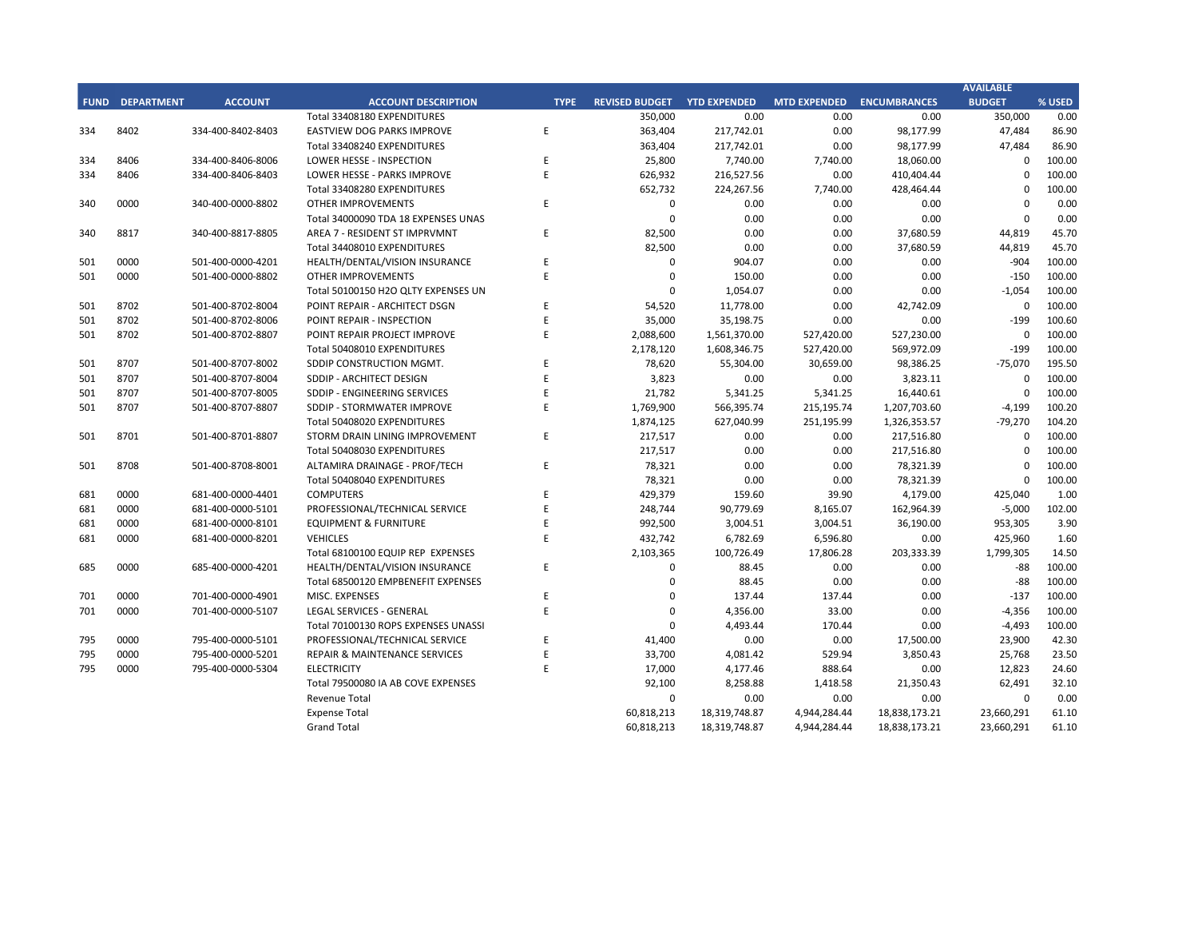| FUND | DEPARTMENT | ACCOUNT | ACCOUNT DESCRIPTION | TYPE | REVISED BUDGET | YTD EXPENDED | MTD EXPENDED | ENCUMBRANCES | AVAILABLE BUDGET | % USED |
|---|---|---|---|---|---|---|---|---|---|---|
| | | | Total 33408180 EXPENDITURES | | 350,000 | 0.00 | 0.00 | 0.00 | 350,000 | 0.00 |
| 334 | 8402 | 334-400-8402-8403 | EASTVIEW DOG PARKS IMPROVE | E | 363,404 | 217,742.01 | 0.00 | 98,177.99 | 47,484 | 86.90 |
| | | | Total 33408240 EXPENDITURES | | 363,404 | 217,742.01 | 0.00 | 98,177.99 | 47,484 | 86.90 |
| 334 | 8406 | 334-400-8406-8006 | LOWER HESSE - INSPECTION | E | 25,800 | 7,740.00 | 7,740.00 | 18,060.00 | 0 | 100.00 |
| 334 | 8406 | 334-400-8406-8403 | LOWER HESSE - PARKS IMPROVE | E | 626,932 | 216,527.56 | 0.00 | 410,404.44 | 0 | 100.00 |
| | | | Total 33408280 EXPENDITURES | | 652,732 | 224,267.56 | 7,740.00 | 428,464.44 | 0 | 100.00 |
| 340 | 0000 | 340-400-0000-8802 | OTHER IMPROVEMENTS | E | 0 | 0.00 | 0.00 | 0.00 | 0 | 0.00 |
| | | | Total 34000090 TDA 18 EXPENSES UNAS | | 0 | 0.00 | 0.00 | 0.00 | 0 | 0.00 |
| 340 | 8817 | 340-400-8817-8805 | AREA 7 - RESIDENT ST IMPRVMNT | E | 82,500 | 0.00 | 0.00 | 37,680.59 | 44,819 | 45.70 |
| | | | Total 34408010 EXPENDITURES | | 82,500 | 0.00 | 0.00 | 37,680.59 | 44,819 | 45.70 |
| 501 | 0000 | 501-400-0000-4201 | HEALTH/DENTAL/VISION INSURANCE | E | 0 | 904.07 | 0.00 | 0.00 | -904 | 100.00 |
| 501 | 0000 | 501-400-0000-8802 | OTHER IMPROVEMENTS | E | 0 | 150.00 | 0.00 | 0.00 | -150 | 100.00 |
| | | | Total 50100150 H2O QLTY EXPENSES UN | | 0 | 1,054.07 | 0.00 | 0.00 | -1,054 | 100.00 |
| 501 | 8702 | 501-400-8702-8004 | POINT REPAIR - ARCHITECT DSGN | E | 54,520 | 11,778.00 | 0.00 | 42,742.09 | 0 | 100.00 |
| 501 | 8702 | 501-400-8702-8006 | POINT REPAIR - INSPECTION | E | 35,000 | 35,198.75 | 0.00 | 0.00 | -199 | 100.60 |
| 501 | 8702 | 501-400-8702-8807 | POINT REPAIR PROJECT IMPROVE | E | 2,088,600 | 1,561,370.00 | 527,420.00 | 527,230.00 | 0 | 100.00 |
| | | | Total 50408010 EXPENDITURES | | 2,178,120 | 1,608,346.75 | 527,420.00 | 569,972.09 | -199 | 100.00 |
| 501 | 8707 | 501-400-8707-8002 | SDDIP CONSTRUCTION MGMT. | E | 78,620 | 55,304.00 | 30,659.00 | 98,386.25 | -75,070 | 195.50 |
| 501 | 8707 | 501-400-8707-8004 | SDDIP - ARCHITECT DESIGN | E | 3,823 | 0.00 | 0.00 | 3,823.11 | 0 | 100.00 |
| 501 | 8707 | 501-400-8707-8005 | SDDIP - ENGINEERING SERVICES | E | 21,782 | 5,341.25 | 5,341.25 | 16,440.61 | 0 | 100.00 |
| 501 | 8707 | 501-400-8707-8807 | SDDIP - STORMWATER IMPROVE | E | 1,769,900 | 566,395.74 | 215,195.74 | 1,207,703.60 | -4,199 | 100.20 |
| | | | Total 50408020 EXPENDITURES | | 1,874,125 | 627,040.99 | 251,195.99 | 1,326,353.57 | -79,270 | 104.20 |
| 501 | 8701 | 501-400-8701-8807 | STORM DRAIN LINING IMPROVEMENT | E | 217,517 | 0.00 | 0.00 | 217,516.80 | 0 | 100.00 |
| | | | Total 50408030 EXPENDITURES | | 217,517 | 0.00 | 0.00 | 217,516.80 | 0 | 100.00 |
| 501 | 8708 | 501-400-8708-8001 | ALTAMIRA DRAINAGE - PROF/TECH | E | 78,321 | 0.00 | 0.00 | 78,321.39 | 0 | 100.00 |
| | | | Total 50408040 EXPENDITURES | | 78,321 | 0.00 | 0.00 | 78,321.39 | 0 | 100.00 |
| 681 | 0000 | 681-400-0000-4401 | COMPUTERS | E | 429,379 | 159.60 | 39.90 | 4,179.00 | 425,040 | 1.00 |
| 681 | 0000 | 681-400-0000-5101 | PROFESSIONAL/TECHNICAL SERVICE | E | 248,744 | 90,779.69 | 8,165.07 | 162,964.39 | -5,000 | 102.00 |
| 681 | 0000 | 681-400-0000-8101 | EQUIPMENT & FURNITURE | E | 992,500 | 3,004.51 | 3,004.51 | 36,190.00 | 953,305 | 3.90 |
| 681 | 0000 | 681-400-0000-8201 | VEHICLES | E | 432,742 | 6,782.69 | 6,596.80 | 0.00 | 425,960 | 1.60 |
| | | | Total 68100100 EQUIP REP EXPENSES | | 2,103,365 | 100,726.49 | 17,806.28 | 203,333.39 | 1,799,305 | 14.50 |
| 685 | 0000 | 685-400-0000-4201 | HEALTH/DENTAL/VISION INSURANCE | E | 0 | 88.45 | 0.00 | 0.00 | -88 | 100.00 |
| | | | Total 68500120 EMPBENEFIT EXPENSES | | 0 | 88.45 | 0.00 | 0.00 | -88 | 100.00 |
| 701 | 0000 | 701-400-0000-4901 | MISC. EXPENSES | E | 0 | 137.44 | 137.44 | 0.00 | -137 | 100.00 |
| 701 | 0000 | 701-400-0000-5107 | LEGAL SERVICES - GENERAL | E | 0 | 4,356.00 | 33.00 | 0.00 | -4,356 | 100.00 |
| | | | Total 70100130 ROPS EXPENSES UNASSI | | 0 | 4,493.44 | 170.44 | 0.00 | -4,493 | 100.00 |
| 795 | 0000 | 795-400-0000-5101 | PROFESSIONAL/TECHNICAL SERVICE | E | 41,400 | 0.00 | 0.00 | 17,500.00 | 23,900 | 42.30 |
| 795 | 0000 | 795-400-0000-5201 | REPAIR & MAINTENANCE SERVICES | E | 33,700 | 4,081.42 | 529.94 | 3,850.43 | 25,768 | 23.50 |
| 795 | 0000 | 795-400-0000-5304 | ELECTRICITY | E | 17,000 | 4,177.46 | 888.64 | 0.00 | 12,823 | 24.60 |
| | | | Total 79500080 IA AB COVE EXPENSES | | 92,100 | 8,258.88 | 1,418.58 | 21,350.43 | 62,491 | 32.10 |
| | | | Revenue Total | | 0 | 0.00 | 0.00 | 0.00 | 0 | 0.00 |
| | | | Expense Total | | 60,818,213 | 18,319,748.87 | 4,944,284.44 | 18,838,173.21 | 23,660,291 | 61.10 |
| | | | Grand Total | | 60,818,213 | 18,319,748.87 | 4,944,284.44 | 18,838,173.21 | 23,660,291 | 61.10 |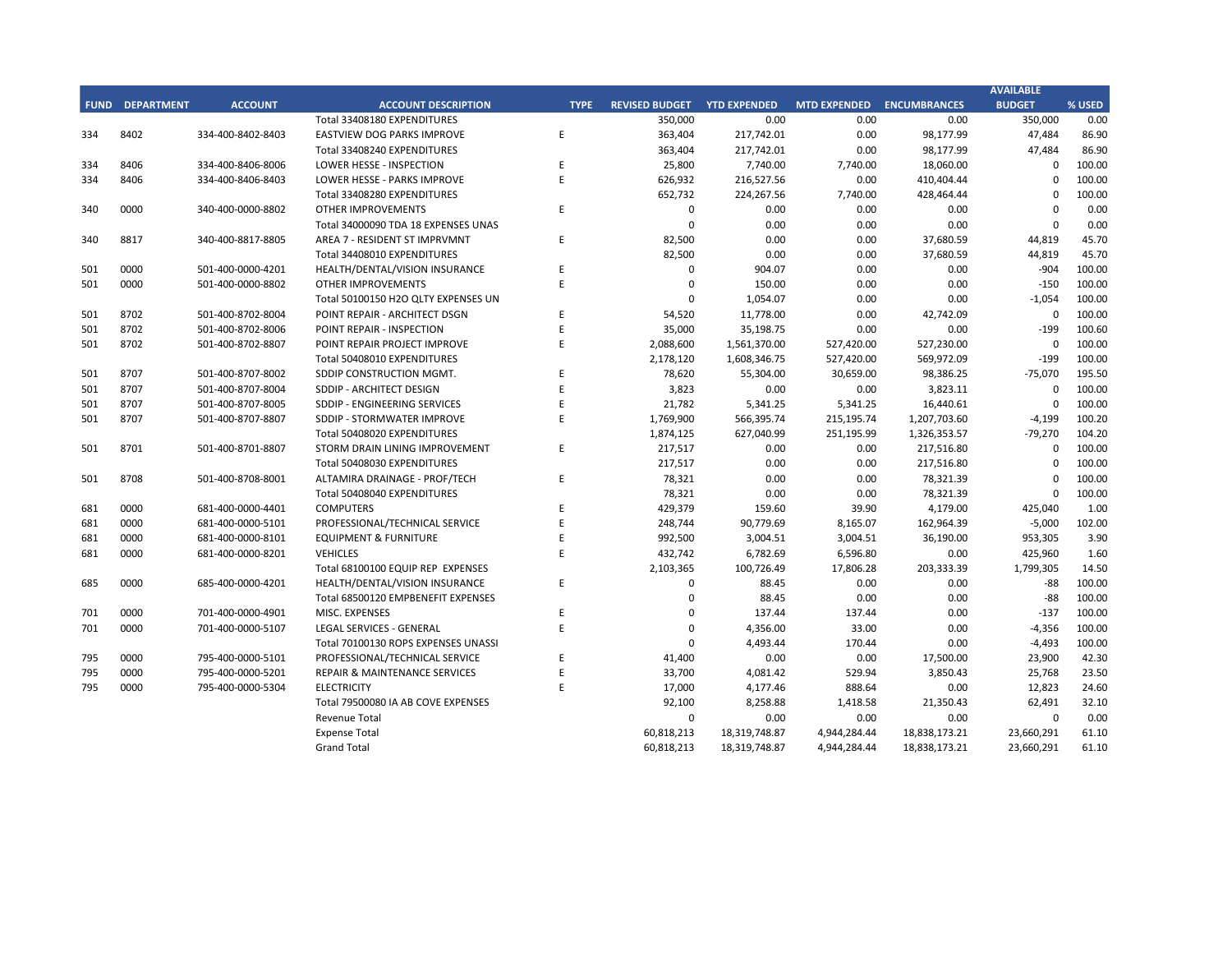| FUND | DEPARTMENT | ACCOUNT | ACCOUNT DESCRIPTION | TYPE | REVISED BUDGET | YTD EXPENDED | MTD EXPENDED | ENCUMBRANCES | AVAILABLE BUDGET | % USED |
|---|---|---|---|---|---|---|---|---|---|---|
| | | | Total 33408180 EXPENDITURES | | 350,000 | 0.00 | 0.00 | 0.00 | 350,000 | 0.00 |
| 334 | 8402 | 334-400-8402-8403 | EASTVIEW DOG PARKS IMPROVE | E | 363,404 | 217,742.01 | 0.00 | 98,177.99 | 47,484 | 86.90 |
| | | | Total 33408240 EXPENDITURES | | 363,404 | 217,742.01 | 0.00 | 98,177.99 | 47,484 | 86.90 |
| 334 | 8406 | 334-400-8406-8006 | LOWER HESSE - INSPECTION | E | 25,800 | 7,740.00 | 7,740.00 | 18,060.00 | 0 | 100.00 |
| 334 | 8406 | 334-400-8406-8403 | LOWER HESSE - PARKS IMPROVE | E | 626,932 | 216,527.56 | 0.00 | 410,404.44 | 0 | 100.00 |
| | | | Total 33408280 EXPENDITURES | | 652,732 | 224,267.56 | 7,740.00 | 428,464.44 | 0 | 100.00 |
| 340 | 0000 | 340-400-0000-8802 | OTHER IMPROVEMENTS | E | 0 | 0.00 | 0.00 | 0.00 | 0 | 0.00 |
| | | | Total 34000090 TDA 18 EXPENSES UNAS | | 0 | 0.00 | 0.00 | 0.00 | 0 | 0.00 |
| 340 | 8817 | 340-400-8817-8805 | AREA 7 - RESIDENT ST IMPRVMNT | E | 82,500 | 0.00 | 0.00 | 37,680.59 | 44,819 | 45.70 |
| | | | Total 34408010 EXPENDITURES | | 82,500 | 0.00 | 0.00 | 37,680.59 | 44,819 | 45.70 |
| 501 | 0000 | 501-400-0000-4201 | HEALTH/DENTAL/VISION INSURANCE | E | 0 | 904.07 | 0.00 | 0.00 | -904 | 100.00 |
| 501 | 0000 | 501-400-0000-8802 | OTHER IMPROVEMENTS | E | 0 | 150.00 | 0.00 | 0.00 | -150 | 100.00 |
| | | | Total 50100150 H2O QLTY EXPENSES UN | | 0 | 1,054.07 | 0.00 | 0.00 | -1,054 | 100.00 |
| 501 | 8702 | 501-400-8702-8004 | POINT REPAIR - ARCHITECT DSGN | E | 54,520 | 11,778.00 | 0.00 | 42,742.09 | 0 | 100.00 |
| 501 | 8702 | 501-400-8702-8006 | POINT REPAIR - INSPECTION | E | 35,000 | 35,198.75 | 0.00 | 0.00 | -199 | 100.60 |
| 501 | 8702 | 501-400-8702-8807 | POINT REPAIR PROJECT IMPROVE | E | 2,088,600 | 1,561,370.00 | 527,420.00 | 527,230.00 | 0 | 100.00 |
| | | | Total 50408010 EXPENDITURES | | 2,178,120 | 1,608,346.75 | 527,420.00 | 569,972.09 | -199 | 100.00 |
| 501 | 8707 | 501-400-8707-8002 | SDDIP CONSTRUCTION MGMT. | E | 78,620 | 55,304.00 | 30,659.00 | 98,386.25 | -75,070 | 195.50 |
| 501 | 8707 | 501-400-8707-8004 | SDDIP - ARCHITECT DESIGN | E | 3,823 | 0.00 | 0.00 | 3,823.11 | 0 | 100.00 |
| 501 | 8707 | 501-400-8707-8005 | SDDIP - ENGINEERING SERVICES | E | 21,782 | 5,341.25 | 5,341.25 | 16,440.61 | 0 | 100.00 |
| 501 | 8707 | 501-400-8707-8807 | SDDIP - STORMWATER IMPROVE | E | 1,769,900 | 566,395.74 | 215,195.74 | 1,207,703.60 | -4,199 | 100.20 |
| | | | Total 50408020 EXPENDITURES | | 1,874,125 | 627,040.99 | 251,195.99 | 1,326,353.57 | -79,270 | 104.20 |
| 501 | 8701 | 501-400-8701-8807 | STORM DRAIN LINING IMPROVEMENT | E | 217,517 | 0.00 | 0.00 | 217,516.80 | 0 | 100.00 |
| | | | Total 50408030 EXPENDITURES | | 217,517 | 0.00 | 0.00 | 217,516.80 | 0 | 100.00 |
| 501 | 8708 | 501-400-8708-8001 | ALTAMIRA DRAINAGE - PROF/TECH | E | 78,321 | 0.00 | 0.00 | 78,321.39 | 0 | 100.00 |
| | | | Total 50408040 EXPENDITURES | | 78,321 | 0.00 | 0.00 | 78,321.39 | 0 | 100.00 |
| 681 | 0000 | 681-400-0000-4401 | COMPUTERS | E | 429,379 | 159.60 | 39.90 | 4,179.00 | 425,040 | 1.00 |
| 681 | 0000 | 681-400-0000-5101 | PROFESSIONAL/TECHNICAL SERVICE | E | 248,744 | 90,779.69 | 8,165.07 | 162,964.39 | -5,000 | 102.00 |
| 681 | 0000 | 681-400-0000-8101 | EQUIPMENT & FURNITURE | E | 992,500 | 3,004.51 | 3,004.51 | 36,190.00 | 953,305 | 3.90 |
| 681 | 0000 | 681-400-0000-8201 | VEHICLES | E | 432,742 | 6,782.69 | 6,596.80 | 0.00 | 425,960 | 1.60 |
| | | | Total 68100100 EQUIP REP EXPENSES | | 2,103,365 | 100,726.49 | 17,806.28 | 203,333.39 | 1,799,305 | 14.50 |
| 685 | 0000 | 685-400-0000-4201 | HEALTH/DENTAL/VISION INSURANCE | E | 0 | 88.45 | 0.00 | 0.00 | -88 | 100.00 |
| | | | Total 68500120 EMPBENEFIT EXPENSES | | 0 | 88.45 | 0.00 | 0.00 | -88 | 100.00 |
| 701 | 0000 | 701-400-0000-4901 | MISC. EXPENSES | E | 0 | 137.44 | 137.44 | 0.00 | -137 | 100.00 |
| 701 | 0000 | 701-400-0000-5107 | LEGAL SERVICES - GENERAL | E | 0 | 4,356.00 | 33.00 | 0.00 | -4,356 | 100.00 |
| | | | Total 70100130 ROPS EXPENSES UNASSI | | 0 | 4,493.44 | 170.44 | 0.00 | -4,493 | 100.00 |
| 795 | 0000 | 795-400-0000-5101 | PROFESSIONAL/TECHNICAL SERVICE | E | 41,400 | 0.00 | 0.00 | 17,500.00 | 23,900 | 42.30 |
| 795 | 0000 | 795-400-0000-5201 | REPAIR & MAINTENANCE SERVICES | E | 33,700 | 4,081.42 | 529.94 | 3,850.43 | 25,768 | 23.50 |
| 795 | 0000 | 795-400-0000-5304 | ELECTRICITY | E | 17,000 | 4,177.46 | 888.64 | 0.00 | 12,823 | 24.60 |
| | | | Total 79500080 IA AB COVE EXPENSES | | 92,100 | 8,258.88 | 1,418.58 | 21,350.43 | 62,491 | 32.10 |
| | | | Revenue Total | | 0 | 0.00 | 0.00 | 0.00 | 0 | 0.00 |
| | | | Expense Total | | 60,818,213 | 18,319,748.87 | 4,944,284.44 | 18,838,173.21 | 23,660,291 | 61.10 |
| | | | Grand Total | | 60,818,213 | 18,319,748.87 | 4,944,284.44 | 18,838,173.21 | 23,660,291 | 61.10 |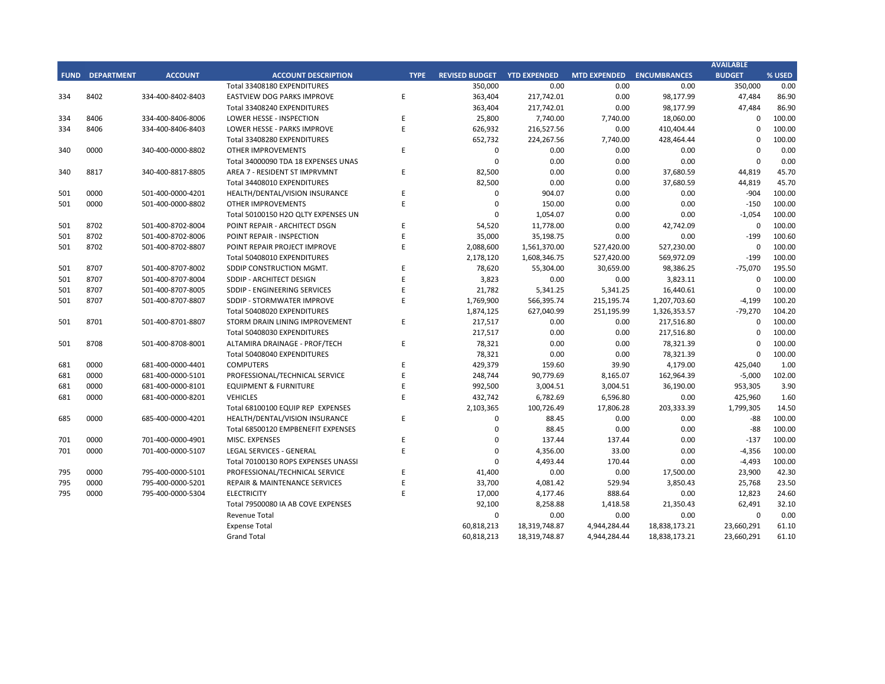| FUND | DEPARTMENT | ACCOUNT | ACCOUNT DESCRIPTION | TYPE | REVISED BUDGET | YTD EXPENDED | MTD EXPENDED | ENCUMBRANCES | AVAILABLE BUDGET | % USED |
|---|---|---|---|---|---|---|---|---|---|---|
| | | | Total 33408180 EXPENDITURES | | 350,000 | 0.00 | 0.00 | 0.00 | 350,000 | 0.00 |
| 334 | 8402 | 334-400-8402-8403 | EASTVIEW DOG PARKS IMPROVE | E | 363,404 | 217,742.01 | 0.00 | 98,177.99 | 47,484 | 86.90 |
| | | | Total 33408240 EXPENDITURES | | 363,404 | 217,742.01 | 0.00 | 98,177.99 | 47,484 | 86.90 |
| 334 | 8406 | 334-400-8406-8006 | LOWER HESSE - INSPECTION | E | 25,800 | 7,740.00 | 7,740.00 | 18,060.00 | 0 | 100.00 |
| 334 | 8406 | 334-400-8406-8403 | LOWER HESSE - PARKS IMPROVE | E | 626,932 | 216,527.56 | 0.00 | 410,404.44 | 0 | 100.00 |
| | | | Total 33408280 EXPENDITURES | | 652,732 | 224,267.56 | 7,740.00 | 428,464.44 | 0 | 100.00 |
| 340 | 0000 | 340-400-0000-8802 | OTHER IMPROVEMENTS | E | 0 | 0.00 | 0.00 | 0.00 | 0 | 0.00 |
| | | | Total 34000090 TDA 18 EXPENSES UNAS | | 0 | 0.00 | 0.00 | 0.00 | 0 | 0.00 |
| 340 | 8817 | 340-400-8817-8805 | AREA 7 - RESIDENT ST IMPRVMNT | E | 82,500 | 0.00 | 0.00 | 37,680.59 | 44,819 | 45.70 |
| | | | Total 34408010 EXPENDITURES | | 82,500 | 0.00 | 0.00 | 37,680.59 | 44,819 | 45.70 |
| 501 | 0000 | 501-400-0000-4201 | HEALTH/DENTAL/VISION INSURANCE | E | 0 | 904.07 | 0.00 | 0.00 | -904 | 100.00 |
| 501 | 0000 | 501-400-0000-8802 | OTHER IMPROVEMENTS | E | 0 | 150.00 | 0.00 | 0.00 | -150 | 100.00 |
| | | | Total 50100150 H2O QLTY EXPENSES UN | | 0 | 1,054.07 | 0.00 | 0.00 | -1,054 | 100.00 |
| 501 | 8702 | 501-400-8702-8004 | POINT REPAIR - ARCHITECT DSGN | E | 54,520 | 11,778.00 | 0.00 | 42,742.09 | 0 | 100.00 |
| 501 | 8702 | 501-400-8702-8006 | POINT REPAIR - INSPECTION | E | 35,000 | 35,198.75 | 0.00 | 0.00 | -199 | 100.60 |
| 501 | 8702 | 501-400-8702-8807 | POINT REPAIR PROJECT IMPROVE | E | 2,088,600 | 1,561,370.00 | 527,420.00 | 527,230.00 | 0 | 100.00 |
| | | | Total 50408010 EXPENDITURES | | 2,178,120 | 1,608,346.75 | 527,420.00 | 569,972.09 | -199 | 100.00 |
| 501 | 8707 | 501-400-8707-8002 | SDDIP CONSTRUCTION MGMT. | E | 78,620 | 55,304.00 | 30,659.00 | 98,386.25 | -75,070 | 195.50 |
| 501 | 8707 | 501-400-8707-8004 | SDDIP - ARCHITECT DESIGN | E | 3,823 | 0.00 | 0.00 | 3,823.11 | 0 | 100.00 |
| 501 | 8707 | 501-400-8707-8005 | SDDIP - ENGINEERING SERVICES | E | 21,782 | 5,341.25 | 5,341.25 | 16,440.61 | 0 | 100.00 |
| 501 | 8707 | 501-400-8707-8807 | SDDIP - STORMWATER IMPROVE | E | 1,769,900 | 566,395.74 | 215,195.74 | 1,207,703.60 | -4,199 | 100.20 |
| | | | Total 50408020 EXPENDITURES | | 1,874,125 | 627,040.99 | 251,195.99 | 1,326,353.57 | -79,270 | 104.20 |
| 501 | 8701 | 501-400-8701-8807 | STORM DRAIN LINING IMPROVEMENT | E | 217,517 | 0.00 | 0.00 | 217,516.80 | 0 | 100.00 |
| | | | Total 50408030 EXPENDITURES | | 217,517 | 0.00 | 0.00 | 217,516.80 | 0 | 100.00 |
| 501 | 8708 | 501-400-8708-8001 | ALTAMIRA DRAINAGE - PROF/TECH | E | 78,321 | 0.00 | 0.00 | 78,321.39 | 0 | 100.00 |
| | | | Total 50408040 EXPENDITURES | | 78,321 | 0.00 | 0.00 | 78,321.39 | 0 | 100.00 |
| 681 | 0000 | 681-400-0000-4401 | COMPUTERS | E | 429,379 | 159.60 | 39.90 | 4,179.00 | 425,040 | 1.00 |
| 681 | 0000 | 681-400-0000-5101 | PROFESSIONAL/TECHNICAL SERVICE | E | 248,744 | 90,779.69 | 8,165.07 | 162,964.39 | -5,000 | 102.00 |
| 681 | 0000 | 681-400-0000-8101 | EQUIPMENT & FURNITURE | E | 992,500 | 3,004.51 | 3,004.51 | 36,190.00 | 953,305 | 3.90 |
| 681 | 0000 | 681-400-0000-8201 | VEHICLES | E | 432,742 | 6,782.69 | 6,596.80 | 0.00 | 425,960 | 1.60 |
| | | | Total 68100100 EQUIP REP EXPENSES | | 2,103,365 | 100,726.49 | 17,806.28 | 203,333.39 | 1,799,305 | 14.50 |
| 685 | 0000 | 685-400-0000-4201 | HEALTH/DENTAL/VISION INSURANCE | E | 0 | 88.45 | 0.00 | 0.00 | -88 | 100.00 |
| | | | Total 68500120 EMPBENEFIT EXPENSES | | 0 | 88.45 | 0.00 | 0.00 | -88 | 100.00 |
| 701 | 0000 | 701-400-0000-4901 | MISC. EXPENSES | E | 0 | 137.44 | 137.44 | 0.00 | -137 | 100.00 |
| 701 | 0000 | 701-400-0000-5107 | LEGAL SERVICES - GENERAL | E | 0 | 4,356.00 | 33.00 | 0.00 | -4,356 | 100.00 |
| | | | Total 70100130 ROPS EXPENSES UNASSI | | 0 | 4,493.44 | 170.44 | 0.00 | -4,493 | 100.00 |
| 795 | 0000 | 795-400-0000-5101 | PROFESSIONAL/TECHNICAL SERVICE | E | 41,400 | 0.00 | 0.00 | 17,500.00 | 23,900 | 42.30 |
| 795 | 0000 | 795-400-0000-5201 | REPAIR & MAINTENANCE SERVICES | E | 33,700 | 4,081.42 | 529.94 | 3,850.43 | 25,768 | 23.50 |
| 795 | 0000 | 795-400-0000-5304 | ELECTRICITY | E | 17,000 | 4,177.46 | 888.64 | 0.00 | 12,823 | 24.60 |
| | | | Total 79500080 IA AB COVE EXPENSES | | 92,100 | 8,258.88 | 1,418.58 | 21,350.43 | 62,491 | 32.10 |
| | | | Revenue Total | | 0 | 0.00 | 0.00 | 0.00 | 0 | 0.00 |
| | | | Expense Total | | 60,818,213 | 18,319,748.87 | 4,944,284.44 | 18,838,173.21 | 23,660,291 | 61.10 |
| | | | Grand Total | | 60,818,213 | 18,319,748.87 | 4,944,284.44 | 18,838,173.21 | 23,660,291 | 61.10 |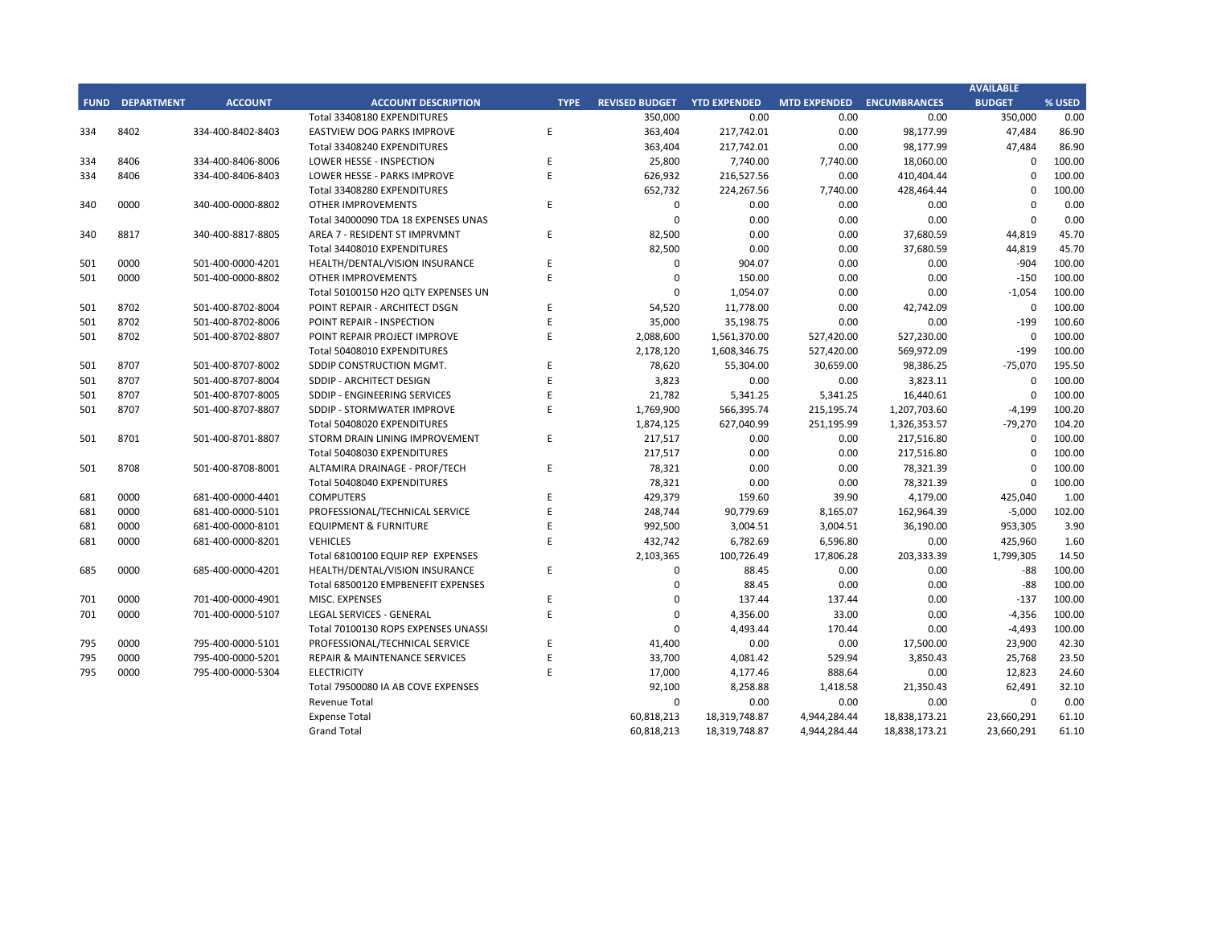| FUND | DEPARTMENT | ACCOUNT | ACCOUNT DESCRIPTION | TYPE | REVISED BUDGET | YTD EXPENDED | MTD EXPENDED | ENCUMBRANCES | AVAILABLE BUDGET | % USED |
|---|---|---|---|---|---|---|---|---|---|---|
| | | | Total 33408180 EXPENDITURES | | 350,000 | 0.00 | 0.00 | 0.00 | 350,000 | 0.00 |
| 334 | 8402 | 334-400-8402-8403 | EASTVIEW DOG PARKS IMPROVE | E | 363,404 | 217,742.01 | 0.00 | 98,177.99 | 47,484 | 86.90 |
| | | | Total 33408240 EXPENDITURES | | 363,404 | 217,742.01 | 0.00 | 98,177.99 | 47,484 | 86.90 |
| 334 | 8406 | 334-400-8406-8006 | LOWER HESSE - INSPECTION | E | 25,800 | 7,740.00 | 7,740.00 | 18,060.00 | 0 | 100.00 |
| 334 | 8406 | 334-400-8406-8403 | LOWER HESSE - PARKS IMPROVE | E | 626,932 | 216,527.56 | 0.00 | 410,404.44 | 0 | 100.00 |
| | | | Total 33408280 EXPENDITURES | | 652,732 | 224,267.56 | 7,740.00 | 428,464.44 | 0 | 100.00 |
| 340 | 0000 | 340-400-0000-8802 | OTHER IMPROVEMENTS | E | 0 | 0.00 | 0.00 | 0.00 | 0 | 0.00 |
| | | | Total 34000090 TDA 18 EXPENSES UNAS | | 0 | 0.00 | 0.00 | 0.00 | 0 | 0.00 |
| 340 | 8817 | 340-400-8817-8805 | AREA 7 - RESIDENT ST IMPRVMNT | E | 82,500 | 0.00 | 0.00 | 37,680.59 | 44,819 | 45.70 |
| | | | Total 34408010 EXPENDITURES | | 82,500 | 0.00 | 0.00 | 37,680.59 | 44,819 | 45.70 |
| 501 | 0000 | 501-400-0000-4201 | HEALTH/DENTAL/VISION INSURANCE | E | 0 | 904.07 | 0.00 | 0.00 | -904 | 100.00 |
| 501 | 0000 | 501-400-0000-8802 | OTHER IMPROVEMENTS | E | 0 | 150.00 | 0.00 | 0.00 | -150 | 100.00 |
| | | | Total 50100150 H2O QLTY EXPENSES UN | | 0 | 1,054.07 | 0.00 | 0.00 | -1,054 | 100.00 |
| 501 | 8702 | 501-400-8702-8004 | POINT REPAIR - ARCHITECT DSGN | E | 54,520 | 11,778.00 | 0.00 | 42,742.09 | 0 | 100.00 |
| 501 | 8702 | 501-400-8702-8006 | POINT REPAIR - INSPECTION | E | 35,000 | 35,198.75 | 0.00 | 0.00 | -199 | 100.60 |
| 501 | 8702 | 501-400-8702-8807 | POINT REPAIR PROJECT IMPROVE | E | 2,088,600 | 1,561,370.00 | 527,420.00 | 527,230.00 | 0 | 100.00 |
| | | | Total 50408010 EXPENDITURES | | 2,178,120 | 1,608,346.75 | 527,420.00 | 569,972.09 | -199 | 100.00 |
| 501 | 8707 | 501-400-8707-8002 | SDDIP CONSTRUCTION MGMT. | E | 78,620 | 55,304.00 | 30,659.00 | 98,386.25 | -75,070 | 195.50 |
| 501 | 8707 | 501-400-8707-8004 | SDDIP - ARCHITECT DESIGN | E | 3,823 | 0.00 | 0.00 | 3,823.11 | 0 | 100.00 |
| 501 | 8707 | 501-400-8707-8005 | SDDIP - ENGINEERING SERVICES | E | 21,782 | 5,341.25 | 5,341.25 | 16,440.61 | 0 | 100.00 |
| 501 | 8707 | 501-400-8707-8807 | SDDIP - STORMWATER IMPROVE | E | 1,769,900 | 566,395.74 | 215,195.74 | 1,207,703.60 | -4,199 | 100.20 |
| | | | Total 50408020 EXPENDITURES | | 1,874,125 | 627,040.99 | 251,195.99 | 1,326,353.57 | -79,270 | 104.20 |
| 501 | 8701 | 501-400-8701-8807 | STORM DRAIN LINING IMPROVEMENT | E | 217,517 | 0.00 | 0.00 | 217,516.80 | 0 | 100.00 |
| | | | Total 50408030 EXPENDITURES | | 217,517 | 0.00 | 0.00 | 217,516.80 | 0 | 100.00 |
| 501 | 8708 | 501-400-8708-8001 | ALTAMIRA DRAINAGE - PROF/TECH | E | 78,321 | 0.00 | 0.00 | 78,321.39 | 0 | 100.00 |
| | | | Total 50408040 EXPENDITURES | | 78,321 | 0.00 | 0.00 | 78,321.39 | 0 | 100.00 |
| 681 | 0000 | 681-400-0000-4401 | COMPUTERS | E | 429,379 | 159.60 | 39.90 | 4,179.00 | 425,040 | 1.00 |
| 681 | 0000 | 681-400-0000-5101 | PROFESSIONAL/TECHNICAL SERVICE | E | 248,744 | 90,779.69 | 8,165.07 | 162,964.39 | -5,000 | 102.00 |
| 681 | 0000 | 681-400-0000-8101 | EQUIPMENT & FURNITURE | E | 992,500 | 3,004.51 | 3,004.51 | 36,190.00 | 953,305 | 3.90 |
| 681 | 0000 | 681-400-0000-8201 | VEHICLES | E | 432,742 | 6,782.69 | 6,596.80 | 0.00 | 425,960 | 1.60 |
| | | | Total 68100100 EQUIP REP EXPENSES | | 2,103,365 | 100,726.49 | 17,806.28 | 203,333.39 | 1,799,305 | 14.50 |
| 685 | 0000 | 685-400-0000-4201 | HEALTH/DENTAL/VISION INSURANCE | E | 0 | 88.45 | 0.00 | 0.00 | -88 | 100.00 |
| | | | Total 68500120 EMPBENEFIT EXPENSES | | 0 | 88.45 | 0.00 | 0.00 | -88 | 100.00 |
| 701 | 0000 | 701-400-0000-4901 | MISC. EXPENSES | E | 0 | 137.44 | 137.44 | 0.00 | -137 | 100.00 |
| 701 | 0000 | 701-400-0000-5107 | LEGAL SERVICES - GENERAL | E | 0 | 4,356.00 | 33.00 | 0.00 | -4,356 | 100.00 |
| | | | Total 70100130 ROPS EXPENSES UNASSI | | 0 | 4,493.44 | 170.44 | 0.00 | -4,493 | 100.00 |
| 795 | 0000 | 795-400-0000-5101 | PROFESSIONAL/TECHNICAL SERVICE | E | 41,400 | 0.00 | 0.00 | 17,500.00 | 23,900 | 42.30 |
| 795 | 0000 | 795-400-0000-5201 | REPAIR & MAINTENANCE SERVICES | E | 33,700 | 4,081.42 | 529.94 | 3,850.43 | 25,768 | 23.50 |
| 795 | 0000 | 795-400-0000-5304 | ELECTRICITY | E | 17,000 | 4,177.46 | 888.64 | 0.00 | 12,823 | 24.60 |
| | | | Total 79500080 IA AB COVE EXPENSES | | 92,100 | 8,258.88 | 1,418.58 | 21,350.43 | 62,491 | 32.10 |
| | | | Revenue Total | | 0 | 0.00 | 0.00 | 0.00 | 0 | 0.00 |
| | | | Expense Total | | 60,818,213 | 18,319,748.87 | 4,944,284.44 | 18,838,173.21 | 23,660,291 | 61.10 |
| | | | Grand Total | | 60,818,213 | 18,319,748.87 | 4,944,284.44 | 18,838,173.21 | 23,660,291 | 61.10 |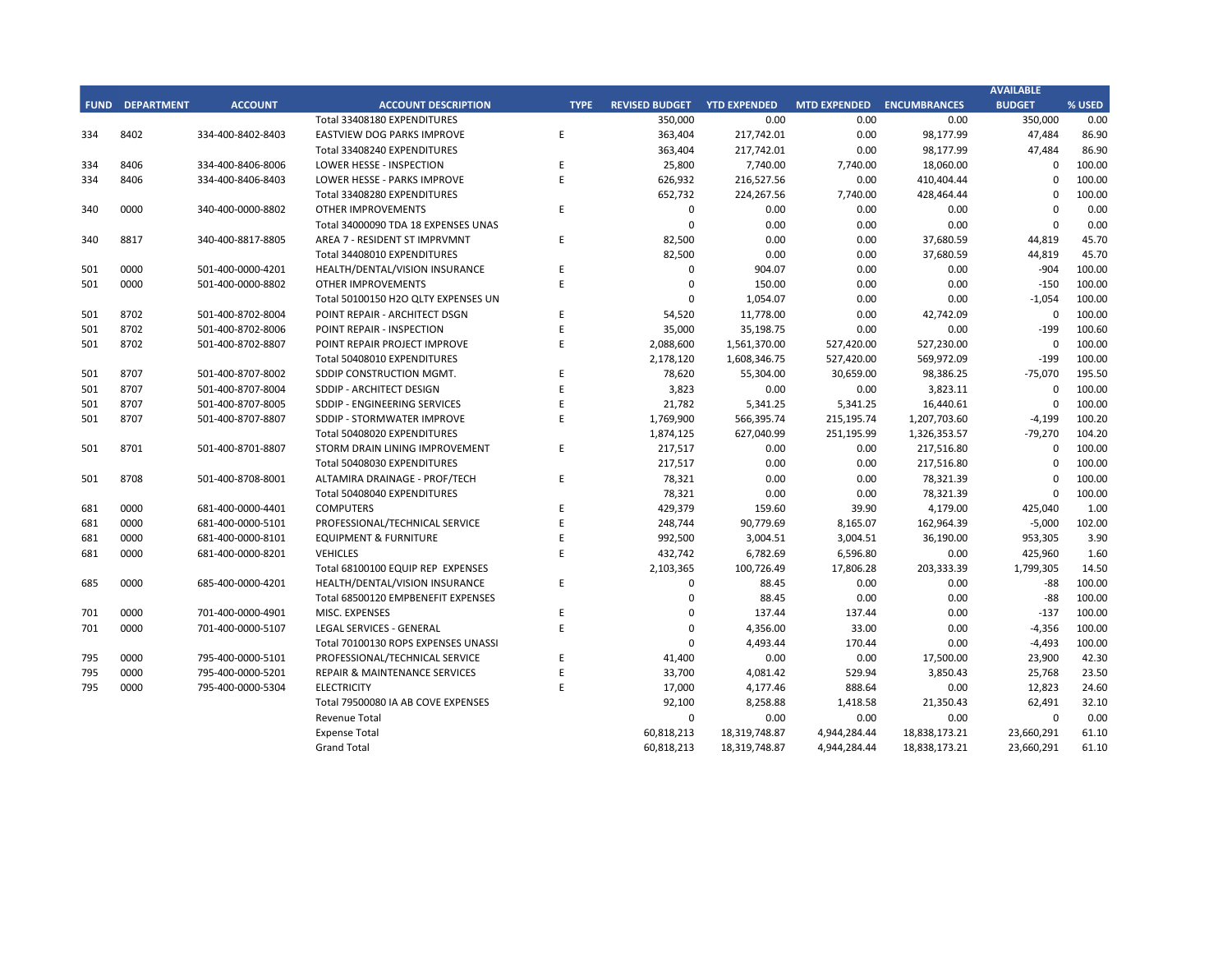| FUND | DEPARTMENT | ACCOUNT | ACCOUNT DESCRIPTION | TYPE | REVISED BUDGET | YTD EXPENDED | MTD EXPENDED | ENCUMBRANCES | AVAILABLE BUDGET | % USED |
|---|---|---|---|---|---|---|---|---|---|---|
| | | | Total 33408180 EXPENDITURES | | 350,000 | 0.00 | 0.00 | 0.00 | 350,000 | 0.00 |
| 334 | 8402 | 334-400-8402-8403 | EASTVIEW DOG PARKS IMPROVE | E | 363,404 | 217,742.01 | 0.00 | 98,177.99 | 47,484 | 86.90 |
| | | | Total 33408240 EXPENDITURES | | 363,404 | 217,742.01 | 0.00 | 98,177.99 | 47,484 | 86.90 |
| 334 | 8406 | 334-400-8406-8006 | LOWER HESSE - INSPECTION | E | 25,800 | 7,740.00 | 7,740.00 | 18,060.00 | 0 | 100.00 |
| 334 | 8406 | 334-400-8406-8403 | LOWER HESSE - PARKS IMPROVE | E | 626,932 | 216,527.56 | 0.00 | 410,404.44 | 0 | 100.00 |
| | | | Total 33408280 EXPENDITURES | | 652,732 | 224,267.56 | 7,740.00 | 428,464.44 | 0 | 100.00 |
| 340 | 0000 | 340-400-0000-8802 | OTHER IMPROVEMENTS | E | 0 | 0.00 | 0.00 | 0.00 | 0 | 0.00 |
| | | | Total 34000090 TDA 18 EXPENSES UNAS | | 0 | 0.00 | 0.00 | 0.00 | 0 | 0.00 |
| 340 | 8817 | 340-400-8817-8805 | AREA 7 - RESIDENT ST IMPRVMNT | E | 82,500 | 0.00 | 0.00 | 37,680.59 | 44,819 | 45.70 |
| | | | Total 34408010 EXPENDITURES | | 82,500 | 0.00 | 0.00 | 37,680.59 | 44,819 | 45.70 |
| 501 | 0000 | 501-400-0000-4201 | HEALTH/DENTAL/VISION INSURANCE | E | 0 | 904.07 | 0.00 | 0.00 | -904 | 100.00 |
| 501 | 0000 | 501-400-0000-8802 | OTHER IMPROVEMENTS | E | 0 | 150.00 | 0.00 | 0.00 | -150 | 100.00 |
| | | | Total 50100150 H2O QLTY EXPENSES UN | | 0 | 1,054.07 | 0.00 | 0.00 | -1,054 | 100.00 |
| 501 | 8702 | 501-400-8702-8004 | POINT REPAIR - ARCHITECT DSGN | E | 54,520 | 11,778.00 | 0.00 | 42,742.09 | 0 | 100.00 |
| 501 | 8702 | 501-400-8702-8006 | POINT REPAIR - INSPECTION | E | 35,000 | 35,198.75 | 0.00 | 0.00 | -199 | 100.60 |
| 501 | 8702 | 501-400-8702-8807 | POINT REPAIR PROJECT IMPROVE | E | 2,088,600 | 1,561,370.00 | 527,420.00 | 527,230.00 | 0 | 100.00 |
| | | | Total 50408010 EXPENDITURES | | 2,178,120 | 1,608,346.75 | 527,420.00 | 569,972.09 | -199 | 100.00 |
| 501 | 8707 | 501-400-8707-8002 | SDDIP CONSTRUCTION MGMT. | E | 78,620 | 55,304.00 | 30,659.00 | 98,386.25 | -75,070 | 195.50 |
| 501 | 8707 | 501-400-8707-8004 | SDDIP - ARCHITECT DESIGN | E | 3,823 | 0.00 | 0.00 | 3,823.11 | 0 | 100.00 |
| 501 | 8707 | 501-400-8707-8005 | SDDIP - ENGINEERING SERVICES | E | 21,782 | 5,341.25 | 5,341.25 | 16,440.61 | 0 | 100.00 |
| 501 | 8707 | 501-400-8707-8807 | SDDIP - STORMWATER IMPROVE | E | 1,769,900 | 566,395.74 | 215,195.74 | 1,207,703.60 | -4,199 | 100.20 |
| | | | Total 50408020 EXPENDITURES | | 1,874,125 | 627,040.99 | 251,195.99 | 1,326,353.57 | -79,270 | 104.20 |
| 501 | 8701 | 501-400-8701-8807 | STORM DRAIN LINING IMPROVEMENT | E | 217,517 | 0.00 | 0.00 | 217,516.80 | 0 | 100.00 |
| | | | Total 50408030 EXPENDITURES | | 217,517 | 0.00 | 0.00 | 217,516.80 | 0 | 100.00 |
| 501 | 8708 | 501-400-8708-8001 | ALTAMIRA DRAINAGE - PROF/TECH | E | 78,321 | 0.00 | 0.00 | 78,321.39 | 0 | 100.00 |
| | | | Total 50408040 EXPENDITURES | | 78,321 | 0.00 | 0.00 | 78,321.39 | 0 | 100.00 |
| 681 | 0000 | 681-400-0000-4401 | COMPUTERS | E | 429,379 | 159.60 | 39.90 | 4,179.00 | 425,040 | 1.00 |
| 681 | 0000 | 681-400-0000-5101 | PROFESSIONAL/TECHNICAL SERVICE | E | 248,744 | 90,779.69 | 8,165.07 | 162,964.39 | -5,000 | 102.00 |
| 681 | 0000 | 681-400-0000-8101 | EQUIPMENT & FURNITURE | E | 992,500 | 3,004.51 | 3,004.51 | 36,190.00 | 953,305 | 3.90 |
| 681 | 0000 | 681-400-0000-8201 | VEHICLES | E | 432,742 | 6,782.69 | 6,596.80 | 0.00 | 425,960 | 1.60 |
| | | | Total 68100100 EQUIP REP EXPENSES | | 2,103,365 | 100,726.49 | 17,806.28 | 203,333.39 | 1,799,305 | 14.50 |
| 685 | 0000 | 685-400-0000-4201 | HEALTH/DENTAL/VISION INSURANCE | E | 0 | 88.45 | 0.00 | 0.00 | -88 | 100.00 |
| | | | Total 68500120 EMPBENEFIT EXPENSES | | 0 | 88.45 | 0.00 | 0.00 | -88 | 100.00 |
| 701 | 0000 | 701-400-0000-4901 | MISC. EXPENSES | E | 0 | 137.44 | 137.44 | 0.00 | -137 | 100.00 |
| 701 | 0000 | 701-400-0000-5107 | LEGAL SERVICES - GENERAL | E | 0 | 4,356.00 | 33.00 | 0.00 | -4,356 | 100.00 |
| | | | Total 70100130 ROPS EXPENSES UNASSI | | 0 | 4,493.44 | 170.44 | 0.00 | -4,493 | 100.00 |
| 795 | 0000 | 795-400-0000-5101 | PROFESSIONAL/TECHNICAL SERVICE | E | 41,400 | 0.00 | 0.00 | 17,500.00 | 23,900 | 42.30 |
| 795 | 0000 | 795-400-0000-5201 | REPAIR & MAINTENANCE SERVICES | E | 33,700 | 4,081.42 | 529.94 | 3,850.43 | 25,768 | 23.50 |
| 795 | 0000 | 795-400-0000-5304 | ELECTRICITY | E | 17,000 | 4,177.46 | 888.64 | 0.00 | 12,823 | 24.60 |
| | | | Total 79500080 IA AB COVE EXPENSES | | 92,100 | 8,258.88 | 1,418.58 | 21,350.43 | 62,491 | 32.10 |
| | | | Revenue Total | | 0 | 0.00 | 0.00 | 0.00 | 0 | 0.00 |
| | | | Expense Total | | 60,818,213 | 18,319,748.87 | 4,944,284.44 | 18,838,173.21 | 23,660,291 | 61.10 |
| | | | Grand Total | | 60,818,213 | 18,319,748.87 | 4,944,284.44 | 18,838,173.21 | 23,660,291 | 61.10 |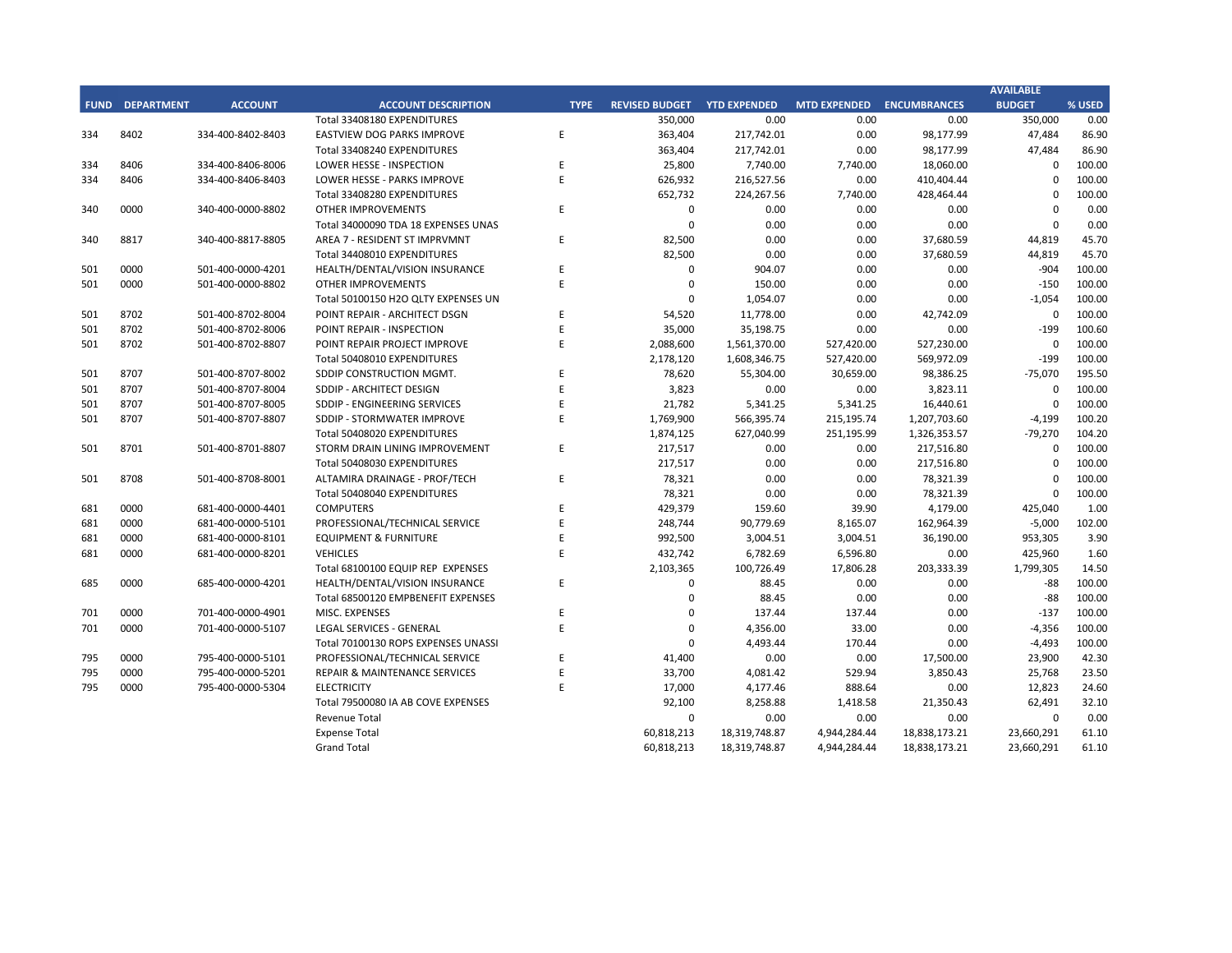| FUND | DEPARTMENT | ACCOUNT | ACCOUNT DESCRIPTION | TYPE | REVISED BUDGET | YTD EXPENDED | MTD EXPENDED | ENCUMBRANCES | AVAILABLE BUDGET | % USED |
|---|---|---|---|---|---|---|---|---|---|---|
| | | | Total 33408180 EXPENDITURES | | 350,000 | 0.00 | 0.00 | 0.00 | 350,000 | 0.00 |
| 334 | 8402 | 334-400-8402-8403 | EASTVIEW DOG PARKS IMPROVE | E | 363,404 | 217,742.01 | 0.00 | 98,177.99 | 47,484 | 86.90 |
| | | | Total 33408240 EXPENDITURES | | 363,404 | 217,742.01 | 0.00 | 98,177.99 | 47,484 | 86.90 |
| 334 | 8406 | 334-400-8406-8006 | LOWER HESSE - INSPECTION | E | 25,800 | 7,740.00 | 7,740.00 | 18,060.00 | 0 | 100.00 |
| 334 | 8406 | 334-400-8406-8403 | LOWER HESSE - PARKS IMPROVE | E | 626,932 | 216,527.56 | 0.00 | 410,404.44 | 0 | 100.00 |
| | | | Total 33408280 EXPENDITURES | | 652,732 | 224,267.56 | 7,740.00 | 428,464.44 | 0 | 100.00 |
| 340 | 0000 | 340-400-0000-8802 | OTHER IMPROVEMENTS | E | 0 | 0.00 | 0.00 | 0.00 | 0 | 0.00 |
| | | | Total 34000090 TDA 18 EXPENSES UNAS | | 0 | 0.00 | 0.00 | 0.00 | 0 | 0.00 |
| 340 | 8817 | 340-400-8817-8805 | AREA 7 - RESIDENT ST IMPRVMNT | E | 82,500 | 0.00 | 0.00 | 37,680.59 | 44,819 | 45.70 |
| | | | Total 34408010 EXPENDITURES | | 82,500 | 0.00 | 0.00 | 37,680.59 | 44,819 | 45.70 |
| 501 | 0000 | 501-400-0000-4201 | HEALTH/DENTAL/VISION INSURANCE | E | 0 | 904.07 | 0.00 | 0.00 | -904 | 100.00 |
| 501 | 0000 | 501-400-0000-8802 | OTHER IMPROVEMENTS | E | 0 | 150.00 | 0.00 | 0.00 | -150 | 100.00 |
| | | | Total 50100150 H2O QLTY EXPENSES UN | | 0 | 1,054.07 | 0.00 | 0.00 | -1,054 | 100.00 |
| 501 | 8702 | 501-400-8702-8004 | POINT REPAIR - ARCHITECT DSGN | E | 54,520 | 11,778.00 | 0.00 | 42,742.09 | 0 | 100.00 |
| 501 | 8702 | 501-400-8702-8006 | POINT REPAIR - INSPECTION | E | 35,000 | 35,198.75 | 0.00 | 0.00 | -199 | 100.60 |
| 501 | 8702 | 501-400-8702-8807 | POINT REPAIR PROJECT IMPROVE | E | 2,088,600 | 1,561,370.00 | 527,420.00 | 527,230.00 | 0 | 100.00 |
| | | | Total 50408010 EXPENDITURES | | 2,178,120 | 1,608,346.75 | 527,420.00 | 569,972.09 | -199 | 100.00 |
| 501 | 8707 | 501-400-8707-8002 | SDDIP CONSTRUCTION MGMT. | E | 78,620 | 55,304.00 | 30,659.00 | 98,386.25 | -75,070 | 195.50 |
| 501 | 8707 | 501-400-8707-8004 | SDDIP - ARCHITECT DESIGN | E | 3,823 | 0.00 | 0.00 | 3,823.11 | 0 | 100.00 |
| 501 | 8707 | 501-400-8707-8005 | SDDIP - ENGINEERING SERVICES | E | 21,782 | 5,341.25 | 5,341.25 | 16,440.61 | 0 | 100.00 |
| 501 | 8707 | 501-400-8707-8807 | SDDIP - STORMWATER IMPROVE | E | 1,769,900 | 566,395.74 | 215,195.74 | 1,207,703.60 | -4,199 | 100.20 |
| | | | Total 50408020 EXPENDITURES | | 1,874,125 | 627,040.99 | 251,195.99 | 1,326,353.57 | -79,270 | 104.20 |
| 501 | 8701 | 501-400-8701-8807 | STORM DRAIN LINING IMPROVEMENT | E | 217,517 | 0.00 | 0.00 | 217,516.80 | 0 | 100.00 |
| | | | Total 50408030 EXPENDITURES | | 217,517 | 0.00 | 0.00 | 217,516.80 | 0 | 100.00 |
| 501 | 8708 | 501-400-8708-8001 | ALTAMIRA DRAINAGE - PROF/TECH | E | 78,321 | 0.00 | 0.00 | 78,321.39 | 0 | 100.00 |
| | | | Total 50408040 EXPENDITURES | | 78,321 | 0.00 | 0.00 | 78,321.39 | 0 | 100.00 |
| 681 | 0000 | 681-400-0000-4401 | COMPUTERS | E | 429,379 | 159.60 | 39.90 | 4,179.00 | 425,040 | 1.00 |
| 681 | 0000 | 681-400-0000-5101 | PROFESSIONAL/TECHNICAL SERVICE | E | 248,744 | 90,779.69 | 8,165.07 | 162,964.39 | -5,000 | 102.00 |
| 681 | 0000 | 681-400-0000-8101 | EQUIPMENT & FURNITURE | E | 992,500 | 3,004.51 | 3,004.51 | 36,190.00 | 953,305 | 3.90 |
| 681 | 0000 | 681-400-0000-8201 | VEHICLES | E | 432,742 | 6,782.69 | 6,596.80 | 0.00 | 425,960 | 1.60 |
| | | | Total 68100100 EQUIP REP EXPENSES | | 2,103,365 | 100,726.49 | 17,806.28 | 203,333.39 | 1,799,305 | 14.50 |
| 685 | 0000 | 685-400-0000-4201 | HEALTH/DENTAL/VISION INSURANCE | E | 0 | 88.45 | 0.00 | 0.00 | -88 | 100.00 |
| | | | Total 68500120 EMPBENEFIT EXPENSES | | 0 | 88.45 | 0.00 | 0.00 | -88 | 100.00 |
| 701 | 0000 | 701-400-0000-4901 | MISC. EXPENSES | E | 0 | 137.44 | 137.44 | 0.00 | -137 | 100.00 |
| 701 | 0000 | 701-400-0000-5107 | LEGAL SERVICES - GENERAL | E | 0 | 4,356.00 | 33.00 | 0.00 | -4,356 | 100.00 |
| | | | Total 70100130 ROPS EXPENSES UNASSI | | 0 | 4,493.44 | 170.44 | 0.00 | -4,493 | 100.00 |
| 795 | 0000 | 795-400-0000-5101 | PROFESSIONAL/TECHNICAL SERVICE | E | 41,400 | 0.00 | 0.00 | 17,500.00 | 23,900 | 42.30 |
| 795 | 0000 | 795-400-0000-5201 | REPAIR & MAINTENANCE SERVICES | E | 33,700 | 4,081.42 | 529.94 | 3,850.43 | 25,768 | 23.50 |
| 795 | 0000 | 795-400-0000-5304 | ELECTRICITY | E | 17,000 | 4,177.46 | 888.64 | 0.00 | 12,823 | 24.60 |
| | | | Total 79500080 IA AB COVE EXPENSES | | 92,100 | 8,258.88 | 1,418.58 | 21,350.43 | 62,491 | 32.10 |
| | | | Revenue Total | | 0 | 0.00 | 0.00 | 0.00 | 0 | 0.00 |
| | | | Expense Total | | 60,818,213 | 18,319,748.87 | 4,944,284.44 | 18,838,173.21 | 23,660,291 | 61.10 |
| | | | Grand Total | | 60,818,213 | 18,319,748.87 | 4,944,284.44 | 18,838,173.21 | 23,660,291 | 61.10 |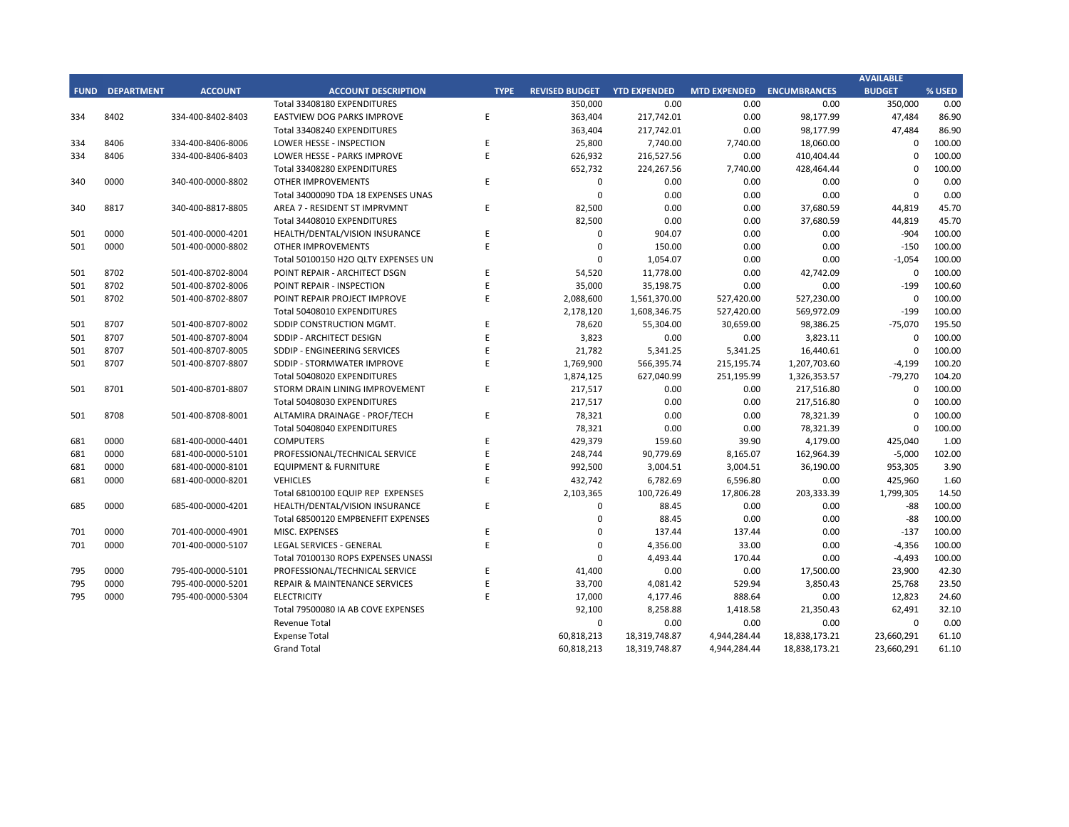| FUND | DEPARTMENT | ACCOUNT | ACCOUNT DESCRIPTION | TYPE | REVISED BUDGET | YTD EXPENDED | MTD EXPENDED | ENCUMBRANCES | AVAILABLE BUDGET | % USED |
|---|---|---|---|---|---|---|---|---|---|---|
| | | | Total 33408180 EXPENDITURES | | 350,000 | 0.00 | 0.00 | 0.00 | 350,000 | 0.00 |
| 334 | 8402 | 334-400-8402-8403 | EASTVIEW DOG PARKS IMPROVE | E | 363,404 | 217,742.01 | 0.00 | 98,177.99 | 47,484 | 86.90 |
| | | | Total 33408240 EXPENDITURES | | 363,404 | 217,742.01 | 0.00 | 98,177.99 | 47,484 | 86.90 |
| 334 | 8406 | 334-400-8406-8006 | LOWER HESSE - INSPECTION | E | 25,800 | 7,740.00 | 7,740.00 | 18,060.00 | 0 | 100.00 |
| 334 | 8406 | 334-400-8406-8403 | LOWER HESSE - PARKS IMPROVE | E | 626,932 | 216,527.56 | 0.00 | 410,404.44 | 0 | 100.00 |
| | | | Total 33408280 EXPENDITURES | | 652,732 | 224,267.56 | 7,740.00 | 428,464.44 | 0 | 100.00 |
| 340 | 0000 | 340-400-0000-8802 | OTHER IMPROVEMENTS | E | 0 | 0.00 | 0.00 | 0.00 | 0 | 0.00 |
| | | | Total 34000090 TDA 18 EXPENSES UNAS | | 0 | 0.00 | 0.00 | 0.00 | 0 | 0.00 |
| 340 | 8817 | 340-400-8817-8805 | AREA 7 - RESIDENT ST IMPRVMNT | E | 82,500 | 0.00 | 0.00 | 37,680.59 | 44,819 | 45.70 |
| | | | Total 34408010 EXPENDITURES | | 82,500 | 0.00 | 0.00 | 37,680.59 | 44,819 | 45.70 |
| 501 | 0000 | 501-400-0000-4201 | HEALTH/DENTAL/VISION INSURANCE | E | 0 | 904.07 | 0.00 | 0.00 | -904 | 100.00 |
| 501 | 0000 | 501-400-0000-8802 | OTHER IMPROVEMENTS | E | 0 | 150.00 | 0.00 | 0.00 | -150 | 100.00 |
| | | | Total 50100150 H2O QLTY EXPENSES UN | | 0 | 1,054.07 | 0.00 | 0.00 | -1,054 | 100.00 |
| 501 | 8702 | 501-400-8702-8004 | POINT REPAIR - ARCHITECT DSGN | E | 54,520 | 11,778.00 | 0.00 | 42,742.09 | 0 | 100.00 |
| 501 | 8702 | 501-400-8702-8006 | POINT REPAIR - INSPECTION | E | 35,000 | 35,198.75 | 0.00 | 0.00 | -199 | 100.60 |
| 501 | 8702 | 501-400-8702-8807 | POINT REPAIR PROJECT IMPROVE | E | 2,088,600 | 1,561,370.00 | 527,420.00 | 527,230.00 | 0 | 100.00 |
| | | | Total 50408010 EXPENDITURES | | 2,178,120 | 1,608,346.75 | 527,420.00 | 569,972.09 | -199 | 100.00 |
| 501 | 8707 | 501-400-8707-8002 | SDDIP CONSTRUCTION MGMT. | E | 78,620 | 55,304.00 | 30,659.00 | 98,386.25 | -75,070 | 195.50 |
| 501 | 8707 | 501-400-8707-8004 | SDDIP - ARCHITECT DESIGN | E | 3,823 | 0.00 | 0.00 | 3,823.11 | 0 | 100.00 |
| 501 | 8707 | 501-400-8707-8005 | SDDIP - ENGINEERING SERVICES | E | 21,782 | 5,341.25 | 5,341.25 | 16,440.61 | 0 | 100.00 |
| 501 | 8707 | 501-400-8707-8807 | SDDIP - STORMWATER IMPROVE | E | 1,769,900 | 566,395.74 | 215,195.74 | 1,207,703.60 | -4,199 | 100.20 |
| | | | Total 50408020 EXPENDITURES | | 1,874,125 | 627,040.99 | 251,195.99 | 1,326,353.57 | -79,270 | 104.20 |
| 501 | 8701 | 501-400-8701-8807 | STORM DRAIN LINING IMPROVEMENT | E | 217,517 | 0.00 | 0.00 | 217,516.80 | 0 | 100.00 |
| | | | Total 50408030 EXPENDITURES | | 217,517 | 0.00 | 0.00 | 217,516.80 | 0 | 100.00 |
| 501 | 8708 | 501-400-8708-8001 | ALTAMIRA DRAINAGE - PROF/TECH | E | 78,321 | 0.00 | 0.00 | 78,321.39 | 0 | 100.00 |
| | | | Total 50408040 EXPENDITURES | | 78,321 | 0.00 | 0.00 | 78,321.39 | 0 | 100.00 |
| 681 | 0000 | 681-400-0000-4401 | COMPUTERS | E | 429,379 | 159.60 | 39.90 | 4,179.00 | 425,040 | 1.00 |
| 681 | 0000 | 681-400-0000-5101 | PROFESSIONAL/TECHNICAL SERVICE | E | 248,744 | 90,779.69 | 8,165.07 | 162,964.39 | -5,000 | 102.00 |
| 681 | 0000 | 681-400-0000-8101 | EQUIPMENT & FURNITURE | E | 992,500 | 3,004.51 | 3,004.51 | 36,190.00 | 953,305 | 3.90 |
| 681 | 0000 | 681-400-0000-8201 | VEHICLES | E | 432,742 | 6,782.69 | 6,596.80 | 0.00 | 425,960 | 1.60 |
| | | | Total 68100100 EQUIP REP EXPENSES | | 2,103,365 | 100,726.49 | 17,806.28 | 203,333.39 | 1,799,305 | 14.50 |
| 685 | 0000 | 685-400-0000-4201 | HEALTH/DENTAL/VISION INSURANCE | E | 0 | 88.45 | 0.00 | 0.00 | -88 | 100.00 |
| | | | Total 68500120 EMPBENEFIT EXPENSES | | 0 | 88.45 | 0.00 | 0.00 | -88 | 100.00 |
| 701 | 0000 | 701-400-0000-4901 | MISC. EXPENSES | E | 0 | 137.44 | 137.44 | 0.00 | -137 | 100.00 |
| 701 | 0000 | 701-400-0000-5107 | LEGAL SERVICES - GENERAL | E | 0 | 4,356.00 | 33.00 | 0.00 | -4,356 | 100.00 |
| | | | Total 70100130 ROPS EXPENSES UNASSI | | 0 | 4,493.44 | 170.44 | 0.00 | -4,493 | 100.00 |
| 795 | 0000 | 795-400-0000-5101 | PROFESSIONAL/TECHNICAL SERVICE | E | 41,400 | 0.00 | 0.00 | 17,500.00 | 23,900 | 42.30 |
| 795 | 0000 | 795-400-0000-5201 | REPAIR & MAINTENANCE SERVICES | E | 33,700 | 4,081.42 | 529.94 | 3,850.43 | 25,768 | 23.50 |
| 795 | 0000 | 795-400-0000-5304 | ELECTRICITY | E | 17,000 | 4,177.46 | 888.64 | 0.00 | 12,823 | 24.60 |
| | | | Total 79500080 IA AB COVE EXPENSES | | 92,100 | 8,258.88 | 1,418.58 | 21,350.43 | 62,491 | 32.10 |
| | | | Revenue Total | | 0 | 0.00 | 0.00 | 0.00 | 0 | 0.00 |
| | | | Expense Total | | 60,818,213 | 18,319,748.87 | 4,944,284.44 | 18,838,173.21 | 23,660,291 | 61.10 |
| | | | Grand Total | | 60,818,213 | 18,319,748.87 | 4,944,284.44 | 18,838,173.21 | 23,660,291 | 61.10 |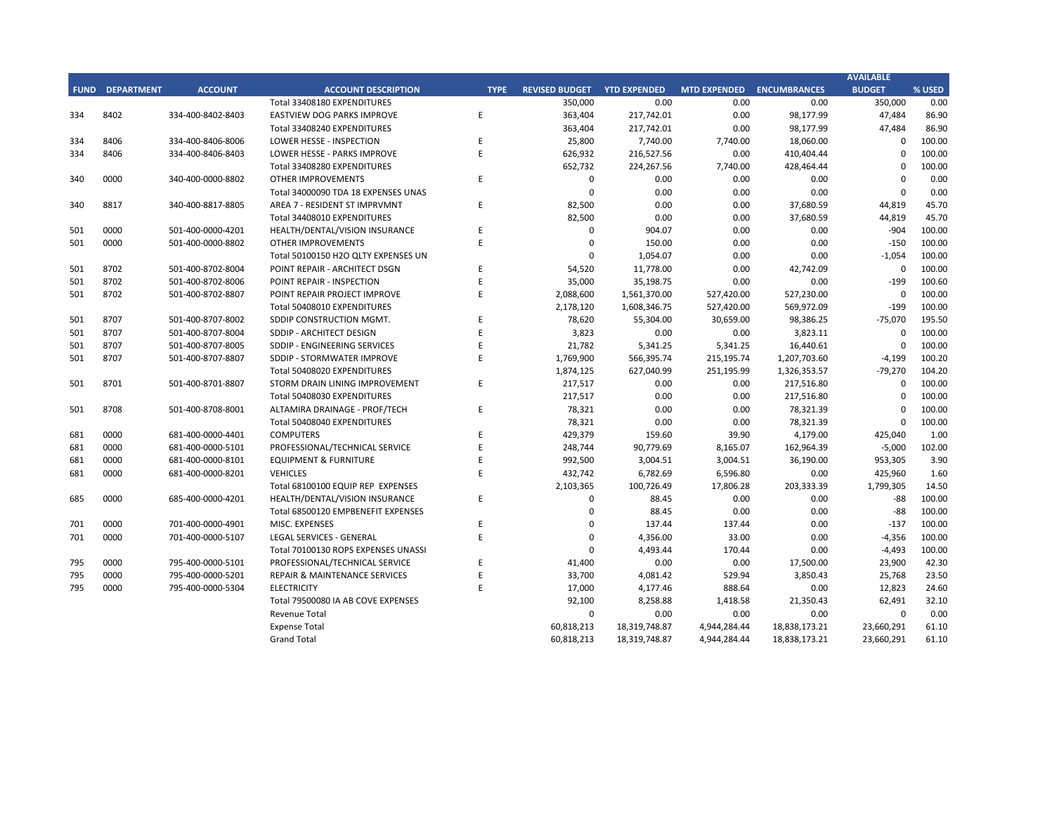| FUND | DEPARTMENT | ACCOUNT | ACCOUNT DESCRIPTION | TYPE | REVISED BUDGET | YTD EXPENDED | MTD EXPENDED | ENCUMBRANCES | AVAILABLE BUDGET | % USED |
|---|---|---|---|---|---|---|---|---|---|---|
| | | | Total 33408180 EXPENDITURES | | 350,000 | 0.00 | 0.00 | 0.00 | 350,000 | 0.00 |
| 334 | 8402 | 334-400-8402-8403 | EASTVIEW DOG PARKS IMPROVE | E | 363,404 | 217,742.01 | 0.00 | 98,177.99 | 47,484 | 86.90 |
| | | | Total 33408240 EXPENDITURES | | 363,404 | 217,742.01 | 0.00 | 98,177.99 | 47,484 | 86.90 |
| 334 | 8406 | 334-400-8406-8006 | LOWER HESSE - INSPECTION | E | 25,800 | 7,740.00 | 7,740.00 | 18,060.00 | 0 | 100.00 |
| 334 | 8406 | 334-400-8406-8403 | LOWER HESSE - PARKS IMPROVE | E | 626,932 | 216,527.56 | 0.00 | 410,404.44 | 0 | 100.00 |
| | | | Total 33408280 EXPENDITURES | | 652,732 | 224,267.56 | 7,740.00 | 428,464.44 | 0 | 100.00 |
| 340 | 0000 | 340-400-0000-8802 | OTHER IMPROVEMENTS | E | 0 | 0.00 | 0.00 | 0.00 | 0 | 0.00 |
| | | | Total 34000090 TDA 18 EXPENSES UNAS | | 0 | 0.00 | 0.00 | 0.00 | 0 | 0.00 |
| 340 | 8817 | 340-400-8817-8805 | AREA 7 - RESIDENT ST IMPRVMNT | E | 82,500 | 0.00 | 0.00 | 37,680.59 | 44,819 | 45.70 |
| | | | Total 34408010 EXPENDITURES | | 82,500 | 0.00 | 0.00 | 37,680.59 | 44,819 | 45.70 |
| 501 | 0000 | 501-400-0000-4201 | HEALTH/DENTAL/VISION INSURANCE | E | 0 | 904.07 | 0.00 | 0.00 | -904 | 100.00 |
| 501 | 0000 | 501-400-0000-8802 | OTHER IMPROVEMENTS | E | 0 | 150.00 | 0.00 | 0.00 | -150 | 100.00 |
| | | | Total 50100150 H2O QLTY EXPENSES UN | | 0 | 1,054.07 | 0.00 | 0.00 | -1,054 | 100.00 |
| 501 | 8702 | 501-400-8702-8004 | POINT REPAIR - ARCHITECT DSGN | E | 54,520 | 11,778.00 | 0.00 | 42,742.09 | 0 | 100.00 |
| 501 | 8702 | 501-400-8702-8006 | POINT REPAIR - INSPECTION | E | 35,000 | 35,198.75 | 0.00 | 0.00 | -199 | 100.60 |
| 501 | 8702 | 501-400-8702-8807 | POINT REPAIR PROJECT IMPROVE | E | 2,088,600 | 1,561,370.00 | 527,420.00 | 527,230.00 | 0 | 100.00 |
| | | | Total 50408010 EXPENDITURES | | 2,178,120 | 1,608,346.75 | 527,420.00 | 569,972.09 | -199 | 100.00 |
| 501 | 8707 | 501-400-8707-8002 | SDDIP CONSTRUCTION MGMT. | E | 78,620 | 55,304.00 | 30,659.00 | 98,386.25 | -75,070 | 195.50 |
| 501 | 8707 | 501-400-8707-8004 | SDDIP - ARCHITECT DESIGN | E | 3,823 | 0.00 | 0.00 | 3,823.11 | 0 | 100.00 |
| 501 | 8707 | 501-400-8707-8005 | SDDIP - ENGINEERING SERVICES | E | 21,782 | 5,341.25 | 5,341.25 | 16,440.61 | 0 | 100.00 |
| 501 | 8707 | 501-400-8707-8807 | SDDIP - STORMWATER IMPROVE | E | 1,769,900 | 566,395.74 | 215,195.74 | 1,207,703.60 | -4,199 | 100.20 |
| | | | Total 50408020 EXPENDITURES | | 1,874,125 | 627,040.99 | 251,195.99 | 1,326,353.57 | -79,270 | 104.20 |
| 501 | 8701 | 501-400-8701-8807 | STORM DRAIN LINING IMPROVEMENT | E | 217,517 | 0.00 | 0.00 | 217,516.80 | 0 | 100.00 |
| | | | Total 50408030 EXPENDITURES | | 217,517 | 0.00 | 0.00 | 217,516.80 | 0 | 100.00 |
| 501 | 8708 | 501-400-8708-8001 | ALTAMIRA DRAINAGE - PROF/TECH | E | 78,321 | 0.00 | 0.00 | 78,321.39 | 0 | 100.00 |
| | | | Total 50408040 EXPENDITURES | | 78,321 | 0.00 | 0.00 | 78,321.39 | 0 | 100.00 |
| 681 | 0000 | 681-400-0000-4401 | COMPUTERS | E | 429,379 | 159.60 | 39.90 | 4,179.00 | 425,040 | 1.00 |
| 681 | 0000 | 681-400-0000-5101 | PROFESSIONAL/TECHNICAL SERVICE | E | 248,744 | 90,779.69 | 8,165.07 | 162,964.39 | -5,000 | 102.00 |
| 681 | 0000 | 681-400-0000-8101 | EQUIPMENT & FURNITURE | E | 992,500 | 3,004.51 | 3,004.51 | 36,190.00 | 953,305 | 3.90 |
| 681 | 0000 | 681-400-0000-8201 | VEHICLES | E | 432,742 | 6,782.69 | 6,596.80 | 0.00 | 425,960 | 1.60 |
| | | | Total 68100100 EQUIP REP EXPENSES | | 2,103,365 | 100,726.49 | 17,806.28 | 203,333.39 | 1,799,305 | 14.50 |
| 685 | 0000 | 685-400-0000-4201 | HEALTH/DENTAL/VISION INSURANCE | E | 0 | 88.45 | 0.00 | 0.00 | -88 | 100.00 |
| | | | Total 68500120 EMPBENEFIT EXPENSES | | 0 | 88.45 | 0.00 | 0.00 | -88 | 100.00 |
| 701 | 0000 | 701-400-0000-4901 | MISC. EXPENSES | E | 0 | 137.44 | 137.44 | 0.00 | -137 | 100.00 |
| 701 | 0000 | 701-400-0000-5107 | LEGAL SERVICES - GENERAL | E | 0 | 4,356.00 | 33.00 | 0.00 | -4,356 | 100.00 |
| | | | Total 70100130 ROPS EXPENSES UNASSI | | 0 | 4,493.44 | 170.44 | 0.00 | -4,493 | 100.00 |
| 795 | 0000 | 795-400-0000-5101 | PROFESSIONAL/TECHNICAL SERVICE | E | 41,400 | 0.00 | 0.00 | 17,500.00 | 23,900 | 42.30 |
| 795 | 0000 | 795-400-0000-5201 | REPAIR & MAINTENANCE SERVICES | E | 33,700 | 4,081.42 | 529.94 | 3,850.43 | 25,768 | 23.50 |
| 795 | 0000 | 795-400-0000-5304 | ELECTRICITY | E | 17,000 | 4,177.46 | 888.64 | 0.00 | 12,823 | 24.60 |
| | | | Total 79500080 IA AB COVE EXPENSES | | 92,100 | 8,258.88 | 1,418.58 | 21,350.43 | 62,491 | 32.10 |
| | | | Revenue Total | | 0 | 0.00 | 0.00 | 0.00 | 0 | 0.00 |
| | | | Expense Total | | 60,818,213 | 18,319,748.87 | 4,944,284.44 | 18,838,173.21 | 23,660,291 | 61.10 |
| | | | Grand Total | | 60,818,213 | 18,319,748.87 | 4,944,284.44 | 18,838,173.21 | 23,660,291 | 61.10 |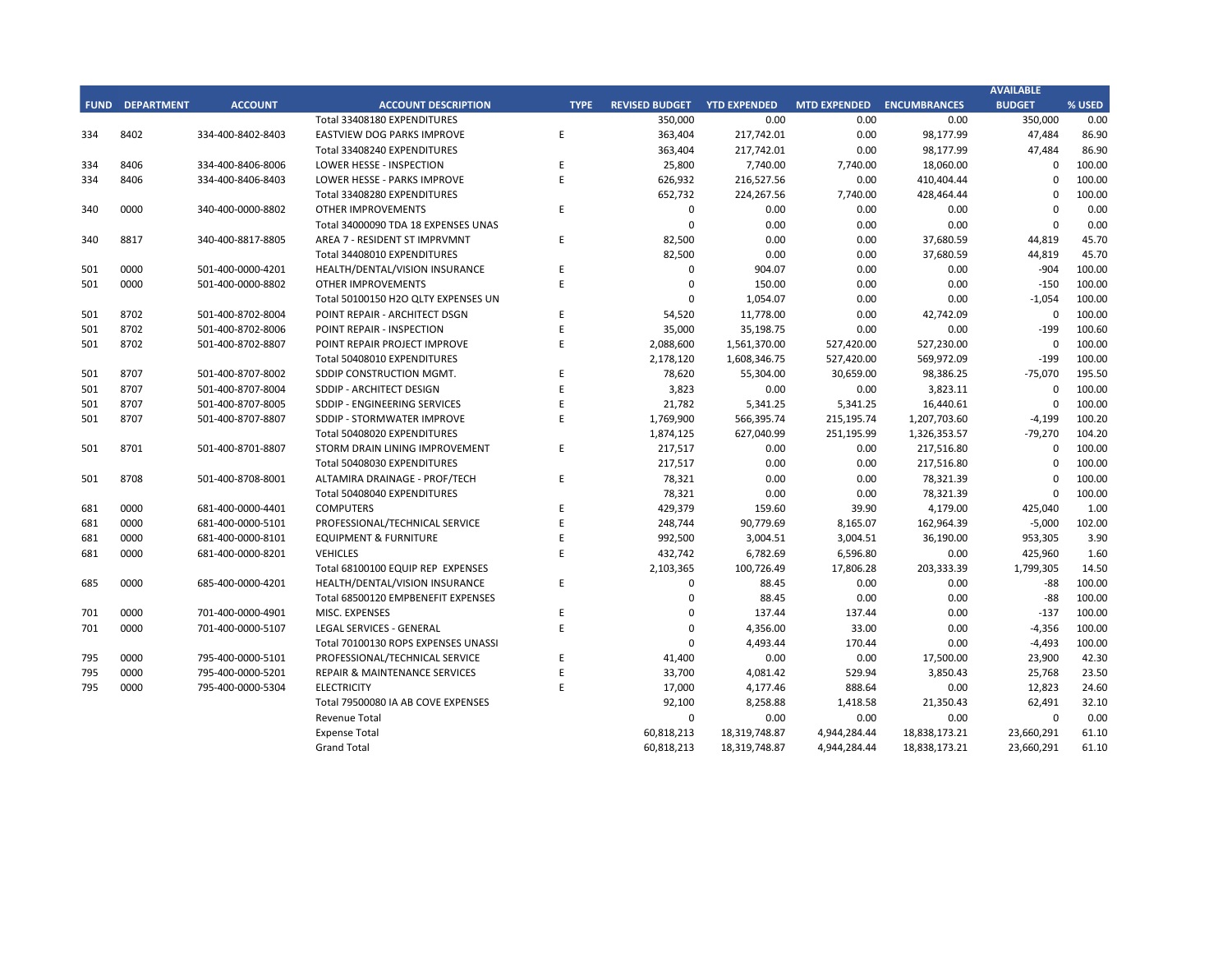| FUND | DEPARTMENT | ACCOUNT | ACCOUNT DESCRIPTION | TYPE | REVISED BUDGET | YTD EXPENDED | MTD EXPENDED | ENCUMBRANCES | AVAILABLE BUDGET | % USED |
|---|---|---|---|---|---|---|---|---|---|---|
| | | | Total 33408180 EXPENDITURES | | 350,000 | 0.00 | 0.00 | 0.00 | 350,000 | 0.00 |
| 334 | 8402 | 334-400-8402-8403 | EASTVIEW DOG PARKS IMPROVE | E | 363,404 | 217,742.01 | 0.00 | 98,177.99 | 47,484 | 86.90 |
| | | | Total 33408240 EXPENDITURES | | 363,404 | 217,742.01 | 0.00 | 98,177.99 | 47,484 | 86.90 |
| 334 | 8406 | 334-400-8406-8006 | LOWER HESSE - INSPECTION | E | 25,800 | 7,740.00 | 7,740.00 | 18,060.00 | 0 | 100.00 |
| 334 | 8406 | 334-400-8406-8403 | LOWER HESSE - PARKS IMPROVE | E | 626,932 | 216,527.56 | 0.00 | 410,404.44 | 0 | 100.00 |
| | | | Total 33408280 EXPENDITURES | | 652,732 | 224,267.56 | 7,740.00 | 428,464.44 | 0 | 100.00 |
| 340 | 0000 | 340-400-0000-8802 | OTHER IMPROVEMENTS | E | 0 | 0.00 | 0.00 | 0.00 | 0 | 0.00 |
| | | | Total 34000090 TDA 18 EXPENSES UNAS | | 0 | 0.00 | 0.00 | 0.00 | 0 | 0.00 |
| 340 | 8817 | 340-400-8817-8805 | AREA 7 - RESIDENT ST IMPRVMNT | E | 82,500 | 0.00 | 0.00 | 37,680.59 | 44,819 | 45.70 |
| | | | Total 34408010 EXPENDITURES | | 82,500 | 0.00 | 0.00 | 37,680.59 | 44,819 | 45.70 |
| 501 | 0000 | 501-400-0000-4201 | HEALTH/DENTAL/VISION INSURANCE | E | 0 | 904.07 | 0.00 | 0.00 | -904 | 100.00 |
| 501 | 0000 | 501-400-0000-8802 | OTHER IMPROVEMENTS | E | 0 | 150.00 | 0.00 | 0.00 | -150 | 100.00 |
| | | | Total 50100150 H2O QLTY EXPENSES UN | | 0 | 1,054.07 | 0.00 | 0.00 | -1,054 | 100.00 |
| 501 | 8702 | 501-400-8702-8004 | POINT REPAIR - ARCHITECT DSGN | E | 54,520 | 11,778.00 | 0.00 | 42,742.09 | 0 | 100.00 |
| 501 | 8702 | 501-400-8702-8006 | POINT REPAIR - INSPECTION | E | 35,000 | 35,198.75 | 0.00 | 0.00 | -199 | 100.60 |
| 501 | 8702 | 501-400-8702-8807 | POINT REPAIR PROJECT IMPROVE | E | 2,088,600 | 1,561,370.00 | 527,420.00 | 527,230.00 | 0 | 100.00 |
| | | | Total 50408010 EXPENDITURES | | 2,178,120 | 1,608,346.75 | 527,420.00 | 569,972.09 | -199 | 100.00 |
| 501 | 8707 | 501-400-8707-8002 | SDDIP CONSTRUCTION MGMT. | E | 78,620 | 55,304.00 | 30,659.00 | 98,386.25 | -75,070 | 195.50 |
| 501 | 8707 | 501-400-8707-8004 | SDDIP - ARCHITECT DESIGN | E | 3,823 | 0.00 | 0.00 | 3,823.11 | 0 | 100.00 |
| 501 | 8707 | 501-400-8707-8005 | SDDIP - ENGINEERING SERVICES | E | 21,782 | 5,341.25 | 5,341.25 | 16,440.61 | 0 | 100.00 |
| 501 | 8707 | 501-400-8707-8807 | SDDIP - STORMWATER IMPROVE | E | 1,769,900 | 566,395.74 | 215,195.74 | 1,207,703.60 | -4,199 | 100.20 |
| | | | Total 50408020 EXPENDITURES | | 1,874,125 | 627,040.99 | 251,195.99 | 1,326,353.57 | -79,270 | 104.20 |
| 501 | 8701 | 501-400-8701-8807 | STORM DRAIN LINING IMPROVEMENT | E | 217,517 | 0.00 | 0.00 | 217,516.80 | 0 | 100.00 |
| | | | Total 50408030 EXPENDITURES | | 217,517 | 0.00 | 0.00 | 217,516.80 | 0 | 100.00 |
| 501 | 8708 | 501-400-8708-8001 | ALTAMIRA DRAINAGE - PROF/TECH | E | 78,321 | 0.00 | 0.00 | 78,321.39 | 0 | 100.00 |
| | | | Total 50408040 EXPENDITURES | | 78,321 | 0.00 | 0.00 | 78,321.39 | 0 | 100.00 |
| 681 | 0000 | 681-400-0000-4401 | COMPUTERS | E | 429,379 | 159.60 | 39.90 | 4,179.00 | 425,040 | 1.00 |
| 681 | 0000 | 681-400-0000-5101 | PROFESSIONAL/TECHNICAL SERVICE | E | 248,744 | 90,779.69 | 8,165.07 | 162,964.39 | -5,000 | 102.00 |
| 681 | 0000 | 681-400-0000-8101 | EQUIPMENT & FURNITURE | E | 992,500 | 3,004.51 | 3,004.51 | 36,190.00 | 953,305 | 3.90 |
| 681 | 0000 | 681-400-0000-8201 | VEHICLES | E | 432,742 | 6,782.69 | 6,596.80 | 0.00 | 425,960 | 1.60 |
| | | | Total 68100100 EQUIP REP EXPENSES | | 2,103,365 | 100,726.49 | 17,806.28 | 203,333.39 | 1,799,305 | 14.50 |
| 685 | 0000 | 685-400-0000-4201 | HEALTH/DENTAL/VISION INSURANCE | E | 0 | 88.45 | 0.00 | 0.00 | -88 | 100.00 |
| | | | Total 68500120 EMPBENEFIT EXPENSES | | 0 | 88.45 | 0.00 | 0.00 | -88 | 100.00 |
| 701 | 0000 | 701-400-0000-4901 | MISC. EXPENSES | E | 0 | 137.44 | 137.44 | 0.00 | -137 | 100.00 |
| 701 | 0000 | 701-400-0000-5107 | LEGAL SERVICES - GENERAL | E | 0 | 4,356.00 | 33.00 | 0.00 | -4,356 | 100.00 |
| | | | Total 70100130 ROPS EXPENSES UNASSI | | 0 | 4,493.44 | 170.44 | 0.00 | -4,493 | 100.00 |
| 795 | 0000 | 795-400-0000-5101 | PROFESSIONAL/TECHNICAL SERVICE | E | 41,400 | 0.00 | 0.00 | 17,500.00 | 23,900 | 42.30 |
| 795 | 0000 | 795-400-0000-5201 | REPAIR & MAINTENANCE SERVICES | E | 33,700 | 4,081.42 | 529.94 | 3,850.43 | 25,768 | 23.50 |
| 795 | 0000 | 795-400-0000-5304 | ELECTRICITY | E | 17,000 | 4,177.46 | 888.64 | 0.00 | 12,823 | 24.60 |
| | | | Total 79500080 IA AB COVE EXPENSES | | 92,100 | 8,258.88 | 1,418.58 | 21,350.43 | 62,491 | 32.10 |
| | | | Revenue Total | | 0 | 0.00 | 0.00 | 0.00 | 0 | 0.00 |
| | | | Expense Total | | 60,818,213 | 18,319,748.87 | 4,944,284.44 | 18,838,173.21 | 23,660,291 | 61.10 |
| | | | Grand Total | | 60,818,213 | 18,319,748.87 | 4,944,284.44 | 18,838,173.21 | 23,660,291 | 61.10 |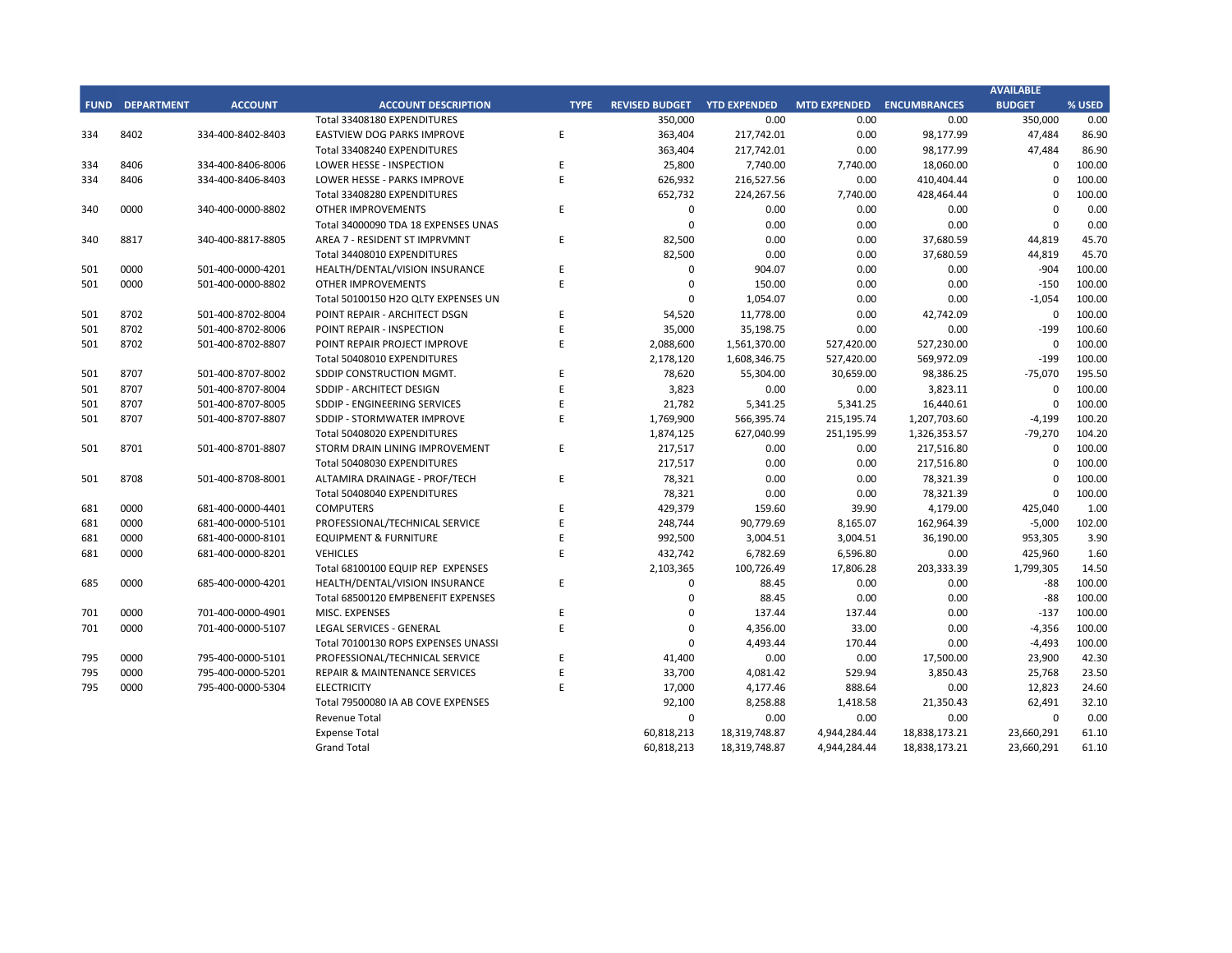| FUND | DEPARTMENT | ACCOUNT | ACCOUNT DESCRIPTION | TYPE | REVISED BUDGET | YTD EXPENDED | MTD EXPENDED | ENCUMBRANCES | AVAILABLE BUDGET | % USED |
|---|---|---|---|---|---|---|---|---|---|---|
| | | | Total 33408180 EXPENDITURES | | 350,000 | 0.00 | 0.00 | 0.00 | 350,000 | 0.00 |
| 334 | 8402 | 334-400-8402-8403 | EASTVIEW DOG PARKS IMPROVE | E | 363,404 | 217,742.01 | 0.00 | 98,177.99 | 47,484 | 86.90 |
| | | | Total 33408240 EXPENDITURES | | 363,404 | 217,742.01 | 0.00 | 98,177.99 | 47,484 | 86.90 |
| 334 | 8406 | 334-400-8406-8006 | LOWER HESSE - INSPECTION | E | 25,800 | 7,740.00 | 7,740.00 | 18,060.00 | 0 | 100.00 |
| 334 | 8406 | 334-400-8406-8403 | LOWER HESSE - PARKS IMPROVE | E | 626,932 | 216,527.56 | 0.00 | 410,404.44 | 0 | 100.00 |
| | | | Total 33408280 EXPENDITURES | | 652,732 | 224,267.56 | 7,740.00 | 428,464.44 | 0 | 100.00 |
| 340 | 0000 | 340-400-0000-8802 | OTHER IMPROVEMENTS | E | 0 | 0.00 | 0.00 | 0.00 | 0 | 0.00 |
| | | | Total 34000090 TDA 18 EXPENSES UNAS | | 0 | 0.00 | 0.00 | 0.00 | 0 | 0.00 |
| 340 | 8817 | 340-400-8817-8805 | AREA 7 - RESIDENT ST IMPRVMNT | E | 82,500 | 0.00 | 0.00 | 37,680.59 | 44,819 | 45.70 |
| | | | Total 34408010 EXPENDITURES | | 82,500 | 0.00 | 0.00 | 37,680.59 | 44,819 | 45.70 |
| 501 | 0000 | 501-400-0000-4201 | HEALTH/DENTAL/VISION INSURANCE | E | 0 | 904.07 | 0.00 | 0.00 | -904 | 100.00 |
| 501 | 0000 | 501-400-0000-8802 | OTHER IMPROVEMENTS | E | 0 | 150.00 | 0.00 | 0.00 | -150 | 100.00 |
| | | | Total 50100150 H2O QLTY EXPENSES UN | | 0 | 1,054.07 | 0.00 | 0.00 | -1,054 | 100.00 |
| 501 | 8702 | 501-400-8702-8004 | POINT REPAIR - ARCHITECT DSGN | E | 54,520 | 11,778.00 | 0.00 | 42,742.09 | 0 | 100.00 |
| 501 | 8702 | 501-400-8702-8006 | POINT REPAIR - INSPECTION | E | 35,000 | 35,198.75 | 0.00 | 0.00 | -199 | 100.60 |
| 501 | 8702 | 501-400-8702-8807 | POINT REPAIR PROJECT IMPROVE | E | 2,088,600 | 1,561,370.00 | 527,420.00 | 527,230.00 | 0 | 100.00 |
| | | | Total 50408010 EXPENDITURES | | 2,178,120 | 1,608,346.75 | 527,420.00 | 569,972.09 | -199 | 100.00 |
| 501 | 8707 | 501-400-8707-8002 | SDDIP CONSTRUCTION MGMT. | E | 78,620 | 55,304.00 | 30,659.00 | 98,386.25 | -75,070 | 195.50 |
| 501 | 8707 | 501-400-8707-8004 | SDDIP - ARCHITECT DESIGN | E | 3,823 | 0.00 | 0.00 | 3,823.11 | 0 | 100.00 |
| 501 | 8707 | 501-400-8707-8005 | SDDIP - ENGINEERING SERVICES | E | 21,782 | 5,341.25 | 5,341.25 | 16,440.61 | 0 | 100.00 |
| 501 | 8707 | 501-400-8707-8807 | SDDIP - STORMWATER IMPROVE | E | 1,769,900 | 566,395.74 | 215,195.74 | 1,207,703.60 | -4,199 | 100.20 |
| | | | Total 50408020 EXPENDITURES | | 1,874,125 | 627,040.99 | 251,195.99 | 1,326,353.57 | -79,270 | 104.20 |
| 501 | 8701 | 501-400-8701-8807 | STORM DRAIN LINING IMPROVEMENT | E | 217,517 | 0.00 | 0.00 | 217,516.80 | 0 | 100.00 |
| | | | Total 50408030 EXPENDITURES | | 217,517 | 0.00 | 0.00 | 217,516.80 | 0 | 100.00 |
| 501 | 8708 | 501-400-8708-8001 | ALTAMIRA DRAINAGE - PROF/TECH | E | 78,321 | 0.00 | 0.00 | 78,321.39 | 0 | 100.00 |
| | | | Total 50408040 EXPENDITURES | | 78,321 | 0.00 | 0.00 | 78,321.39 | 0 | 100.00 |
| 681 | 0000 | 681-400-0000-4401 | COMPUTERS | E | 429,379 | 159.60 | 39.90 | 4,179.00 | 425,040 | 1.00 |
| 681 | 0000 | 681-400-0000-5101 | PROFESSIONAL/TECHNICAL SERVICE | E | 248,744 | 90,779.69 | 8,165.07 | 162,964.39 | -5,000 | 102.00 |
| 681 | 0000 | 681-400-0000-8101 | EQUIPMENT & FURNITURE | E | 992,500 | 3,004.51 | 3,004.51 | 36,190.00 | 953,305 | 3.90 |
| 681 | 0000 | 681-400-0000-8201 | VEHICLES | E | 432,742 | 6,782.69 | 6,596.80 | 0.00 | 425,960 | 1.60 |
| | | | Total 68100100 EQUIP REP EXPENSES | | 2,103,365 | 100,726.49 | 17,806.28 | 203,333.39 | 1,799,305 | 14.50 |
| 685 | 0000 | 685-400-0000-4201 | HEALTH/DENTAL/VISION INSURANCE | E | 0 | 88.45 | 0.00 | 0.00 | -88 | 100.00 |
| | | | Total 68500120 EMPBENEFIT EXPENSES | | 0 | 88.45 | 0.00 | 0.00 | -88 | 100.00 |
| 701 | 0000 | 701-400-0000-4901 | MISC. EXPENSES | E | 0 | 137.44 | 137.44 | 0.00 | -137 | 100.00 |
| 701 | 0000 | 701-400-0000-5107 | LEGAL SERVICES - GENERAL | E | 0 | 4,356.00 | 33.00 | 0.00 | -4,356 | 100.00 |
| | | | Total 70100130 ROPS EXPENSES UNASSI | | 0 | 4,493.44 | 170.44 | 0.00 | -4,493 | 100.00 |
| 795 | 0000 | 795-400-0000-5101 | PROFESSIONAL/TECHNICAL SERVICE | E | 41,400 | 0.00 | 0.00 | 17,500.00 | 23,900 | 42.30 |
| 795 | 0000 | 795-400-0000-5201 | REPAIR & MAINTENANCE SERVICES | E | 33,700 | 4,081.42 | 529.94 | 3,850.43 | 25,768 | 23.50 |
| 795 | 0000 | 795-400-0000-5304 | ELECTRICITY | E | 17,000 | 4,177.46 | 888.64 | 0.00 | 12,823 | 24.60 |
| | | | Total 79500080 IA AB COVE EXPENSES | | 92,100 | 8,258.88 | 1,418.58 | 21,350.43 | 62,491 | 32.10 |
| | | | Revenue Total | | 0 | 0.00 | 0.00 | 0.00 | 0 | 0.00 |
| | | | Expense Total | | 60,818,213 | 18,319,748.87 | 4,944,284.44 | 18,838,173.21 | 23,660,291 | 61.10 |
| | | | Grand Total | | 60,818,213 | 18,319,748.87 | 4,944,284.44 | 18,838,173.21 | 23,660,291 | 61.10 |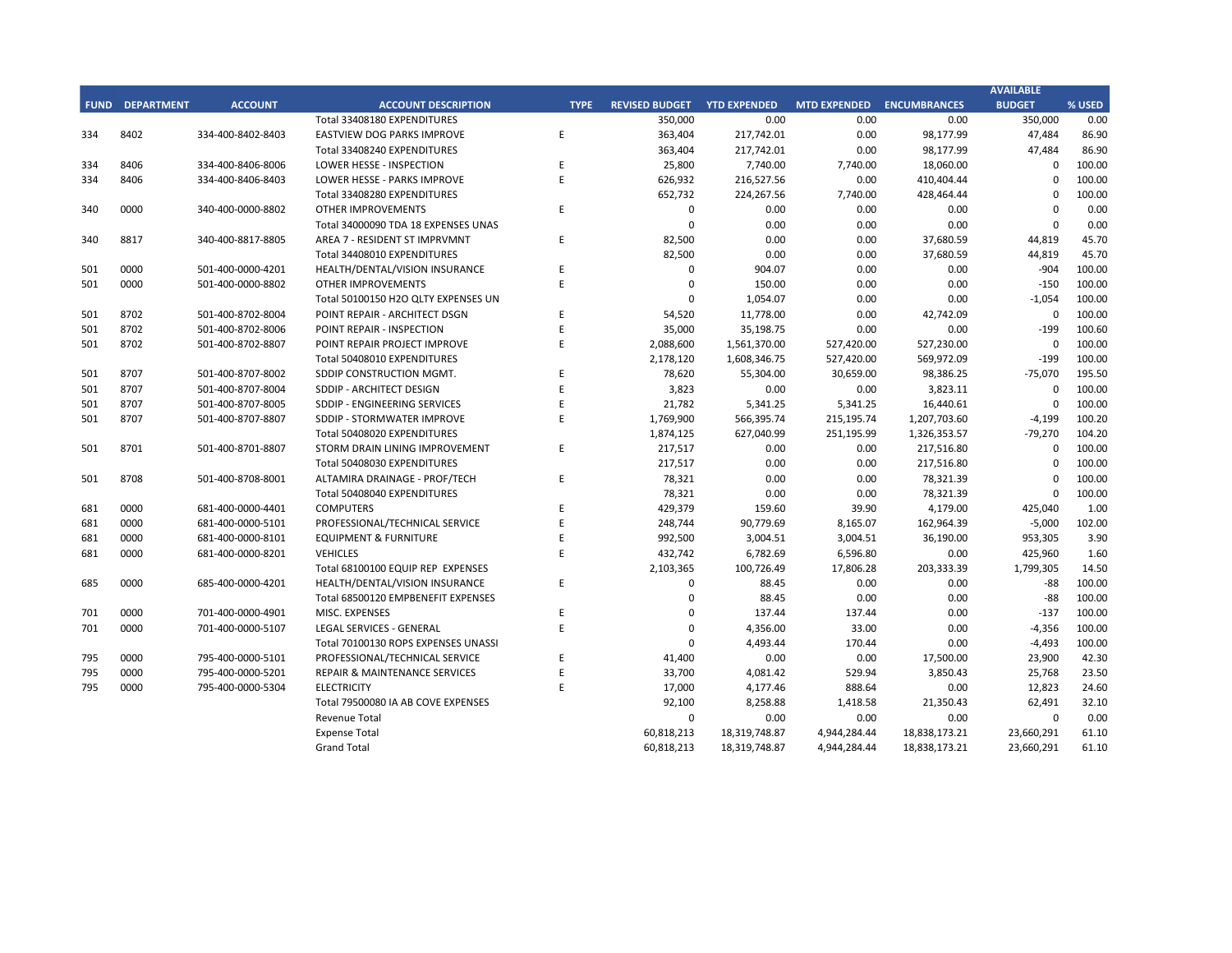| FUND | DEPARTMENT | ACCOUNT | ACCOUNT DESCRIPTION | TYPE | REVISED BUDGET | YTD EXPENDED | MTD EXPENDED | ENCUMBRANCES | AVAILABLE BUDGET | % USED |
|---|---|---|---|---|---|---|---|---|---|---|
| | | | Total 33408180 EXPENDITURES | | 350,000 | 0.00 | 0.00 | 0.00 | 350,000 | 0.00 |
| 334 | 8402 | 334-400-8402-8403 | EASTVIEW DOG PARKS IMPROVE | E | 363,404 | 217,742.01 | 0.00 | 98,177.99 | 47,484 | 86.90 |
| | | | Total 33408240 EXPENDITURES | | 363,404 | 217,742.01 | 0.00 | 98,177.99 | 47,484 | 86.90 |
| 334 | 8406 | 334-400-8406-8006 | LOWER HESSE - INSPECTION | E | 25,800 | 7,740.00 | 7,740.00 | 18,060.00 | 0 | 100.00 |
| 334 | 8406 | 334-400-8406-8403 | LOWER HESSE - PARKS IMPROVE | E | 626,932 | 216,527.56 | 0.00 | 410,404.44 | 0 | 100.00 |
| | | | Total 33408280 EXPENDITURES | | 652,732 | 224,267.56 | 7,740.00 | 428,464.44 | 0 | 100.00 |
| 340 | 0000 | 340-400-0000-8802 | OTHER IMPROVEMENTS | E | 0 | 0.00 | 0.00 | 0.00 | 0 | 0.00 |
| | | | Total 34000090 TDA 18 EXPENSES UNAS | | 0 | 0.00 | 0.00 | 0.00 | 0 | 0.00 |
| 340 | 8817 | 340-400-8817-8805 | AREA 7 - RESIDENT ST IMPRVMNT | E | 82,500 | 0.00 | 0.00 | 37,680.59 | 44,819 | 45.70 |
| | | | Total 34408010 EXPENDITURES | | 82,500 | 0.00 | 0.00 | 37,680.59 | 44,819 | 45.70 |
| 501 | 0000 | 501-400-0000-4201 | HEALTH/DENTAL/VISION INSURANCE | E | 0 | 904.07 | 0.00 | 0.00 | -904 | 100.00 |
| 501 | 0000 | 501-400-0000-8802 | OTHER IMPROVEMENTS | E | 0 | 150.00 | 0.00 | 0.00 | -150 | 100.00 |
| | | | Total 50100150 H2O QLTY EXPENSES UN | | 0 | 1,054.07 | 0.00 | 0.00 | -1,054 | 100.00 |
| 501 | 8702 | 501-400-8702-8004 | POINT REPAIR - ARCHITECT DSGN | E | 54,520 | 11,778.00 | 0.00 | 42,742.09 | 0 | 100.00 |
| 501 | 8702 | 501-400-8702-8006 | POINT REPAIR - INSPECTION | E | 35,000 | 35,198.75 | 0.00 | 0.00 | -199 | 100.60 |
| 501 | 8702 | 501-400-8702-8807 | POINT REPAIR PROJECT IMPROVE | E | 2,088,600 | 1,561,370.00 | 527,420.00 | 527,230.00 | 0 | 100.00 |
| | | | Total 50408010 EXPENDITURES | | 2,178,120 | 1,608,346.75 | 527,420.00 | 569,972.09 | -199 | 100.00 |
| 501 | 8707 | 501-400-8707-8002 | SDDIP CONSTRUCTION MGMT. | E | 78,620 | 55,304.00 | 30,659.00 | 98,386.25 | -75,070 | 195.50 |
| 501 | 8707 | 501-400-8707-8004 | SDDIP - ARCHITECT DESIGN | E | 3,823 | 0.00 | 0.00 | 3,823.11 | 0 | 100.00 |
| 501 | 8707 | 501-400-8707-8005 | SDDIP - ENGINEERING SERVICES | E | 21,782 | 5,341.25 | 5,341.25 | 16,440.61 | 0 | 100.00 |
| 501 | 8707 | 501-400-8707-8807 | SDDIP - STORMWATER IMPROVE | E | 1,769,900 | 566,395.74 | 215,195.74 | 1,207,703.60 | -4,199 | 100.20 |
| | | | Total 50408020 EXPENDITURES | | 1,874,125 | 627,040.99 | 251,195.99 | 1,326,353.57 | -79,270 | 104.20 |
| 501 | 8701 | 501-400-8701-8807 | STORM DRAIN LINING IMPROVEMENT | E | 217,517 | 0.00 | 0.00 | 217,516.80 | 0 | 100.00 |
| | | | Total 50408030 EXPENDITURES | | 217,517 | 0.00 | 0.00 | 217,516.80 | 0 | 100.00 |
| 501 | 8708 | 501-400-8708-8001 | ALTAMIRA DRAINAGE - PROF/TECH | E | 78,321 | 0.00 | 0.00 | 78,321.39 | 0 | 100.00 |
| | | | Total 50408040 EXPENDITURES | | 78,321 | 0.00 | 0.00 | 78,321.39 | 0 | 100.00 |
| 681 | 0000 | 681-400-0000-4401 | COMPUTERS | E | 429,379 | 159.60 | 39.90 | 4,179.00 | 425,040 | 1.00 |
| 681 | 0000 | 681-400-0000-5101 | PROFESSIONAL/TECHNICAL SERVICE | E | 248,744 | 90,779.69 | 8,165.07 | 162,964.39 | -5,000 | 102.00 |
| 681 | 0000 | 681-400-0000-8101 | EQUIPMENT & FURNITURE | E | 992,500 | 3,004.51 | 3,004.51 | 36,190.00 | 953,305 | 3.90 |
| 681 | 0000 | 681-400-0000-8201 | VEHICLES | E | 432,742 | 6,782.69 | 6,596.80 | 0.00 | 425,960 | 1.60 |
| | | | Total 68100100 EQUIP REP EXPENSES | | 2,103,365 | 100,726.49 | 17,806.28 | 203,333.39 | 1,799,305 | 14.50 |
| 685 | 0000 | 685-400-0000-4201 | HEALTH/DENTAL/VISION INSURANCE | E | 0 | 88.45 | 0.00 | 0.00 | -88 | 100.00 |
| | | | Total 68500120 EMPBENEFIT EXPENSES | | 0 | 88.45 | 0.00 | 0.00 | -88 | 100.00 |
| 701 | 0000 | 701-400-0000-4901 | MISC. EXPENSES | E | 0 | 137.44 | 137.44 | 0.00 | -137 | 100.00 |
| 701 | 0000 | 701-400-0000-5107 | LEGAL SERVICES - GENERAL | E | 0 | 4,356.00 | 33.00 | 0.00 | -4,356 | 100.00 |
| | | | Total 70100130 ROPS EXPENSES UNASSI | | 0 | 4,493.44 | 170.44 | 0.00 | -4,493 | 100.00 |
| 795 | 0000 | 795-400-0000-5101 | PROFESSIONAL/TECHNICAL SERVICE | E | 41,400 | 0.00 | 0.00 | 17,500.00 | 23,900 | 42.30 |
| 795 | 0000 | 795-400-0000-5201 | REPAIR & MAINTENANCE SERVICES | E | 33,700 | 4,081.42 | 529.94 | 3,850.43 | 25,768 | 23.50 |
| 795 | 0000 | 795-400-0000-5304 | ELECTRICITY | E | 17,000 | 4,177.46 | 888.64 | 0.00 | 12,823 | 24.60 |
| | | | Total 79500080 IA AB COVE EXPENSES | | 92,100 | 8,258.88 | 1,418.58 | 21,350.43 | 62,491 | 32.10 |
| | | | Revenue Total | | 0 | 0.00 | 0.00 | 0.00 | 0 | 0.00 |
| | | | Expense Total | | 60,818,213 | 18,319,748.87 | 4,944,284.44 | 18,838,173.21 | 23,660,291 | 61.10 |
| | | | Grand Total | | 60,818,213 | 18,319,748.87 | 4,944,284.44 | 18,838,173.21 | 23,660,291 | 61.10 |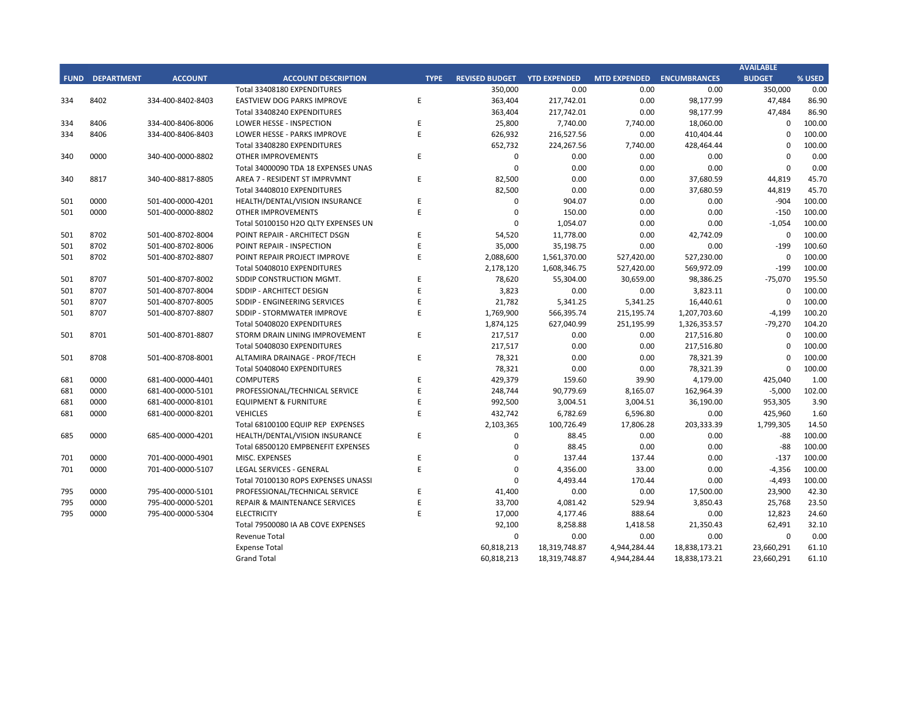| FUND | DEPARTMENT | ACCOUNT | ACCOUNT DESCRIPTION | TYPE | REVISED BUDGET | YTD EXPENDED | MTD EXPENDED | ENCUMBRANCES | AVAILABLE BUDGET | % USED |
|---|---|---|---|---|---|---|---|---|---|---|
| | | | Total 33408180 EXPENDITURES | | 350,000 | 0.00 | 0.00 | 0.00 | 350,000 | 0.00 |
| 334 | 8402 | 334-400-8402-8403 | EASTVIEW DOG PARKS IMPROVE | E | 363,404 | 217,742.01 | 0.00 | 98,177.99 | 47,484 | 86.90 |
| | | | Total 33408240 EXPENDITURES | | 363,404 | 217,742.01 | 0.00 | 98,177.99 | 47,484 | 86.90 |
| 334 | 8406 | 334-400-8406-8006 | LOWER HESSE - INSPECTION | E | 25,800 | 7,740.00 | 7,740.00 | 18,060.00 | 0 | 100.00 |
| 334 | 8406 | 334-400-8406-8403 | LOWER HESSE - PARKS IMPROVE | E | 626,932 | 216,527.56 | 0.00 | 410,404.44 | 0 | 100.00 |
| | | | Total 33408280 EXPENDITURES | | 652,732 | 224,267.56 | 7,740.00 | 428,464.44 | 0 | 100.00 |
| 340 | 0000 | 340-400-0000-8802 | OTHER IMPROVEMENTS | E | 0 | 0.00 | 0.00 | 0.00 | 0 | 0.00 |
| | | | Total 34000090 TDA 18 EXPENSES UNAS | | 0 | 0.00 | 0.00 | 0.00 | 0 | 0.00 |
| 340 | 8817 | 340-400-8817-8805 | AREA 7 - RESIDENT ST IMPRVMNT | E | 82,500 | 0.00 | 0.00 | 37,680.59 | 44,819 | 45.70 |
| | | | Total 34408010 EXPENDITURES | | 82,500 | 0.00 | 0.00 | 37,680.59 | 44,819 | 45.70 |
| 501 | 0000 | 501-400-0000-4201 | HEALTH/DENTAL/VISION INSURANCE | E | 0 | 904.07 | 0.00 | 0.00 | -904 | 100.00 |
| 501 | 0000 | 501-400-0000-8802 | OTHER IMPROVEMENTS | E | 0 | 150.00 | 0.00 | 0.00 | -150 | 100.00 |
| | | | Total 50100150 H2O QLTY EXPENSES UN | | 0 | 1,054.07 | 0.00 | 0.00 | -1,054 | 100.00 |
| 501 | 8702 | 501-400-8702-8004 | POINT REPAIR - ARCHITECT DSGN | E | 54,520 | 11,778.00 | 0.00 | 42,742.09 | 0 | 100.00 |
| 501 | 8702 | 501-400-8702-8006 | POINT REPAIR - INSPECTION | E | 35,000 | 35,198.75 | 0.00 | 0.00 | -199 | 100.60 |
| 501 | 8702 | 501-400-8702-8807 | POINT REPAIR PROJECT IMPROVE | E | 2,088,600 | 1,561,370.00 | 527,420.00 | 527,230.00 | 0 | 100.00 |
| | | | Total 50408010 EXPENDITURES | | 2,178,120 | 1,608,346.75 | 527,420.00 | 569,972.09 | -199 | 100.00 |
| 501 | 8707 | 501-400-8707-8002 | SDDIP CONSTRUCTION MGMT. | E | 78,620 | 55,304.00 | 30,659.00 | 98,386.25 | -75,070 | 195.50 |
| 501 | 8707 | 501-400-8707-8004 | SDDIP - ARCHITECT DESIGN | E | 3,823 | 0.00 | 0.00 | 3,823.11 | 0 | 100.00 |
| 501 | 8707 | 501-400-8707-8005 | SDDIP - ENGINEERING SERVICES | E | 21,782 | 5,341.25 | 5,341.25 | 16,440.61 | 0 | 100.00 |
| 501 | 8707 | 501-400-8707-8807 | SDDIP - STORMWATER IMPROVE | E | 1,769,900 | 566,395.74 | 215,195.74 | 1,207,703.60 | -4,199 | 100.20 |
| | | | Total 50408020 EXPENDITURES | | 1,874,125 | 627,040.99 | 251,195.99 | 1,326,353.57 | -79,270 | 104.20 |
| 501 | 8701 | 501-400-8701-8807 | STORM DRAIN LINING IMPROVEMENT | E | 217,517 | 0.00 | 0.00 | 217,516.80 | 0 | 100.00 |
| | | | Total 50408030 EXPENDITURES | | 217,517 | 0.00 | 0.00 | 217,516.80 | 0 | 100.00 |
| 501 | 8708 | 501-400-8708-8001 | ALTAMIRA DRAINAGE - PROF/TECH | E | 78,321 | 0.00 | 0.00 | 78,321.39 | 0 | 100.00 |
| | | | Total 50408040 EXPENDITURES | | 78,321 | 0.00 | 0.00 | 78,321.39 | 0 | 100.00 |
| 681 | 0000 | 681-400-0000-4401 | COMPUTERS | E | 429,379 | 159.60 | 39.90 | 4,179.00 | 425,040 | 1.00 |
| 681 | 0000 | 681-400-0000-5101 | PROFESSIONAL/TECHNICAL SERVICE | E | 248,744 | 90,779.69 | 8,165.07 | 162,964.39 | -5,000 | 102.00 |
| 681 | 0000 | 681-400-0000-8101 | EQUIPMENT & FURNITURE | E | 992,500 | 3,004.51 | 3,004.51 | 36,190.00 | 953,305 | 3.90 |
| 681 | 0000 | 681-400-0000-8201 | VEHICLES | E | 432,742 | 6,782.69 | 6,596.80 | 0.00 | 425,960 | 1.60 |
| | | | Total 68100100 EQUIP REP EXPENSES | | 2,103,365 | 100,726.49 | 17,806.28 | 203,333.39 | 1,799,305 | 14.50 |
| 685 | 0000 | 685-400-0000-4201 | HEALTH/DENTAL/VISION INSURANCE | E | 0 | 88.45 | 0.00 | 0.00 | -88 | 100.00 |
| | | | Total 68500120 EMPBENEFIT EXPENSES | | 0 | 88.45 | 0.00 | 0.00 | -88 | 100.00 |
| 701 | 0000 | 701-400-0000-4901 | MISC. EXPENSES | E | 0 | 137.44 | 137.44 | 0.00 | -137 | 100.00 |
| 701 | 0000 | 701-400-0000-5107 | LEGAL SERVICES - GENERAL | E | 0 | 4,356.00 | 33.00 | 0.00 | -4,356 | 100.00 |
| | | | Total 70100130 ROPS EXPENSES UNASSI | | 0 | 4,493.44 | 170.44 | 0.00 | -4,493 | 100.00 |
| 795 | 0000 | 795-400-0000-5101 | PROFESSIONAL/TECHNICAL SERVICE | E | 41,400 | 0.00 | 0.00 | 17,500.00 | 23,900 | 42.30 |
| 795 | 0000 | 795-400-0000-5201 | REPAIR & MAINTENANCE SERVICES | E | 33,700 | 4,081.42 | 529.94 | 3,850.43 | 25,768 | 23.50 |
| 795 | 0000 | 795-400-0000-5304 | ELECTRICITY | E | 17,000 | 4,177.46 | 888.64 | 0.00 | 12,823 | 24.60 |
| | | | Total 79500080 IA AB COVE EXPENSES | | 92,100 | 8,258.88 | 1,418.58 | 21,350.43 | 62,491 | 32.10 |
| | | | Revenue Total | | 0 | 0.00 | 0.00 | 0.00 | 0 | 0.00 |
| | | | Expense Total | | 60,818,213 | 18,319,748.87 | 4,944,284.44 | 18,838,173.21 | 23,660,291 | 61.10 |
| | | | Grand Total | | 60,818,213 | 18,319,748.87 | 4,944,284.44 | 18,838,173.21 | 23,660,291 | 61.10 |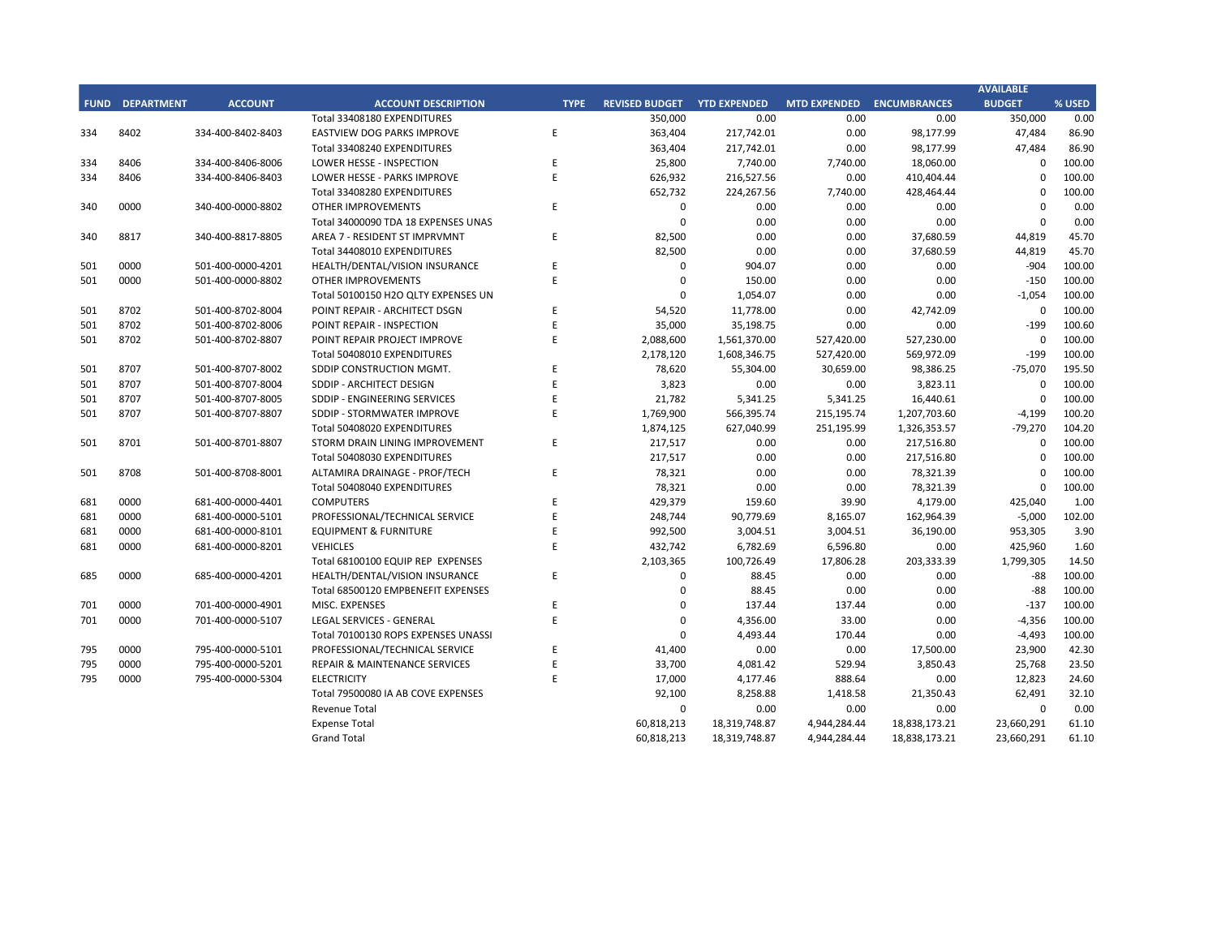| FUND | DEPARTMENT | ACCOUNT | ACCOUNT DESCRIPTION | TYPE | REVISED BUDGET | YTD EXPENDED | MTD EXPENDED | ENCUMBRANCES | AVAILABLE BUDGET | % USED |
|---|---|---|---|---|---|---|---|---|---|---|
| | | | Total 33408180 EXPENDITURES | | 350,000 | 0.00 | 0.00 | 0.00 | 350,000 | 0.00 |
| 334 | 8402 | 334-400-8402-8403 | EASTVIEW DOG PARKS IMPROVE | E | 363,404 | 217,742.01 | 0.00 | 98,177.99 | 47,484 | 86.90 |
| | | | Total 33408240 EXPENDITURES | | 363,404 | 217,742.01 | 0.00 | 98,177.99 | 47,484 | 86.90 |
| 334 | 8406 | 334-400-8406-8006 | LOWER HESSE - INSPECTION | E | 25,800 | 7,740.00 | 7,740.00 | 18,060.00 | 0 | 100.00 |
| 334 | 8406 | 334-400-8406-8403 | LOWER HESSE - PARKS IMPROVE | E | 626,932 | 216,527.56 | 0.00 | 410,404.44 | 0 | 100.00 |
| | | | Total 33408280 EXPENDITURES | | 652,732 | 224,267.56 | 7,740.00 | 428,464.44 | 0 | 100.00 |
| 340 | 0000 | 340-400-0000-8802 | OTHER IMPROVEMENTS | E | 0 | 0.00 | 0.00 | 0.00 | 0 | 0.00 |
| | | | Total 34000090 TDA 18 EXPENSES UNAS | | 0 | 0.00 | 0.00 | 0.00 | 0 | 0.00 |
| 340 | 8817 | 340-400-8817-8805 | AREA 7 - RESIDENT ST IMPRVMNT | E | 82,500 | 0.00 | 0.00 | 37,680.59 | 44,819 | 45.70 |
| | | | Total 34408010 EXPENDITURES | | 82,500 | 0.00 | 0.00 | 37,680.59 | 44,819 | 45.70 |
| 501 | 0000 | 501-400-0000-4201 | HEALTH/DENTAL/VISION INSURANCE | E | 0 | 904.07 | 0.00 | 0.00 | -904 | 100.00 |
| 501 | 0000 | 501-400-0000-8802 | OTHER IMPROVEMENTS | E | 0 | 150.00 | 0.00 | 0.00 | -150 | 100.00 |
| | | | Total 50100150 H2O QLTY EXPENSES UN | | 0 | 1,054.07 | 0.00 | 0.00 | -1,054 | 100.00 |
| 501 | 8702 | 501-400-8702-8004 | POINT REPAIR - ARCHITECT DSGN | E | 54,520 | 11,778.00 | 0.00 | 42,742.09 | 0 | 100.00 |
| 501 | 8702 | 501-400-8702-8006 | POINT REPAIR - INSPECTION | E | 35,000 | 35,198.75 | 0.00 | 0.00 | -199 | 100.60 |
| 501 | 8702 | 501-400-8702-8807 | POINT REPAIR PROJECT IMPROVE | E | 2,088,600 | 1,561,370.00 | 527,420.00 | 527,230.00 | 0 | 100.00 |
| | | | Total 50408010 EXPENDITURES | | 2,178,120 | 1,608,346.75 | 527,420.00 | 569,972.09 | -199 | 100.00 |
| 501 | 8707 | 501-400-8707-8002 | SDDIP CONSTRUCTION MGMT. | E | 78,620 | 55,304.00 | 30,659.00 | 98,386.25 | -75,070 | 195.50 |
| 501 | 8707 | 501-400-8707-8004 | SDDIP - ARCHITECT DESIGN | E | 3,823 | 0.00 | 0.00 | 3,823.11 | 0 | 100.00 |
| 501 | 8707 | 501-400-8707-8005 | SDDIP - ENGINEERING SERVICES | E | 21,782 | 5,341.25 | 5,341.25 | 16,440.61 | 0 | 100.00 |
| 501 | 8707 | 501-400-8707-8807 | SDDIP - STORMWATER IMPROVE | E | 1,769,900 | 566,395.74 | 215,195.74 | 1,207,703.60 | -4,199 | 100.20 |
| | | | Total 50408020 EXPENDITURES | | 1,874,125 | 627,040.99 | 251,195.99 | 1,326,353.57 | -79,270 | 104.20 |
| 501 | 8701 | 501-400-8701-8807 | STORM DRAIN LINING IMPROVEMENT | E | 217,517 | 0.00 | 0.00 | 217,516.80 | 0 | 100.00 |
| | | | Total 50408030 EXPENDITURES | | 217,517 | 0.00 | 0.00 | 217,516.80 | 0 | 100.00 |
| 501 | 8708 | 501-400-8708-8001 | ALTAMIRA DRAINAGE - PROF/TECH | E | 78,321 | 0.00 | 0.00 | 78,321.39 | 0 | 100.00 |
| | | | Total 50408040 EXPENDITURES | | 78,321 | 0.00 | 0.00 | 78,321.39 | 0 | 100.00 |
| 681 | 0000 | 681-400-0000-4401 | COMPUTERS | E | 429,379 | 159.60 | 39.90 | 4,179.00 | 425,040 | 1.00 |
| 681 | 0000 | 681-400-0000-5101 | PROFESSIONAL/TECHNICAL SERVICE | E | 248,744 | 90,779.69 | 8,165.07 | 162,964.39 | -5,000 | 102.00 |
| 681 | 0000 | 681-400-0000-8101 | EQUIPMENT & FURNITURE | E | 992,500 | 3,004.51 | 3,004.51 | 36,190.00 | 953,305 | 3.90 |
| 681 | 0000 | 681-400-0000-8201 | VEHICLES | E | 432,742 | 6,782.69 | 6,596.80 | 0.00 | 425,960 | 1.60 |
| | | | Total 68100100 EQUIP REP EXPENSES | | 2,103,365 | 100,726.49 | 17,806.28 | 203,333.39 | 1,799,305 | 14.50 |
| 685 | 0000 | 685-400-0000-4201 | HEALTH/DENTAL/VISION INSURANCE | E | 0 | 88.45 | 0.00 | 0.00 | -88 | 100.00 |
| | | | Total 68500120 EMPBENEFIT EXPENSES | | 0 | 88.45 | 0.00 | 0.00 | -88 | 100.00 |
| 701 | 0000 | 701-400-0000-4901 | MISC. EXPENSES | E | 0 | 137.44 | 137.44 | 0.00 | -137 | 100.00 |
| 701 | 0000 | 701-400-0000-5107 | LEGAL SERVICES - GENERAL | E | 0 | 4,356.00 | 33.00 | 0.00 | -4,356 | 100.00 |
| | | | Total 70100130 ROPS EXPENSES UNASSI | | 0 | 4,493.44 | 170.44 | 0.00 | -4,493 | 100.00 |
| 795 | 0000 | 795-400-0000-5101 | PROFESSIONAL/TECHNICAL SERVICE | E | 41,400 | 0.00 | 0.00 | 17,500.00 | 23,900 | 42.30 |
| 795 | 0000 | 795-400-0000-5201 | REPAIR & MAINTENANCE SERVICES | E | 33,700 | 4,081.42 | 529.94 | 3,850.43 | 25,768 | 23.50 |
| 795 | 0000 | 795-400-0000-5304 | ELECTRICITY | E | 17,000 | 4,177.46 | 888.64 | 0.00 | 12,823 | 24.60 |
| | | | Total 79500080 IA AB COVE EXPENSES | | 92,100 | 8,258.88 | 1,418.58 | 21,350.43 | 62,491 | 32.10 |
| | | | Revenue Total | | 0 | 0.00 | 0.00 | 0.00 | 0 | 0.00 |
| | | | Expense Total | | 60,818,213 | 18,319,748.87 | 4,944,284.44 | 18,838,173.21 | 23,660,291 | 61.10 |
| | | | Grand Total | | 60,818,213 | 18,319,748.87 | 4,944,284.44 | 18,838,173.21 | 23,660,291 | 61.10 |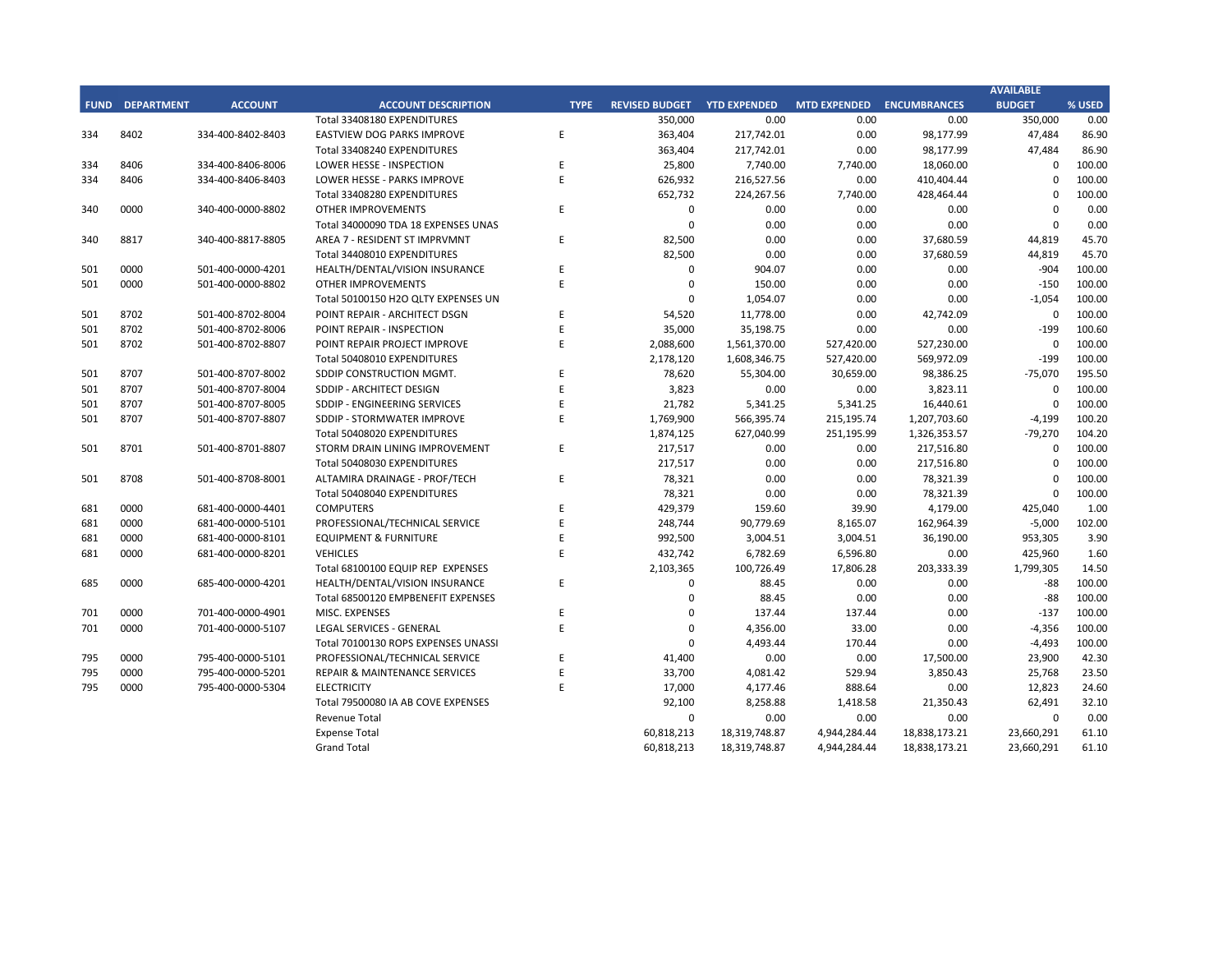| FUND | DEPARTMENT | ACCOUNT | ACCOUNT DESCRIPTION | TYPE | REVISED BUDGET | YTD EXPENDED | MTD EXPENDED | ENCUMBRANCES | AVAILABLE BUDGET | % USED |
|---|---|---|---|---|---|---|---|---|---|---|
| | | | Total 33408180 EXPENDITURES | | 350,000 | 0.00 | 0.00 | 0.00 | 350,000 | 0.00 |
| 334 | 8402 | 334-400-8402-8403 | EASTVIEW DOG PARKS IMPROVE | E | 363,404 | 217,742.01 | 0.00 | 98,177.99 | 47,484 | 86.90 |
| | | | Total 33408240 EXPENDITURES | | 363,404 | 217,742.01 | 0.00 | 98,177.99 | 47,484 | 86.90 |
| 334 | 8406 | 334-400-8406-8006 | LOWER HESSE - INSPECTION | E | 25,800 | 7,740.00 | 7,740.00 | 18,060.00 | 0 | 100.00 |
| 334 | 8406 | 334-400-8406-8403 | LOWER HESSE - PARKS IMPROVE | E | 626,932 | 216,527.56 | 0.00 | 410,404.44 | 0 | 100.00 |
| | | | Total 33408280 EXPENDITURES | | 652,732 | 224,267.56 | 7,740.00 | 428,464.44 | 0 | 100.00 |
| 340 | 0000 | 340-400-0000-8802 | OTHER IMPROVEMENTS | E | 0 | 0.00 | 0.00 | 0.00 | 0 | 0.00 |
| | | | Total 34000090 TDA 18 EXPENSES UNAS | | 0 | 0.00 | 0.00 | 0.00 | 0 | 0.00 |
| 340 | 8817 | 340-400-8817-8805 | AREA 7 - RESIDENT ST IMPRVMNT | E | 82,500 | 0.00 | 0.00 | 37,680.59 | 44,819 | 45.70 |
| | | | Total 34408010 EXPENDITURES | | 82,500 | 0.00 | 0.00 | 37,680.59 | 44,819 | 45.70 |
| 501 | 0000 | 501-400-0000-4201 | HEALTH/DENTAL/VISION INSURANCE | E | 0 | 904.07 | 0.00 | 0.00 | -904 | 100.00 |
| 501 | 0000 | 501-400-0000-8802 | OTHER IMPROVEMENTS | E | 0 | 150.00 | 0.00 | 0.00 | -150 | 100.00 |
| | | | Total 50100150 H2O QLTY EXPENSES UN | | 0 | 1,054.07 | 0.00 | 0.00 | -1,054 | 100.00 |
| 501 | 8702 | 501-400-8702-8004 | POINT REPAIR - ARCHITECT DSGN | E | 54,520 | 11,778.00 | 0.00 | 42,742.09 | 0 | 100.00 |
| 501 | 8702 | 501-400-8702-8006 | POINT REPAIR - INSPECTION | E | 35,000 | 35,198.75 | 0.00 | 0.00 | -199 | 100.60 |
| 501 | 8702 | 501-400-8702-8807 | POINT REPAIR PROJECT IMPROVE | E | 2,088,600 | 1,561,370.00 | 527,420.00 | 527,230.00 | 0 | 100.00 |
| | | | Total 50408010 EXPENDITURES | | 2,178,120 | 1,608,346.75 | 527,420.00 | 569,972.09 | -199 | 100.00 |
| 501 | 8707 | 501-400-8707-8002 | SDDIP CONSTRUCTION MGMT. | E | 78,620 | 55,304.00 | 30,659.00 | 98,386.25 | -75,070 | 195.50 |
| 501 | 8707 | 501-400-8707-8004 | SDDIP - ARCHITECT DESIGN | E | 3,823 | 0.00 | 0.00 | 3,823.11 | 0 | 100.00 |
| 501 | 8707 | 501-400-8707-8005 | SDDIP - ENGINEERING SERVICES | E | 21,782 | 5,341.25 | 5,341.25 | 16,440.61 | 0 | 100.00 |
| 501 | 8707 | 501-400-8707-8807 | SDDIP - STORMWATER IMPROVE | E | 1,769,900 | 566,395.74 | 215,195.74 | 1,207,703.60 | -4,199 | 100.20 |
| | | | Total 50408020 EXPENDITURES | | 1,874,125 | 627,040.99 | 251,195.99 | 1,326,353.57 | -79,270 | 104.20 |
| 501 | 8701 | 501-400-8701-8807 | STORM DRAIN LINING IMPROVEMENT | E | 217,517 | 0.00 | 0.00 | 217,516.80 | 0 | 100.00 |
| | | | Total 50408030 EXPENDITURES | | 217,517 | 0.00 | 0.00 | 217,516.80 | 0 | 100.00 |
| 501 | 8708 | 501-400-8708-8001 | ALTAMIRA DRAINAGE - PROF/TECH | E | 78,321 | 0.00 | 0.00 | 78,321.39 | 0 | 100.00 |
| | | | Total 50408040 EXPENDITURES | | 78,321 | 0.00 | 0.00 | 78,321.39 | 0 | 100.00 |
| 681 | 0000 | 681-400-0000-4401 | COMPUTERS | E | 429,379 | 159.60 | 39.90 | 4,179.00 | 425,040 | 1.00 |
| 681 | 0000 | 681-400-0000-5101 | PROFESSIONAL/TECHNICAL SERVICE | E | 248,744 | 90,779.69 | 8,165.07 | 162,964.39 | -5,000 | 102.00 |
| 681 | 0000 | 681-400-0000-8101 | EQUIPMENT & FURNITURE | E | 992,500 | 3,004.51 | 3,004.51 | 36,190.00 | 953,305 | 3.90 |
| 681 | 0000 | 681-400-0000-8201 | VEHICLES | E | 432,742 | 6,782.69 | 6,596.80 | 0.00 | 425,960 | 1.60 |
| | | | Total 68100100 EQUIP REP EXPENSES | | 2,103,365 | 100,726.49 | 17,806.28 | 203,333.39 | 1,799,305 | 14.50 |
| 685 | 0000 | 685-400-0000-4201 | HEALTH/DENTAL/VISION INSURANCE | E | 0 | 88.45 | 0.00 | 0.00 | -88 | 100.00 |
| | | | Total 68500120 EMPBENEFIT EXPENSES | | 0 | 88.45 | 0.00 | 0.00 | -88 | 100.00 |
| 701 | 0000 | 701-400-0000-4901 | MISC. EXPENSES | E | 0 | 137.44 | 137.44 | 0.00 | -137 | 100.00 |
| 701 | 0000 | 701-400-0000-5107 | LEGAL SERVICES - GENERAL | E | 0 | 4,356.00 | 33.00 | 0.00 | -4,356 | 100.00 |
| | | | Total 70100130 ROPS EXPENSES UNASSI | | 0 | 4,493.44 | 170.44 | 0.00 | -4,493 | 100.00 |
| 795 | 0000 | 795-400-0000-5101 | PROFESSIONAL/TECHNICAL SERVICE | E | 41,400 | 0.00 | 0.00 | 17,500.00 | 23,900 | 42.30 |
| 795 | 0000 | 795-400-0000-5201 | REPAIR & MAINTENANCE SERVICES | E | 33,700 | 4,081.42 | 529.94 | 3,850.43 | 25,768 | 23.50 |
| 795 | 0000 | 795-400-0000-5304 | ELECTRICITY | E | 17,000 | 4,177.46 | 888.64 | 0.00 | 12,823 | 24.60 |
| | | | Total 79500080 IA AB COVE EXPENSES | | 92,100 | 8,258.88 | 1,418.58 | 21,350.43 | 62,491 | 32.10 |
| | | | Revenue Total | | 0 | 0.00 | 0.00 | 0.00 | 0 | 0.00 |
| | | | Expense Total | | 60,818,213 | 18,319,748.87 | 4,944,284.44 | 18,838,173.21 | 23,660,291 | 61.10 |
| | | | Grand Total | | 60,818,213 | 18,319,748.87 | 4,944,284.44 | 18,838,173.21 | 23,660,291 | 61.10 |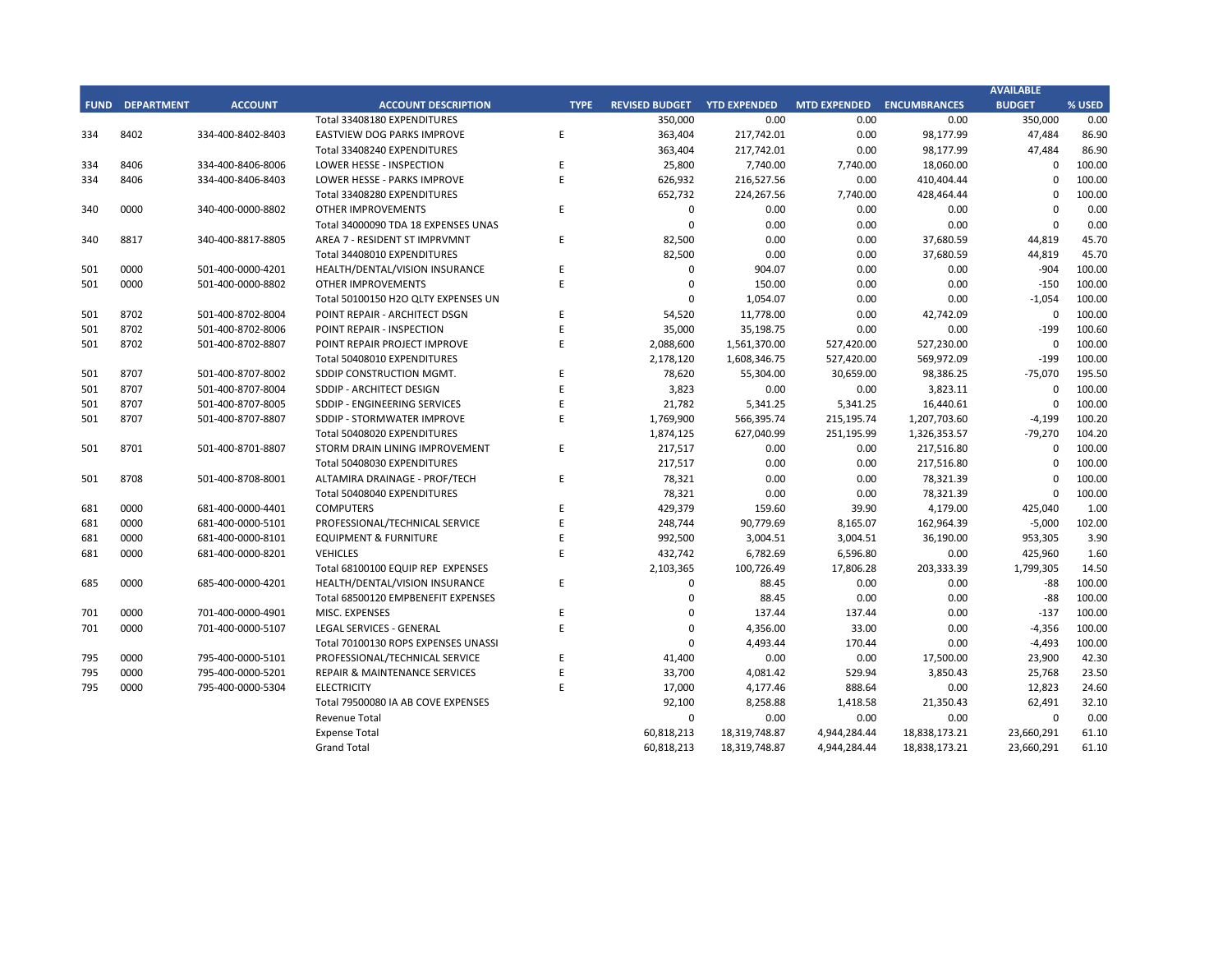| FUND | DEPARTMENT | ACCOUNT | ACCOUNT DESCRIPTION | TYPE | REVISED BUDGET | YTD EXPENDED | MTD EXPENDED | ENCUMBRANCES | AVAILABLE BUDGET | % USED |
|---|---|---|---|---|---|---|---|---|---|---|
| | | | Total 33408180 EXPENDITURES | | 350,000 | 0.00 | 0.00 | 0.00 | 350,000 | 0.00 |
| 334 | 8402 | 334-400-8402-8403 | EASTVIEW DOG PARKS IMPROVE | E | 363,404 | 217,742.01 | 0.00 | 98,177.99 | 47,484 | 86.90 |
| | | | Total 33408240 EXPENDITURES | | 363,404 | 217,742.01 | 0.00 | 98,177.99 | 47,484 | 86.90 |
| 334 | 8406 | 334-400-8406-8006 | LOWER HESSE - INSPECTION | E | 25,800 | 7,740.00 | 7,740.00 | 18,060.00 | 0 | 100.00 |
| 334 | 8406 | 334-400-8406-8403 | LOWER HESSE - PARKS IMPROVE | E | 626,932 | 216,527.56 | 0.00 | 410,404.44 | 0 | 100.00 |
| | | | Total 33408280 EXPENDITURES | | 652,732 | 224,267.56 | 7,740.00 | 428,464.44 | 0 | 100.00 |
| 340 | 0000 | 340-400-0000-8802 | OTHER IMPROVEMENTS | E | 0 | 0.00 | 0.00 | 0.00 | 0 | 0.00 |
| | | | Total 34000090 TDA 18 EXPENSES UNAS | | 0 | 0.00 | 0.00 | 0.00 | 0 | 0.00 |
| 340 | 8817 | 340-400-8817-8805 | AREA 7 - RESIDENT ST IMPRVMNT | E | 82,500 | 0.00 | 0.00 | 37,680.59 | 44,819 | 45.70 |
| | | | Total 34408010 EXPENDITURES | | 82,500 | 0.00 | 0.00 | 37,680.59 | 44,819 | 45.70 |
| 501 | 0000 | 501-400-0000-4201 | HEALTH/DENTAL/VISION INSURANCE | E | 0 | 904.07 | 0.00 | 0.00 | -904 | 100.00 |
| 501 | 0000 | 501-400-0000-8802 | OTHER IMPROVEMENTS | E | 0 | 150.00 | 0.00 | 0.00 | -150 | 100.00 |
| | | | Total 50100150 H2O QLTY EXPENSES UN | | 0 | 1,054.07 | 0.00 | 0.00 | -1,054 | 100.00 |
| 501 | 8702 | 501-400-8702-8004 | POINT REPAIR - ARCHITECT DSGN | E | 54,520 | 11,778.00 | 0.00 | 42,742.09 | 0 | 100.00 |
| 501 | 8702 | 501-400-8702-8006 | POINT REPAIR - INSPECTION | E | 35,000 | 35,198.75 | 0.00 | 0.00 | -199 | 100.60 |
| 501 | 8702 | 501-400-8702-8807 | POINT REPAIR PROJECT IMPROVE | E | 2,088,600 | 1,561,370.00 | 527,420.00 | 527,230.00 | 0 | 100.00 |
| | | | Total 50408010 EXPENDITURES | | 2,178,120 | 1,608,346.75 | 527,420.00 | 569,972.09 | -199 | 100.00 |
| 501 | 8707 | 501-400-8707-8002 | SDDIP CONSTRUCTION MGMT. | E | 78,620 | 55,304.00 | 30,659.00 | 98,386.25 | -75,070 | 195.50 |
| 501 | 8707 | 501-400-8707-8004 | SDDIP - ARCHITECT DESIGN | E | 3,823 | 0.00 | 0.00 | 3,823.11 | 0 | 100.00 |
| 501 | 8707 | 501-400-8707-8005 | SDDIP - ENGINEERING SERVICES | E | 21,782 | 5,341.25 | 5,341.25 | 16,440.61 | 0 | 100.00 |
| 501 | 8707 | 501-400-8707-8807 | SDDIP - STORMWATER IMPROVE | E | 1,769,900 | 566,395.74 | 215,195.74 | 1,207,703.60 | -4,199 | 100.20 |
| | | | Total 50408020 EXPENDITURES | | 1,874,125 | 627,040.99 | 251,195.99 | 1,326,353.57 | -79,270 | 104.20 |
| 501 | 8701 | 501-400-8701-8807 | STORM DRAIN LINING IMPROVEMENT | E | 217,517 | 0.00 | 0.00 | 217,516.80 | 0 | 100.00 |
| | | | Total 50408030 EXPENDITURES | | 217,517 | 0.00 | 0.00 | 217,516.80 | 0 | 100.00 |
| 501 | 8708 | 501-400-8708-8001 | ALTAMIRA DRAINAGE - PROF/TECH | E | 78,321 | 0.00 | 0.00 | 78,321.39 | 0 | 100.00 |
| | | | Total 50408040 EXPENDITURES | | 78,321 | 0.00 | 0.00 | 78,321.39 | 0 | 100.00 |
| 681 | 0000 | 681-400-0000-4401 | COMPUTERS | E | 429,379 | 159.60 | 39.90 | 4,179.00 | 425,040 | 1.00 |
| 681 | 0000 | 681-400-0000-5101 | PROFESSIONAL/TECHNICAL SERVICE | E | 248,744 | 90,779.69 | 8,165.07 | 162,964.39 | -5,000 | 102.00 |
| 681 | 0000 | 681-400-0000-8101 | EQUIPMENT & FURNITURE | E | 992,500 | 3,004.51 | 3,004.51 | 36,190.00 | 953,305 | 3.90 |
| 681 | 0000 | 681-400-0000-8201 | VEHICLES | E | 432,742 | 6,782.69 | 6,596.80 | 0.00 | 425,960 | 1.60 |
| | | | Total 68100100 EQUIP REP EXPENSES | | 2,103,365 | 100,726.49 | 17,806.28 | 203,333.39 | 1,799,305 | 14.50 |
| 685 | 0000 | 685-400-0000-4201 | HEALTH/DENTAL/VISION INSURANCE | E | 0 | 88.45 | 0.00 | 0.00 | -88 | 100.00 |
| | | | Total 68500120 EMPBENEFIT EXPENSES | | 0 | 88.45 | 0.00 | 0.00 | -88 | 100.00 |
| 701 | 0000 | 701-400-0000-4901 | MISC. EXPENSES | E | 0 | 137.44 | 137.44 | 0.00 | -137 | 100.00 |
| 701 | 0000 | 701-400-0000-5107 | LEGAL SERVICES - GENERAL | E | 0 | 4,356.00 | 33.00 | 0.00 | -4,356 | 100.00 |
| | | | Total 70100130 ROPS EXPENSES UNASSI | | 0 | 4,493.44 | 170.44 | 0.00 | -4,493 | 100.00 |
| 795 | 0000 | 795-400-0000-5101 | PROFESSIONAL/TECHNICAL SERVICE | E | 41,400 | 0.00 | 0.00 | 17,500.00 | 23,900 | 42.30 |
| 795 | 0000 | 795-400-0000-5201 | REPAIR & MAINTENANCE SERVICES | E | 33,700 | 4,081.42 | 529.94 | 3,850.43 | 25,768 | 23.50 |
| 795 | 0000 | 795-400-0000-5304 | ELECTRICITY | E | 17,000 | 4,177.46 | 888.64 | 0.00 | 12,823 | 24.60 |
| | | | Total 79500080 IA AB COVE EXPENSES | | 92,100 | 8,258.88 | 1,418.58 | 21,350.43 | 62,491 | 32.10 |
| | | | Revenue Total | | 0 | 0.00 | 0.00 | 0.00 | 0 | 0.00 |
| | | | Expense Total | | 60,818,213 | 18,319,748.87 | 4,944,284.44 | 18,838,173.21 | 23,660,291 | 61.10 |
| | | | Grand Total | | 60,818,213 | 18,319,748.87 | 4,944,284.44 | 18,838,173.21 | 23,660,291 | 61.10 |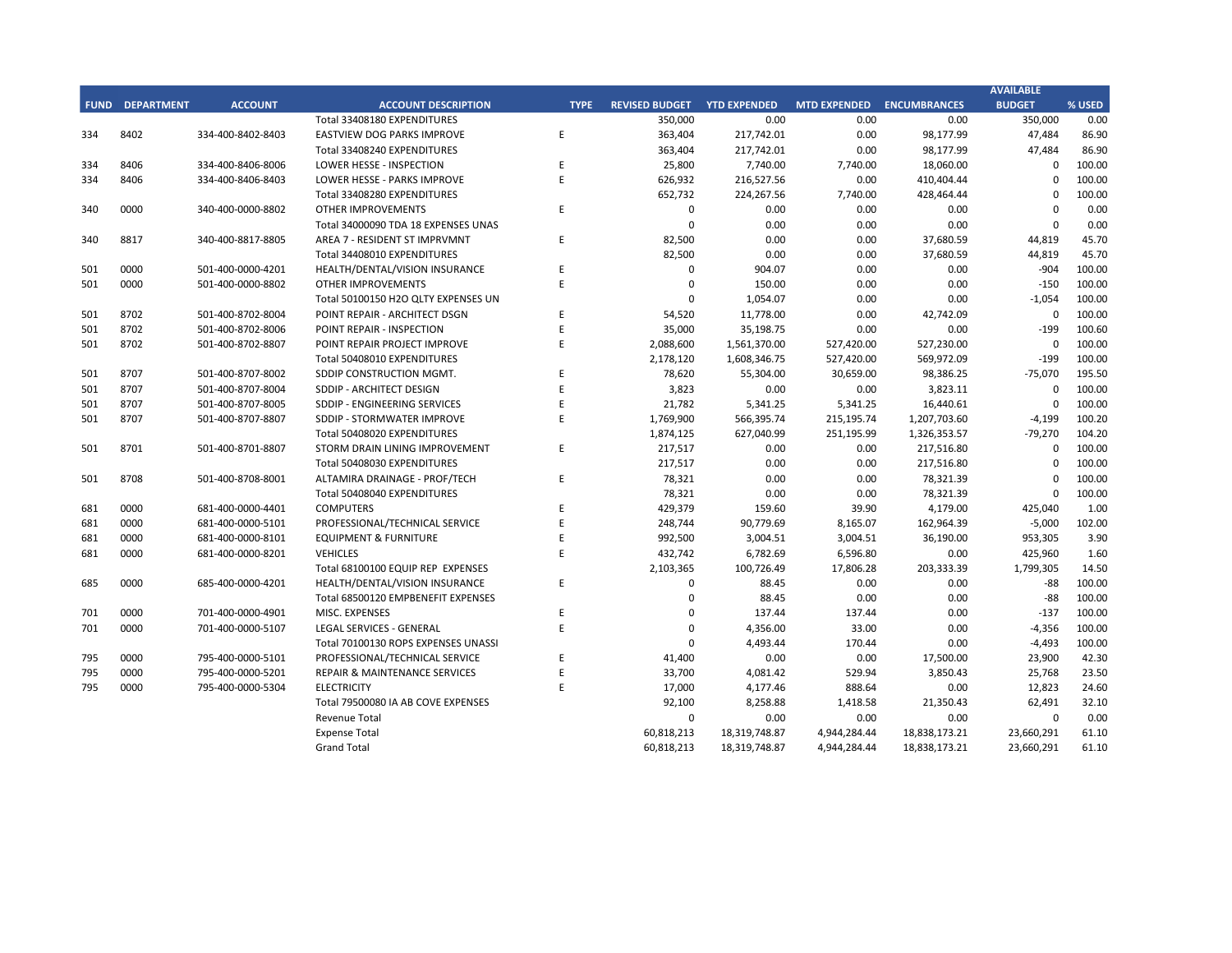| FUND | DEPARTMENT | ACCOUNT | ACCOUNT DESCRIPTION | TYPE | REVISED BUDGET | YTD EXPENDED | MTD EXPENDED | ENCUMBRANCES | AVAILABLE BUDGET | % USED |
|---|---|---|---|---|---|---|---|---|---|---|
| | | | Total 33408180 EXPENDITURES | | 350,000 | 0.00 | 0.00 | 0.00 | 350,000 | 0.00 |
| 334 | 8402 | 334-400-8402-8403 | EASTVIEW DOG PARKS IMPROVE | E | 363,404 | 217,742.01 | 0.00 | 98,177.99 | 47,484 | 86.90 |
| | | | Total 33408240 EXPENDITURES | | 363,404 | 217,742.01 | 0.00 | 98,177.99 | 47,484 | 86.90 |
| 334 | 8406 | 334-400-8406-8006 | LOWER HESSE - INSPECTION | E | 25,800 | 7,740.00 | 7,740.00 | 18,060.00 | 0 | 100.00 |
| 334 | 8406 | 334-400-8406-8403 | LOWER HESSE - PARKS IMPROVE | E | 626,932 | 216,527.56 | 0.00 | 410,404.44 | 0 | 100.00 |
| | | | Total 33408280 EXPENDITURES | | 652,732 | 224,267.56 | 7,740.00 | 428,464.44 | 0 | 100.00 |
| 340 | 0000 | 340-400-0000-8802 | OTHER IMPROVEMENTS | E | 0 | 0.00 | 0.00 | 0.00 | 0 | 0.00 |
| | | | Total 34000090 TDA 18 EXPENSES UNAS | | 0 | 0.00 | 0.00 | 0.00 | 0 | 0.00 |
| 340 | 8817 | 340-400-8817-8805 | AREA 7 - RESIDENT ST IMPRVMNT | E | 82,500 | 0.00 | 0.00 | 37,680.59 | 44,819 | 45.70 |
| | | | Total 34408010 EXPENDITURES | | 82,500 | 0.00 | 0.00 | 37,680.59 | 44,819 | 45.70 |
| 501 | 0000 | 501-400-0000-4201 | HEALTH/DENTAL/VISION INSURANCE | E | 0 | 904.07 | 0.00 | 0.00 | -904 | 100.00 |
| 501 | 0000 | 501-400-0000-8802 | OTHER IMPROVEMENTS | E | 0 | 150.00 | 0.00 | 0.00 | -150 | 100.00 |
| | | | Total 50100150 H2O QLTY EXPENSES UN | | 0 | 1,054.07 | 0.00 | 0.00 | -1,054 | 100.00 |
| 501 | 8702 | 501-400-8702-8004 | POINT REPAIR - ARCHITECT DSGN | E | 54,520 | 11,778.00 | 0.00 | 42,742.09 | 0 | 100.00 |
| 501 | 8702 | 501-400-8702-8006 | POINT REPAIR - INSPECTION | E | 35,000 | 35,198.75 | 0.00 | 0.00 | -199 | 100.60 |
| 501 | 8702 | 501-400-8702-8807 | POINT REPAIR PROJECT IMPROVE | E | 2,088,600 | 1,561,370.00 | 527,420.00 | 527,230.00 | 0 | 100.00 |
| | | | Total 50408010 EXPENDITURES | | 2,178,120 | 1,608,346.75 | 527,420.00 | 569,972.09 | -199 | 100.00 |
| 501 | 8707 | 501-400-8707-8002 | SDDIP CONSTRUCTION MGMT. | E | 78,620 | 55,304.00 | 30,659.00 | 98,386.25 | -75,070 | 195.50 |
| 501 | 8707 | 501-400-8707-8004 | SDDIP - ARCHITECT DESIGN | E | 3,823 | 0.00 | 0.00 | 3,823.11 | 0 | 100.00 |
| 501 | 8707 | 501-400-8707-8005 | SDDIP - ENGINEERING SERVICES | E | 21,782 | 5,341.25 | 5,341.25 | 16,440.61 | 0 | 100.00 |
| 501 | 8707 | 501-400-8707-8807 | SDDIP - STORMWATER IMPROVE | E | 1,769,900 | 566,395.74 | 215,195.74 | 1,207,703.60 | -4,199 | 100.20 |
| | | | Total 50408020 EXPENDITURES | | 1,874,125 | 627,040.99 | 251,195.99 | 1,326,353.57 | -79,270 | 104.20 |
| 501 | 8701 | 501-400-8701-8807 | STORM DRAIN LINING IMPROVEMENT | E | 217,517 | 0.00 | 0.00 | 217,516.80 | 0 | 100.00 |
| | | | Total 50408030 EXPENDITURES | | 217,517 | 0.00 | 0.00 | 217,516.80 | 0 | 100.00 |
| 501 | 8708 | 501-400-8708-8001 | ALTAMIRA DRAINAGE - PROF/TECH | E | 78,321 | 0.00 | 0.00 | 78,321.39 | 0 | 100.00 |
| | | | Total 50408040 EXPENDITURES | | 78,321 | 0.00 | 0.00 | 78,321.39 | 0 | 100.00 |
| 681 | 0000 | 681-400-0000-4401 | COMPUTERS | E | 429,379 | 159.60 | 39.90 | 4,179.00 | 425,040 | 1.00 |
| 681 | 0000 | 681-400-0000-5101 | PROFESSIONAL/TECHNICAL SERVICE | E | 248,744 | 90,779.69 | 8,165.07 | 162,964.39 | -5,000 | 102.00 |
| 681 | 0000 | 681-400-0000-8101 | EQUIPMENT & FURNITURE | E | 992,500 | 3,004.51 | 3,004.51 | 36,190.00 | 953,305 | 3.90 |
| 681 | 0000 | 681-400-0000-8201 | VEHICLES | E | 432,742 | 6,782.69 | 6,596.80 | 0.00 | 425,960 | 1.60 |
| | | | Total 68100100 EQUIP REP EXPENSES | | 2,103,365 | 100,726.49 | 17,806.28 | 203,333.39 | 1,799,305 | 14.50 |
| 685 | 0000 | 685-400-0000-4201 | HEALTH/DENTAL/VISION INSURANCE | E | 0 | 88.45 | 0.00 | 0.00 | -88 | 100.00 |
| | | | Total 68500120 EMPBENEFIT EXPENSES | | 0 | 88.45 | 0.00 | 0.00 | -88 | 100.00 |
| 701 | 0000 | 701-400-0000-4901 | MISC. EXPENSES | E | 0 | 137.44 | 137.44 | 0.00 | -137 | 100.00 |
| 701 | 0000 | 701-400-0000-5107 | LEGAL SERVICES - GENERAL | E | 0 | 4,356.00 | 33.00 | 0.00 | -4,356 | 100.00 |
| | | | Total 70100130 ROPS EXPENSES UNASSI | | 0 | 4,493.44 | 170.44 | 0.00 | -4,493 | 100.00 |
| 795 | 0000 | 795-400-0000-5101 | PROFESSIONAL/TECHNICAL SERVICE | E | 41,400 | 0.00 | 0.00 | 17,500.00 | 23,900 | 42.30 |
| 795 | 0000 | 795-400-0000-5201 | REPAIR & MAINTENANCE SERVICES | E | 33,700 | 4,081.42 | 529.94 | 3,850.43 | 25,768 | 23.50 |
| 795 | 0000 | 795-400-0000-5304 | ELECTRICITY | E | 17,000 | 4,177.46 | 888.64 | 0.00 | 12,823 | 24.60 |
| | | | Total 79500080 IA AB COVE EXPENSES | | 92,100 | 8,258.88 | 1,418.58 | 21,350.43 | 62,491 | 32.10 |
| | | | Revenue Total | | 0 | 0.00 | 0.00 | 0.00 | 0 | 0.00 |
| | | | Expense Total | | 60,818,213 | 18,319,748.87 | 4,944,284.44 | 18,838,173.21 | 23,660,291 | 61.10 |
| | | | Grand Total | | 60,818,213 | 18,319,748.87 | 4,944,284.44 | 18,838,173.21 | 23,660,291 | 61.10 |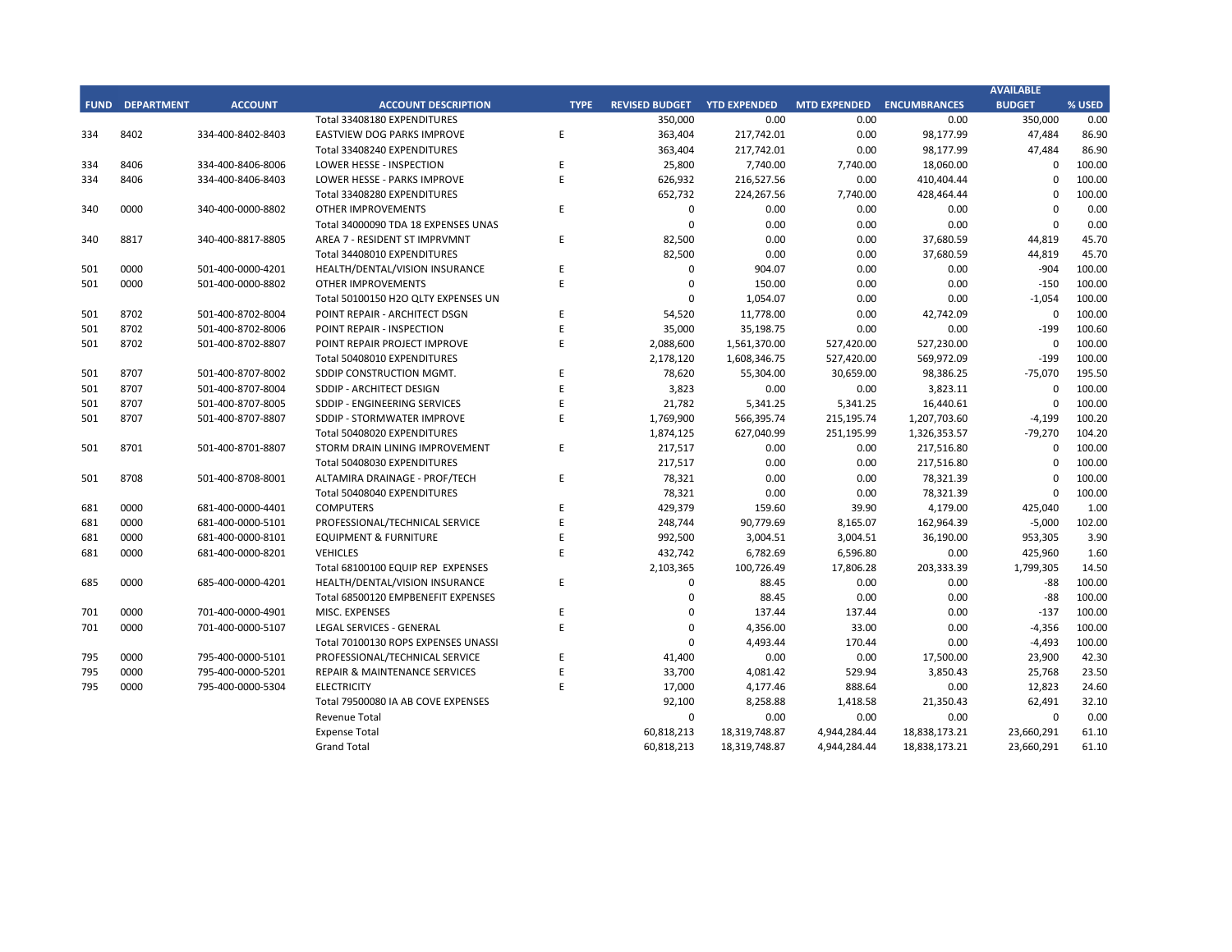| FUND | DEPARTMENT | ACCOUNT | ACCOUNT DESCRIPTION | TYPE | REVISED BUDGET | YTD EXPENDED | MTD EXPENDED | ENCUMBRANCES | AVAILABLE BUDGET | % USED |
|---|---|---|---|---|---|---|---|---|---|---|
| | | | Total 33408180 EXPENDITURES | | 350,000 | 0.00 | 0.00 | 0.00 | 350,000 | 0.00 |
| 334 | 8402 | 334-400-8402-8403 | EASTVIEW DOG PARKS IMPROVE | E | 363,404 | 217,742.01 | 0.00 | 98,177.99 | 47,484 | 86.90 |
| | | | Total 33408240 EXPENDITURES | | 363,404 | 217,742.01 | 0.00 | 98,177.99 | 47,484 | 86.90 |
| 334 | 8406 | 334-400-8406-8006 | LOWER HESSE - INSPECTION | E | 25,800 | 7,740.00 | 7,740.00 | 18,060.00 | 0 | 100.00 |
| 334 | 8406 | 334-400-8406-8403 | LOWER HESSE - PARKS IMPROVE | E | 626,932 | 216,527.56 | 0.00 | 410,404.44 | 0 | 100.00 |
| | | | Total 33408280 EXPENDITURES | | 652,732 | 224,267.56 | 7,740.00 | 428,464.44 | 0 | 100.00 |
| 340 | 0000 | 340-400-0000-8802 | OTHER IMPROVEMENTS | E | 0 | 0.00 | 0.00 | 0.00 | 0 | 0.00 |
| | | | Total 34000090 TDA 18 EXPENSES UNAS | | 0 | 0.00 | 0.00 | 0.00 | 0 | 0.00 |
| 340 | 8817 | 340-400-8817-8805 | AREA 7 - RESIDENT ST IMPRVMNT | E | 82,500 | 0.00 | 0.00 | 37,680.59 | 44,819 | 45.70 |
| | | | Total 34408010 EXPENDITURES | | 82,500 | 0.00 | 0.00 | 37,680.59 | 44,819 | 45.70 |
| 501 | 0000 | 501-400-0000-4201 | HEALTH/DENTAL/VISION INSURANCE | E | 0 | 904.07 | 0.00 | 0.00 | -904 | 100.00 |
| 501 | 0000 | 501-400-0000-8802 | OTHER IMPROVEMENTS | E | 0 | 150.00 | 0.00 | 0.00 | -150 | 100.00 |
| | | | Total 50100150 H2O QLTY EXPENSES UN | | 0 | 1,054.07 | 0.00 | 0.00 | -1,054 | 100.00 |
| 501 | 8702 | 501-400-8702-8004 | POINT REPAIR - ARCHITECT DSGN | E | 54,520 | 11,778.00 | 0.00 | 42,742.09 | 0 | 100.00 |
| 501 | 8702 | 501-400-8702-8006 | POINT REPAIR - INSPECTION | E | 35,000 | 35,198.75 | 0.00 | 0.00 | -199 | 100.60 |
| 501 | 8702 | 501-400-8702-8807 | POINT REPAIR PROJECT IMPROVE | E | 2,088,600 | 1,561,370.00 | 527,420.00 | 527,230.00 | 0 | 100.00 |
| | | | Total 50408010 EXPENDITURES | | 2,178,120 | 1,608,346.75 | 527,420.00 | 569,972.09 | -199 | 100.00 |
| 501 | 8707 | 501-400-8707-8002 | SDDIP CONSTRUCTION MGMT. | E | 78,620 | 55,304.00 | 30,659.00 | 98,386.25 | -75,070 | 195.50 |
| 501 | 8707 | 501-400-8707-8004 | SDDIP - ARCHITECT DESIGN | E | 3,823 | 0.00 | 0.00 | 3,823.11 | 0 | 100.00 |
| 501 | 8707 | 501-400-8707-8005 | SDDIP - ENGINEERING SERVICES | E | 21,782 | 5,341.25 | 5,341.25 | 16,440.61 | 0 | 100.00 |
| 501 | 8707 | 501-400-8707-8807 | SDDIP - STORMWATER IMPROVE | E | 1,769,900 | 566,395.74 | 215,195.74 | 1,207,703.60 | -4,199 | 100.20 |
| | | | Total 50408020 EXPENDITURES | | 1,874,125 | 627,040.99 | 251,195.99 | 1,326,353.57 | -79,270 | 104.20 |
| 501 | 8701 | 501-400-8701-8807 | STORM DRAIN LINING IMPROVEMENT | E | 217,517 | 0.00 | 0.00 | 217,516.80 | 0 | 100.00 |
| | | | Total 50408030 EXPENDITURES | | 217,517 | 0.00 | 0.00 | 217,516.80 | 0 | 100.00 |
| 501 | 8708 | 501-400-8708-8001 | ALTAMIRA DRAINAGE - PROF/TECH | E | 78,321 | 0.00 | 0.00 | 78,321.39 | 0 | 100.00 |
| | | | Total 50408040 EXPENDITURES | | 78,321 | 0.00 | 0.00 | 78,321.39 | 0 | 100.00 |
| 681 | 0000 | 681-400-0000-4401 | COMPUTERS | E | 429,379 | 159.60 | 39.90 | 4,179.00 | 425,040 | 1.00 |
| 681 | 0000 | 681-400-0000-5101 | PROFESSIONAL/TECHNICAL SERVICE | E | 248,744 | 90,779.69 | 8,165.07 | 162,964.39 | -5,000 | 102.00 |
| 681 | 0000 | 681-400-0000-8101 | EQUIPMENT & FURNITURE | E | 992,500 | 3,004.51 | 3,004.51 | 36,190.00 | 953,305 | 3.90 |
| 681 | 0000 | 681-400-0000-8201 | VEHICLES | E | 432,742 | 6,782.69 | 6,596.80 | 0.00 | 425,960 | 1.60 |
| | | | Total 68100100 EQUIP REP EXPENSES | | 2,103,365 | 100,726.49 | 17,806.28 | 203,333.39 | 1,799,305 | 14.50 |
| 685 | 0000 | 685-400-0000-4201 | HEALTH/DENTAL/VISION INSURANCE | E | 0 | 88.45 | 0.00 | 0.00 | -88 | 100.00 |
| | | | Total 68500120 EMPBENEFIT EXPENSES | | 0 | 88.45 | 0.00 | 0.00 | -88 | 100.00 |
| 701 | 0000 | 701-400-0000-4901 | MISC. EXPENSES | E | 0 | 137.44 | 137.44 | 0.00 | -137 | 100.00 |
| 701 | 0000 | 701-400-0000-5107 | LEGAL SERVICES - GENERAL | E | 0 | 4,356.00 | 33.00 | 0.00 | -4,356 | 100.00 |
| | | | Total 70100130 ROPS EXPENSES UNASSI | | 0 | 4,493.44 | 170.44 | 0.00 | -4,493 | 100.00 |
| 795 | 0000 | 795-400-0000-5101 | PROFESSIONAL/TECHNICAL SERVICE | E | 41,400 | 0.00 | 0.00 | 17,500.00 | 23,900 | 42.30 |
| 795 | 0000 | 795-400-0000-5201 | REPAIR & MAINTENANCE SERVICES | E | 33,700 | 4,081.42 | 529.94 | 3,850.43 | 25,768 | 23.50 |
| 795 | 0000 | 795-400-0000-5304 | ELECTRICITY | E | 17,000 | 4,177.46 | 888.64 | 0.00 | 12,823 | 24.60 |
| | | | Total 79500080 IA AB COVE EXPENSES | | 92,100 | 8,258.88 | 1,418.58 | 21,350.43 | 62,491 | 32.10 |
| | | | Revenue Total | | 0 | 0.00 | 0.00 | 0.00 | 0 | 0.00 |
| | | | Expense Total | | 60,818,213 | 18,319,748.87 | 4,944,284.44 | 18,838,173.21 | 23,660,291 | 61.10 |
| | | | Grand Total | | 60,818,213 | 18,319,748.87 | 4,944,284.44 | 18,838,173.21 | 23,660,291 | 61.10 |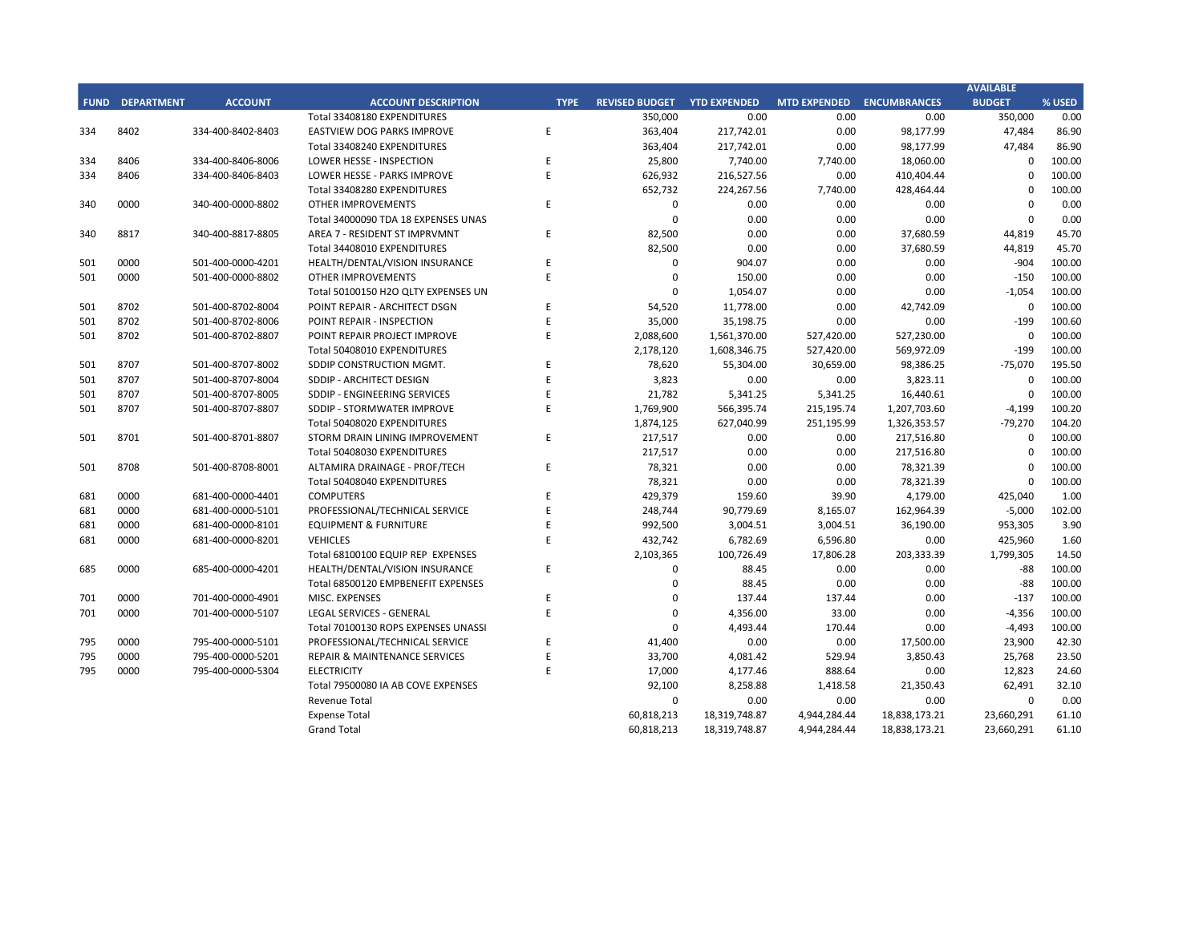| FUND | DEPARTMENT | ACCOUNT | ACCOUNT DESCRIPTION | TYPE | REVISED BUDGET | YTD EXPENDED | MTD EXPENDED | ENCUMBRANCES | AVAILABLE BUDGET | % USED |
|---|---|---|---|---|---|---|---|---|---|---|
| | | | Total 33408180 EXPENDITURES | | 350,000 | 0.00 | 0.00 | 0.00 | 350,000 | 0.00 |
| 334 | 8402 | 334-400-8402-8403 | EASTVIEW DOG PARKS IMPROVE | E | 363,404 | 217,742.01 | 0.00 | 98,177.99 | 47,484 | 86.90 |
| | | | Total 33408240 EXPENDITURES | | 363,404 | 217,742.01 | 0.00 | 98,177.99 | 47,484 | 86.90 |
| 334 | 8406 | 334-400-8406-8006 | LOWER HESSE - INSPECTION | E | 25,800 | 7,740.00 | 7,740.00 | 18,060.00 | 0 | 100.00 |
| 334 | 8406 | 334-400-8406-8403 | LOWER HESSE - PARKS IMPROVE | E | 626,932 | 216,527.56 | 0.00 | 410,404.44 | 0 | 100.00 |
| | | | Total 33408280 EXPENDITURES | | 652,732 | 224,267.56 | 7,740.00 | 428,464.44 | 0 | 100.00 |
| 340 | 0000 | 340-400-0000-8802 | OTHER IMPROVEMENTS | E | 0 | 0.00 | 0.00 | 0.00 | 0 | 0.00 |
| | | | Total 34000090 TDA 18 EXPENSES UNAS | | 0 | 0.00 | 0.00 | 0.00 | 0 | 0.00 |
| 340 | 8817 | 340-400-8817-8805 | AREA 7 - RESIDENT ST IMPRVMNT | E | 82,500 | 0.00 | 0.00 | 37,680.59 | 44,819 | 45.70 |
| | | | Total 34408010 EXPENDITURES | | 82,500 | 0.00 | 0.00 | 37,680.59 | 44,819 | 45.70 |
| 501 | 0000 | 501-400-0000-4201 | HEALTH/DENTAL/VISION INSURANCE | E | 0 | 904.07 | 0.00 | 0.00 | -904 | 100.00 |
| 501 | 0000 | 501-400-0000-8802 | OTHER IMPROVEMENTS | E | 0 | 150.00 | 0.00 | 0.00 | -150 | 100.00 |
| | | | Total 50100150 H2O QLTY EXPENSES UN | | 0 | 1,054.07 | 0.00 | 0.00 | -1,054 | 100.00 |
| 501 | 8702 | 501-400-8702-8004 | POINT REPAIR - ARCHITECT DSGN | E | 54,520 | 11,778.00 | 0.00 | 42,742.09 | 0 | 100.00 |
| 501 | 8702 | 501-400-8702-8006 | POINT REPAIR - INSPECTION | E | 35,000 | 35,198.75 | 0.00 | 0.00 | -199 | 100.60 |
| 501 | 8702 | 501-400-8702-8807 | POINT REPAIR PROJECT IMPROVE | E | 2,088,600 | 1,561,370.00 | 527,420.00 | 527,230.00 | 0 | 100.00 |
| | | | Total 50408010 EXPENDITURES | | 2,178,120 | 1,608,346.75 | 527,420.00 | 569,972.09 | -199 | 100.00 |
| 501 | 8707 | 501-400-8707-8002 | SDDIP CONSTRUCTION MGMT. | E | 78,620 | 55,304.00 | 30,659.00 | 98,386.25 | -75,070 | 195.50 |
| 501 | 8707 | 501-400-8707-8004 | SDDIP - ARCHITECT DESIGN | E | 3,823 | 0.00 | 0.00 | 3,823.11 | 0 | 100.00 |
| 501 | 8707 | 501-400-8707-8005 | SDDIP - ENGINEERING SERVICES | E | 21,782 | 5,341.25 | 5,341.25 | 16,440.61 | 0 | 100.00 |
| 501 | 8707 | 501-400-8707-8807 | SDDIP - STORMWATER IMPROVE | E | 1,769,900 | 566,395.74 | 215,195.74 | 1,207,703.60 | -4,199 | 100.20 |
| | | | Total 50408020 EXPENDITURES | | 1,874,125 | 627,040.99 | 251,195.99 | 1,326,353.57 | -79,270 | 104.20 |
| 501 | 8701 | 501-400-8701-8807 | STORM DRAIN LINING IMPROVEMENT | E | 217,517 | 0.00 | 0.00 | 217,516.80 | 0 | 100.00 |
| | | | Total 50408030 EXPENDITURES | | 217,517 | 0.00 | 0.00 | 217,516.80 | 0 | 100.00 |
| 501 | 8708 | 501-400-8708-8001 | ALTAMIRA DRAINAGE - PROF/TECH | E | 78,321 | 0.00 | 0.00 | 78,321.39 | 0 | 100.00 |
| | | | Total 50408040 EXPENDITURES | | 78,321 | 0.00 | 0.00 | 78,321.39 | 0 | 100.00 |
| 681 | 0000 | 681-400-0000-4401 | COMPUTERS | E | 429,379 | 159.60 | 39.90 | 4,179.00 | 425,040 | 1.00 |
| 681 | 0000 | 681-400-0000-5101 | PROFESSIONAL/TECHNICAL SERVICE | E | 248,744 | 90,779.69 | 8,165.07 | 162,964.39 | -5,000 | 102.00 |
| 681 | 0000 | 681-400-0000-8101 | EQUIPMENT & FURNITURE | E | 992,500 | 3,004.51 | 3,004.51 | 36,190.00 | 953,305 | 3.90 |
| 681 | 0000 | 681-400-0000-8201 | VEHICLES | E | 432,742 | 6,782.69 | 6,596.80 | 0.00 | 425,960 | 1.60 |
| | | | Total 68100100 EQUIP REP EXPENSES | | 2,103,365 | 100,726.49 | 17,806.28 | 203,333.39 | 1,799,305 | 14.50 |
| 685 | 0000 | 685-400-0000-4201 | HEALTH/DENTAL/VISION INSURANCE | E | 0 | 88.45 | 0.00 | 0.00 | -88 | 100.00 |
| | | | Total 68500120 EMPBENEFIT EXPENSES | | 0 | 88.45 | 0.00 | 0.00 | -88 | 100.00 |
| 701 | 0000 | 701-400-0000-4901 | MISC. EXPENSES | E | 0 | 137.44 | 137.44 | 0.00 | -137 | 100.00 |
| 701 | 0000 | 701-400-0000-5107 | LEGAL SERVICES - GENERAL | E | 0 | 4,356.00 | 33.00 | 0.00 | -4,356 | 100.00 |
| | | | Total 70100130 ROPS EXPENSES UNASSI | | 0 | 4,493.44 | 170.44 | 0.00 | -4,493 | 100.00 |
| 795 | 0000 | 795-400-0000-5101 | PROFESSIONAL/TECHNICAL SERVICE | E | 41,400 | 0.00 | 0.00 | 17,500.00 | 23,900 | 42.30 |
| 795 | 0000 | 795-400-0000-5201 | REPAIR & MAINTENANCE SERVICES | E | 33,700 | 4,081.42 | 529.94 | 3,850.43 | 25,768 | 23.50 |
| 795 | 0000 | 795-400-0000-5304 | ELECTRICITY | E | 17,000 | 4,177.46 | 888.64 | 0.00 | 12,823 | 24.60 |
| | | | Total 79500080 IA AB COVE EXPENSES | | 92,100 | 8,258.88 | 1,418.58 | 21,350.43 | 62,491 | 32.10 |
| | | | Revenue Total | | 0 | 0.00 | 0.00 | 0.00 | 0 | 0.00 |
| | | | Expense Total | | 60,818,213 | 18,319,748.87 | 4,944,284.44 | 18,838,173.21 | 23,660,291 | 61.10 |
| | | | Grand Total | | 60,818,213 | 18,319,748.87 | 4,944,284.44 | 18,838,173.21 | 23,660,291 | 61.10 |